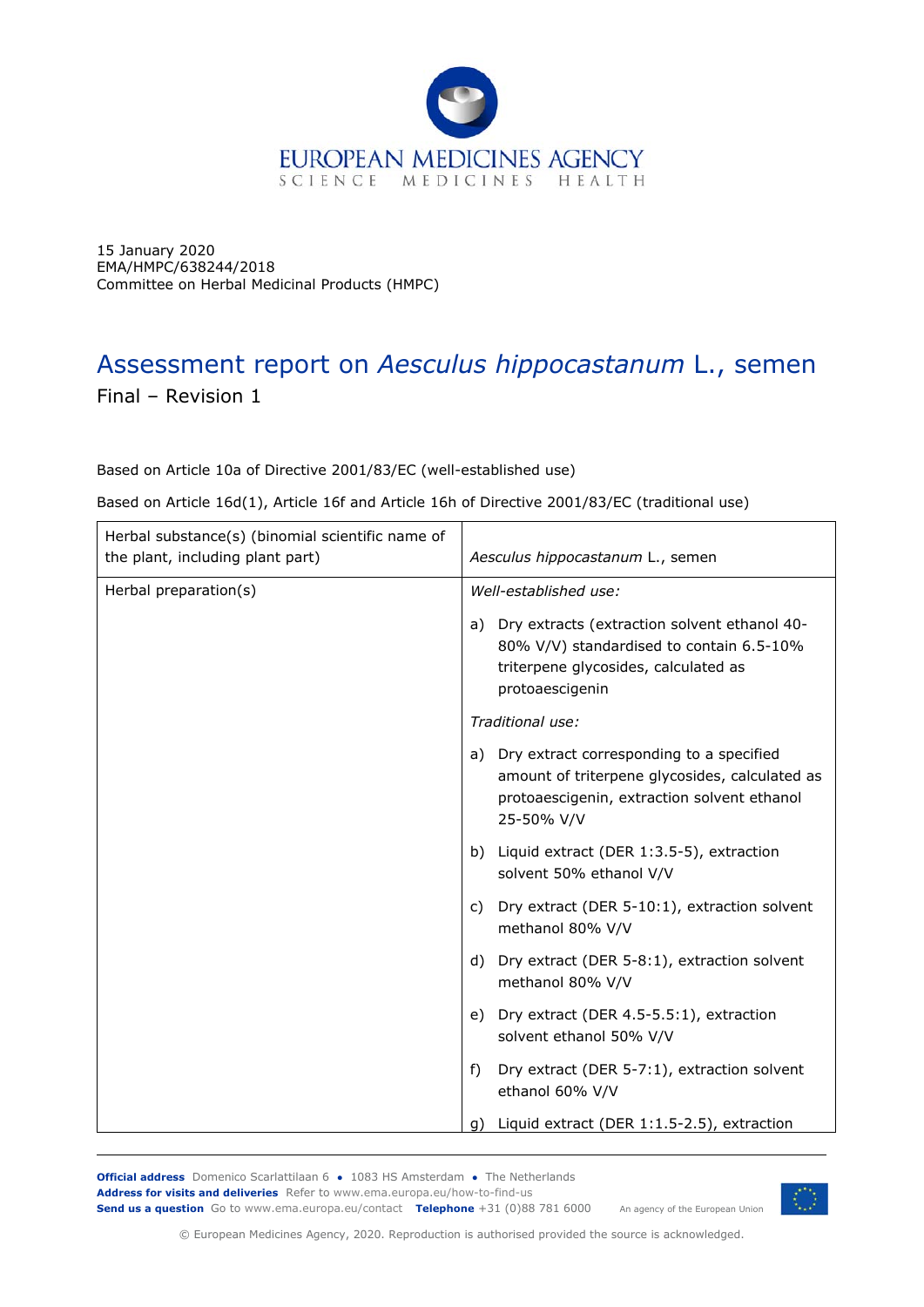EUROPEAN MEDICINES AGENCY
SCIENCE MEDICINES HEALTH

15 January 2020
EMA/HMPC/638244/2018
Committee on Herbal Medicinal Products (HMPC)

# Assessment report on *Aesculus hippocastanum* L., semen

Final – Revision 1

Based on Article 10a of Directive 2001/83/EC (well-established use)

Based on Article 16d(1), Article 16f and Article 16h of Directive 2001/83/EC (traditional use)

| Herbal substance(s) (binomial scientific name of the plant, including plant part) | *Aesculus hippocastanum* L., semen |
|---|---|
| Herbal preparation(s) | *Well-established use:*<br><br>a) Dry extracts (extraction solvent ethanol 40-80% V/V) standardised to contain 6.5-10% triterpene glycosides, calculated as protoaescigenin<br><br>*Traditional use:*<br><br>a) Dry extract corresponding to a specified amount of triterpene glycosides, calculated as protoaescigenin, extraction solvent ethanol 25-50% V/V<br><br>b) Liquid extract (DER 1:3.5-5), extraction solvent 50% ethanol V/V<br><br>c) Dry extract (DER 5-10:1), extraction solvent methanol 80% V/V<br><br>d) Dry extract (DER 5-8:1), extraction solvent methanol 80% V/V<br><br>e) Dry extract (DER 4.5-5.5:1), extraction solvent ethanol 50% V/V<br><br>f) Dry extract (DER 5-7:1), extraction solvent ethanol 60% V/V<br><br>g) Liquid extract (DER 1:1.5-2.5), extraction |

**Official address** Domenico Scarlattilaan 6 ● 1083 HS Amsterdam ● The Netherlands
**Address for visits and deliveries** Refer to www.ema.europa.eu/how-to-find-us
**Send us a question** Go to www.ema.europa.eu/contact **Telephone** +31 (0)88 781 6000 An agency of the European Union

© European Medicines Agency, 2020. Reproduction is authorised provided the source is acknowledged.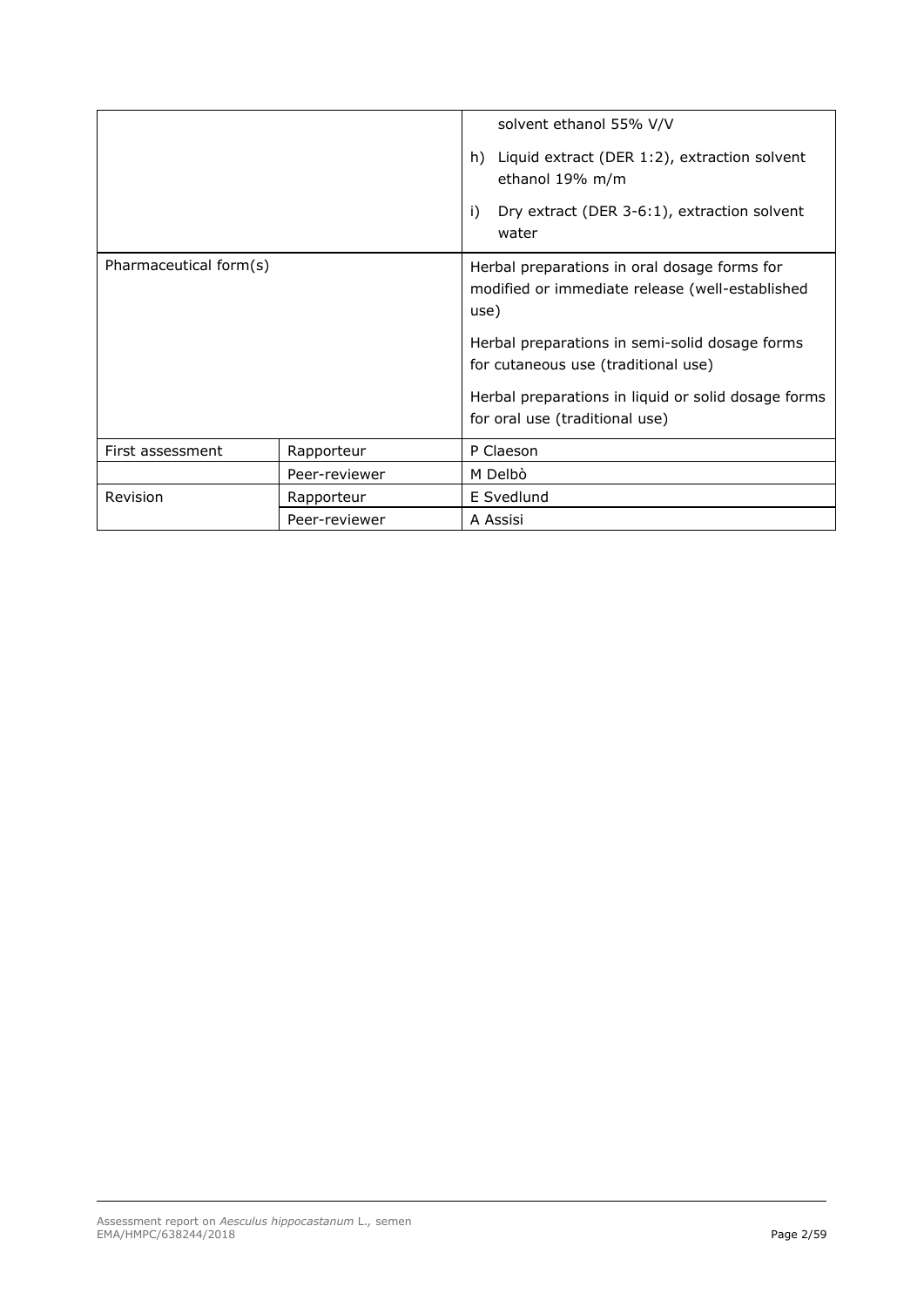| | | |
|---|---|---|
| | | solvent ethanol 55% V/V<br><br>h) Liquid extract (DER 1:2), extraction solvent ethanol 19% m/m<br><br>i) Dry extract (DER 3-6:1), extraction solvent water |
| Pharmaceutical form(s) | | Herbal preparations in oral dosage forms for modified or immediate release (well-established use)<br><br>Herbal preparations in semi-solid dosage forms for cutaneous use (traditional use)<br><br>Herbal preparations in liquid or solid dosage forms for oral use (traditional use) |
| First assessment | Rapporteur | P Claeson |
| | Peer-reviewer | M Delbò |
| Revision | Rapporteur | E Svedlund |
| | Peer-reviewer | A Assisi |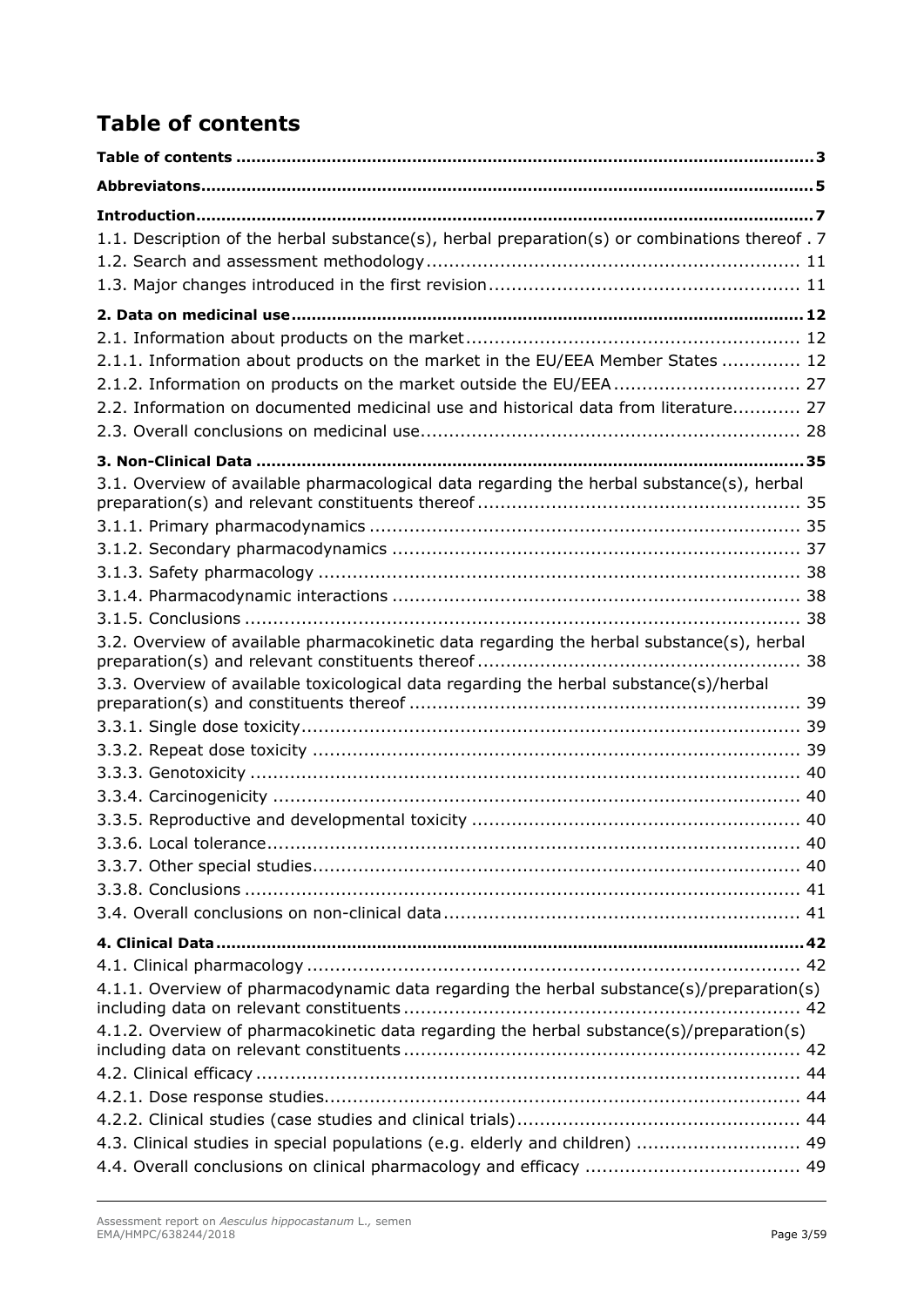# Table of contents

Table of contents ... 3

Abbreviatons ... 5

Introduction ... 7

1.1. Description of the herbal substance(s), herbal preparation(s) or combinations thereof . 7

1.2. Search and assessment methodology ... 11

1.3. Major changes introduced in the first revision ... 11

2. Data on medicinal use ... 12

2.1. Information about products on the market ... 12

2.1.1. Information about products on the market in the EU/EEA Member States ... 12

2.1.2. Information on products on the market outside the EU/EEA ... 27

2.2. Information on documented medicinal use and historical data from literature ... 27

2.3. Overall conclusions on medicinal use ... 28

3. Non-Clinical Data ... 35

3.1. Overview of available pharmacological data regarding the herbal substance(s), herbal preparation(s) and relevant constituents thereof ... 35

3.1.1. Primary pharmacodynamics ... 35

3.1.2. Secondary pharmacodynamics ... 37

3.1.3. Safety pharmacology ... 38

3.1.4. Pharmacodynamic interactions ... 38

3.1.5. Conclusions ... 38

3.2. Overview of available pharmacokinetic data regarding the herbal substance(s), herbal preparation(s) and relevant constituents thereof ... 38

3.3. Overview of available toxicological data regarding the herbal substance(s)/herbal preparation(s) and constituents thereof ... 39

3.3.1. Single dose toxicity ... 39

3.3.2. Repeat dose toxicity ... 39

3.3.3. Genotoxicity ... 40

3.3.4. Carcinogenicity ... 40

3.3.5. Reproductive and developmental toxicity ... 40

3.3.6. Local tolerance ... 40

3.3.7. Other special studies ... 40

3.3.8. Conclusions ... 41

3.4. Overall conclusions on non-clinical data ... 41

4. Clinical Data ... 42

4.1. Clinical pharmacology ... 42

4.1.1. Overview of pharmacodynamic data regarding the herbal substance(s)/preparation(s) including data on relevant constituents ... 42

4.1.2. Overview of pharmacokinetic data regarding the herbal substance(s)/preparation(s) including data on relevant constituents ... 42

4.2. Clinical efficacy ... 44

4.2.1. Dose response studies ... 44

4.2.2. Clinical studies (case studies and clinical trials) ... 44

4.3. Clinical studies in special populations (e.g. elderly and children) ... 49

4.4. Overall conclusions on clinical pharmacology and efficacy ... 49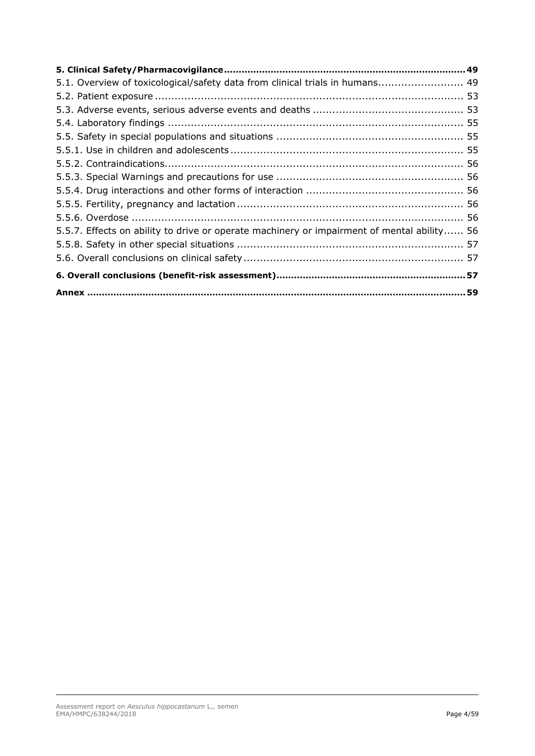**5. Clinical Safety/Pharmacovigilance ................................................................................ 49**

5.1. Overview of toxicological/safety data from clinical trials in humans.......................... 49

5.2. Patient exposure ............................................................................................ 53

5.3. Adverse events, serious adverse events and deaths ............................................ 53

5.4. Laboratory findings ........................................................................................ 55

5.5. Safety in special populations and situations ....................................................... 55

5.5.1. Use in children and adolescents ..................................................................... 55

5.5.2. Contraindications.......................................................................................... 56

5.5.3. Special Warnings and precautions for use ....................................................... 56

5.5.4. Drug interactions and other forms of interaction .............................................. 56

5.5.5. Fertility, pregnancy and lactation ................................................................... 56

5.5.6. Overdose .................................................................................................... 56

5.5.7. Effects on ability to drive or operate machinery or impairment of mental ability...... 56

5.5.8. Safety in other special situations ................................................................... 57

5.6. Overall conclusions on clinical safety ................................................................. 57

**6. Overall conclusions (benefit-risk assessment)............................................................... 57**

**Annex ................................................................................................................ 59**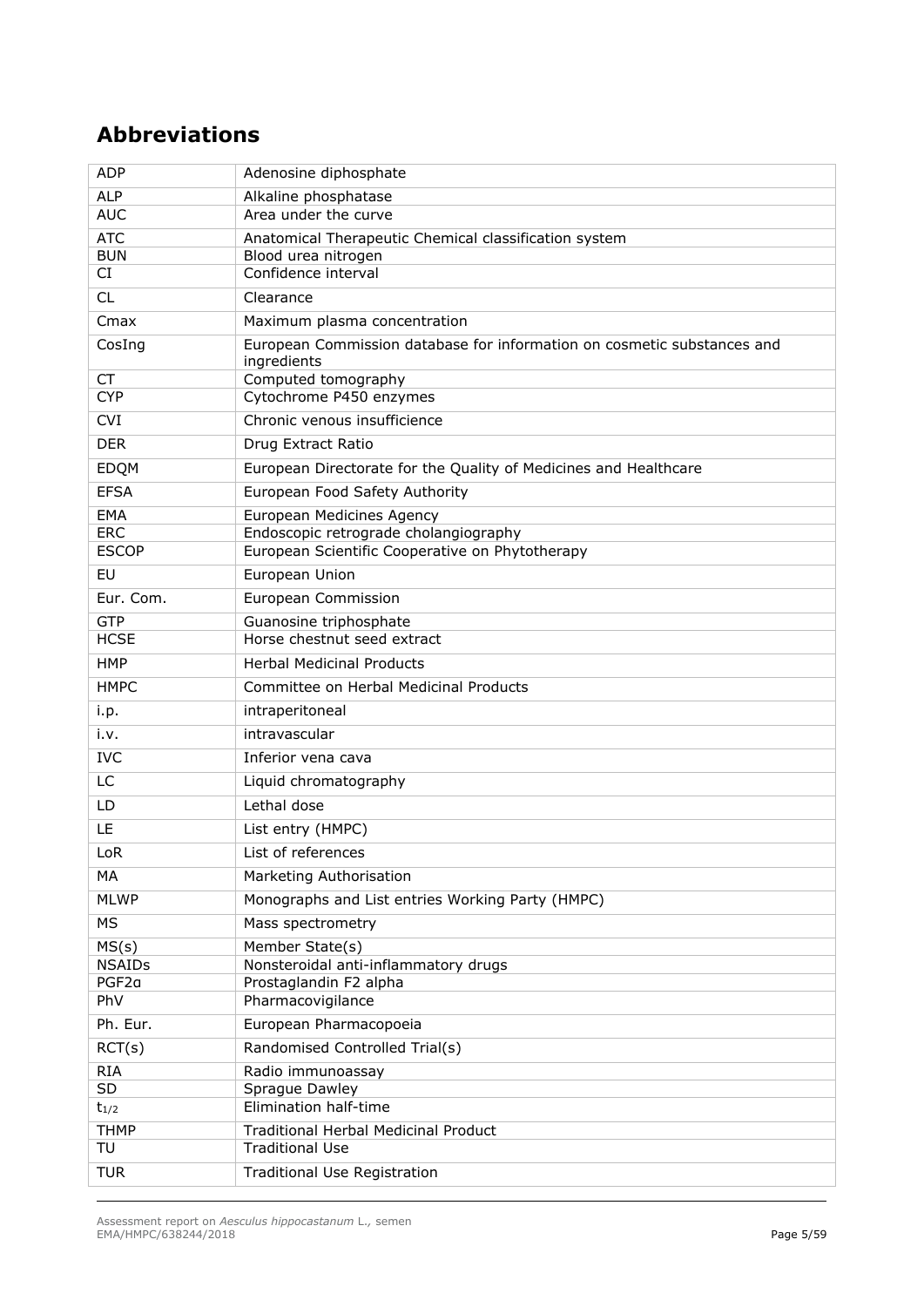## Abbreviations

| | |
|---|---|
| ADP | Adenosine diphosphate |
| ALP | Alkaline phosphatase |
| AUC | Area under the curve |
| ATC | Anatomical Therapeutic Chemical classification system |
| BUN | Blood urea nitrogen |
| CI | Confidence interval |
| CL | Clearance |
| Cmax | Maximum plasma concentration |
| CosIng | European Commission database for information on cosmetic substances and ingredients |
| CT | Computed tomography |
| CYP | Cytochrome P450 enzymes |
| CVI | Chronic venous insufficience |
| DER | Drug Extract Ratio |
| EDQM | European Directorate for the Quality of Medicines and Healthcare |
| EFSA | European Food Safety Authority |
| EMA | European Medicines Agency |
| ERC | Endoscopic retrograde cholangiography |
| ESCOP | European Scientific Cooperative on Phytotherapy |
| EU | European Union |
| Eur. Com. | European Commission |
| GTP | Guanosine triphosphate |
| HCSE | Horse chestnut seed extract |
| HMP | Herbal Medicinal Products |
| HMPC | Committee on Herbal Medicinal Products |
| i.p. | intraperitoneal |
| i.v. | intravascular |
| IVC | Inferior vena cava |
| LC | Liquid chromatography |
| LD | Lethal dose |
| LE | List entry (HMPC) |
| LoR | List of references |
| MA | Marketing Authorisation |
| MLWP | Monographs and List entries Working Party (HMPC) |
| MS | Mass spectrometry |
| MS(s) | Member State(s) |
| NSAIDs | Nonsteroidal anti-inflammatory drugs |
| PGF2α | Prostaglandin F2 alpha |
| PhV | Pharmacovigilance |
| Ph. Eur. | European Pharmacopoeia |
| RCT(s) | Randomised Controlled Trial(s) |
| RIA | Radio immunoassay |
| SD | Sprague Dawley |
| $t_{1/2}$ | Elimination half-time |
| THMP | Traditional Herbal Medicinal Product |
| TU | Traditional Use |
| TUR | Traditional Use Registration |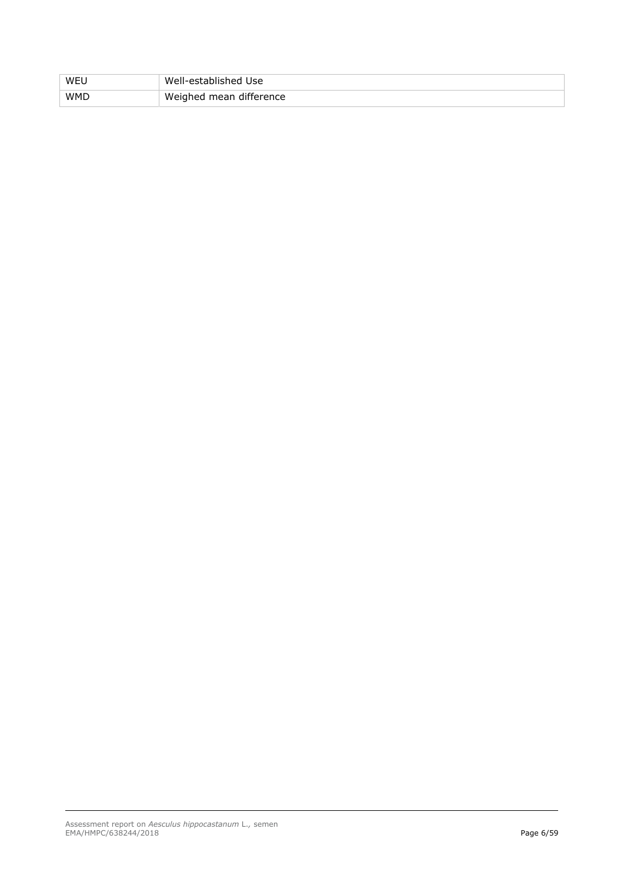| WEU | Well-established Use |
|---|---|
| WMD | Weighed mean difference |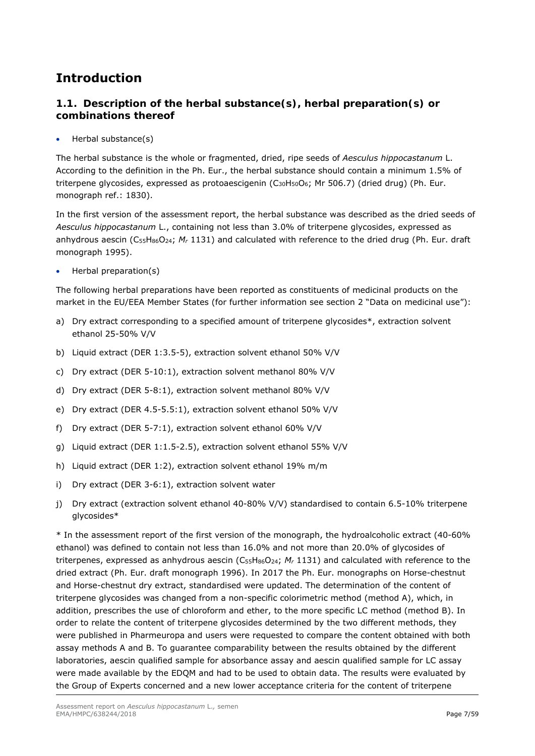# Introduction

## 1.1. Description of the herbal substance(s), herbal preparation(s) or combinations thereof

- Herbal substance(s)

The herbal substance is the whole or fragmented, dried, ripe seeds of *Aesculus hippocastanum* L. According to the definition in the Ph. Eur., the herbal substance should contain a minimum 1.5% of triterpene glycosides, expressed as protoaescigenin ($C_{30}H_{50}O_6$; Mr 506.7) (dried drug) (Ph. Eur. monograph ref.: 1830).

In the first version of the assessment report, the herbal substance was described as the dried seeds of *Aesculus hippocastanum* L., containing not less than 3.0% of triterpene glycosides, expressed as anhydrous aescin ($C_{55}H_{86}O_{24}$; $M_r$ 1131) and calculated with reference to the dried drug (Ph. Eur. draft monograph 1995).

- Herbal preparation(s)

The following herbal preparations have been reported as constituents of medicinal products on the market in the EU/EEA Member States (for further information see section 2 "Data on medicinal use"):

a) Dry extract corresponding to a specified amount of triterpene glycosides*, extraction solvent ethanol 25-50% V/V

b) Liquid extract (DER 1:3.5-5), extraction solvent ethanol 50% V/V

c) Dry extract (DER 5-10:1), extraction solvent methanol 80% V/V

d) Dry extract (DER 5-8:1), extraction solvent methanol 80% V/V

e) Dry extract (DER 4.5-5.5:1), extraction solvent ethanol 50% V/V

f) Dry extract (DER 5-7:1), extraction solvent ethanol 60% V/V

g) Liquid extract (DER 1:1.5-2.5), extraction solvent ethanol 55% V/V

h) Liquid extract (DER 1:2), extraction solvent ethanol 19% m/m

i) Dry extract (DER 3-6:1), extraction solvent water

j) Dry extract (extraction solvent ethanol 40-80% V/V) standardised to contain 6.5-10% triterpene glycosides*

* In the assessment report of the first version of the monograph, the hydroalcoholic extract (40-60% ethanol) was defined to contain not less than 16.0% and not more than 20.0% of glycosides of triterpenes, expressed as anhydrous aescin ($C_{55}H_{86}O_{24}$; $M_r$ 1131) and calculated with reference to the dried extract (Ph. Eur. draft monograph 1996). In 2017 the Ph. Eur. monographs on Horse-chestnut and Horse-chestnut dry extract, standardised were updated. The determination of the content of triterpene glycosides was changed from a non-specific colorimetric method (method A), which, in addition, prescribes the use of chloroform and ether, to the more specific LC method (method B). In order to relate the content of triterpene glycosides determined by the two different methods, they were published in Pharmeuropa and users were requested to compare the content obtained with both assay methods A and B. To guarantee comparability between the results obtained by the different laboratories, aescin qualified sample for absorbance assay and aescin qualified sample for LC assay were made available by the EDQM and had to be used to obtain data. The results were evaluated by the Group of Experts concerned and a new lower acceptance criteria for the content of triterpene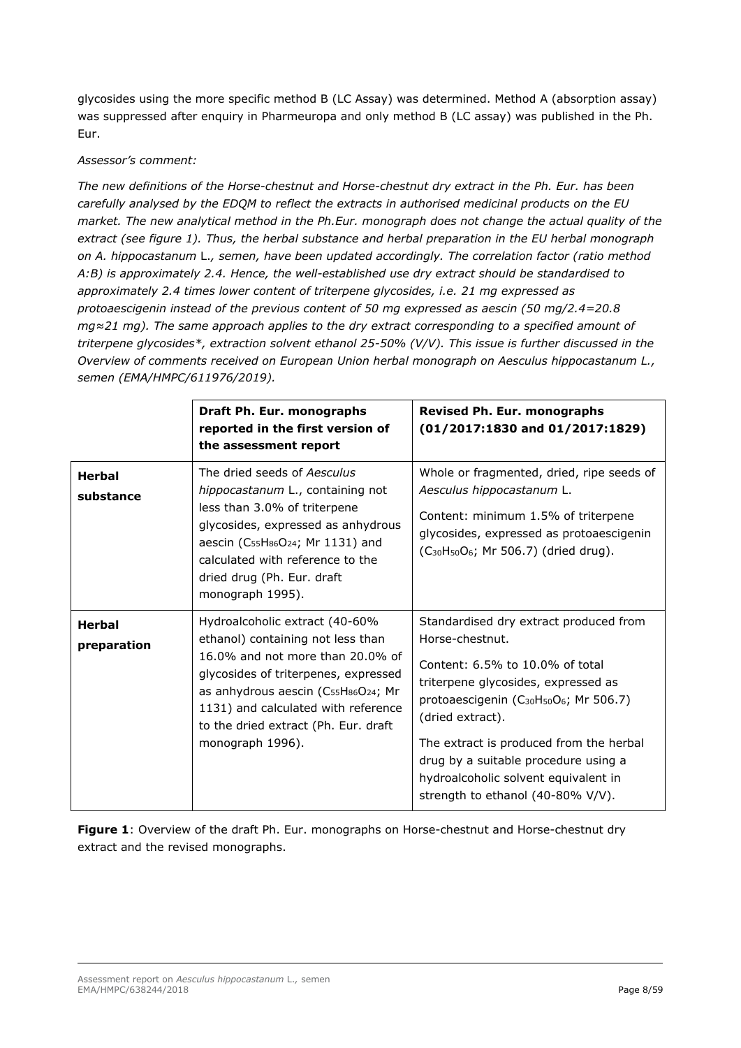glycosides using the more specific method B (LC Assay) was determined. Method A (absorption assay) was suppressed after enquiry in Pharmeuropa and only method B (LC assay) was published in the Ph. Eur.

*Assessor's comment:*

*The new definitions of the Horse-chestnut and Horse-chestnut dry extract in the Ph. Eur. has been carefully analysed by the EDQM to reflect the extracts in authorised medicinal products on the EU market. The new analytical method in the Ph.Eur. monograph does not change the actual quality of the extract (see figure 1). Thus, the herbal substance and herbal preparation in the EU herbal monograph on A. hippocastanum* L.*, semen, have been updated accordingly. The correlation factor (ratio method A:B) is approximately 2.4. Hence, the well-established use dry extract should be standardised to approximately 2.4 times lower content of triterpene glycosides, i.e. 21 mg expressed as protoaescigenin instead of the previous content of 50 mg expressed as aescin (50 mg/2.4=20.8 mg≈21 mg). The same approach applies to the dry extract corresponding to a specified amount of triterpene glycosides*, extraction solvent ethanol 25-50% (V/V). This issue is further discussed in the Overview of comments received on European Union herbal monograph on Aesculus hippocastanum L., semen (EMA/HMPC/611976/2019).*

| | **Draft Ph. Eur. monographs reported in the first version of the assessment report** | **Revised Ph. Eur. monographs (01/2017:1830 and 01/2017:1829)** |
|---|---|---|
| **Herbal substance** | The dried seeds of *Aesculus hippocastanum* L., containing not less than 3.0% of triterpene glycosides, expressed as anhydrous aescin ($C_{55}H_{86}O_{24}$; Mr 1131) and calculated with reference to the dried drug (Ph. Eur. draft monograph 1995). | Whole or fragmented, dried, ripe seeds of *Aesculus hippocastanum* L.<br><br>Content: minimum 1.5% of triterpene glycosides, expressed as protoaescigenin ($C_{30}H_{50}O_6$; Mr 506.7) (dried drug). |
| **Herbal preparation** | Hydroalcoholic extract (40-60% ethanol) containing not less than 16.0% and not more than 20.0% of glycosides of triterpenes, expressed as anhydrous aescin ($C_{55}H_{86}O_{24}$; Mr 1131) and calculated with reference to the dried extract (Ph. Eur. draft monograph 1996). | Standardised dry extract produced from Horse-chestnut.<br><br>Content: 6.5% to 10.0% of total triterpene glycosides, expressed as protoaescigenin ($C_{30}H_{50}O_6$; Mr 506.7) (dried extract).<br><br>The extract is produced from the herbal drug by a suitable procedure using a hydroalcoholic solvent equivalent in strength to ethanol (40-80% V/V). |

**Figure 1**: Overview of the draft Ph. Eur. monographs on Horse-chestnut and Horse-chestnut dry extract and the revised monographs.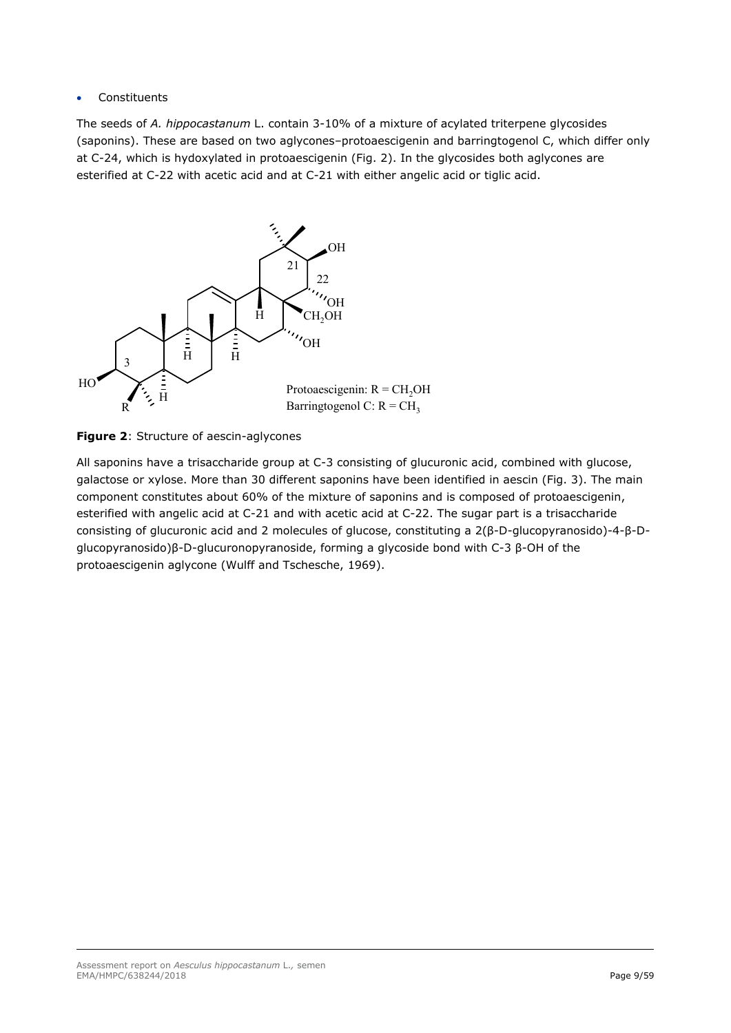- Constituents

The seeds of *A. hippocastanum* L. contain 3-10% of a mixture of acylated triterpene glycosides (saponins). These are based on two aglycones–protoaescigenin and barringtogenol C, which differ only at C-24, which is hydoxylated in protoaescigenin (Fig. 2). In the glycosides both aglycones are esterified at C-22 with acetic acid and at C-21 with either angelic acid or tiglic acid.

Protoaescigenin: R = $CH_2OH$
Barringtogenol C: R = $CH_3$

**Figure 2**: Structure of aescin-aglycones

All saponins have a trisaccharide group at C-3 consisting of glucuronic acid, combined with glucose, galactose or xylose. More than 30 different saponins have been identified in aescin (Fig. 3). The main component constitutes about 60% of the mixture of saponins and is composed of protoaescigenin, esterified with angelic acid at C-21 and with acetic acid at C-22. The sugar part is a trisaccharide consisting of glucuronic acid and 2 molecules of glucose, constituting a 2(β-D-glucopyranosido)-4-β-D-glucopyranosido)β-D-glucuronopyranoside, forming a glycoside bond with C-3 β-OH of the protoaescigenin aglycone (Wulff and Tschesche, 1969).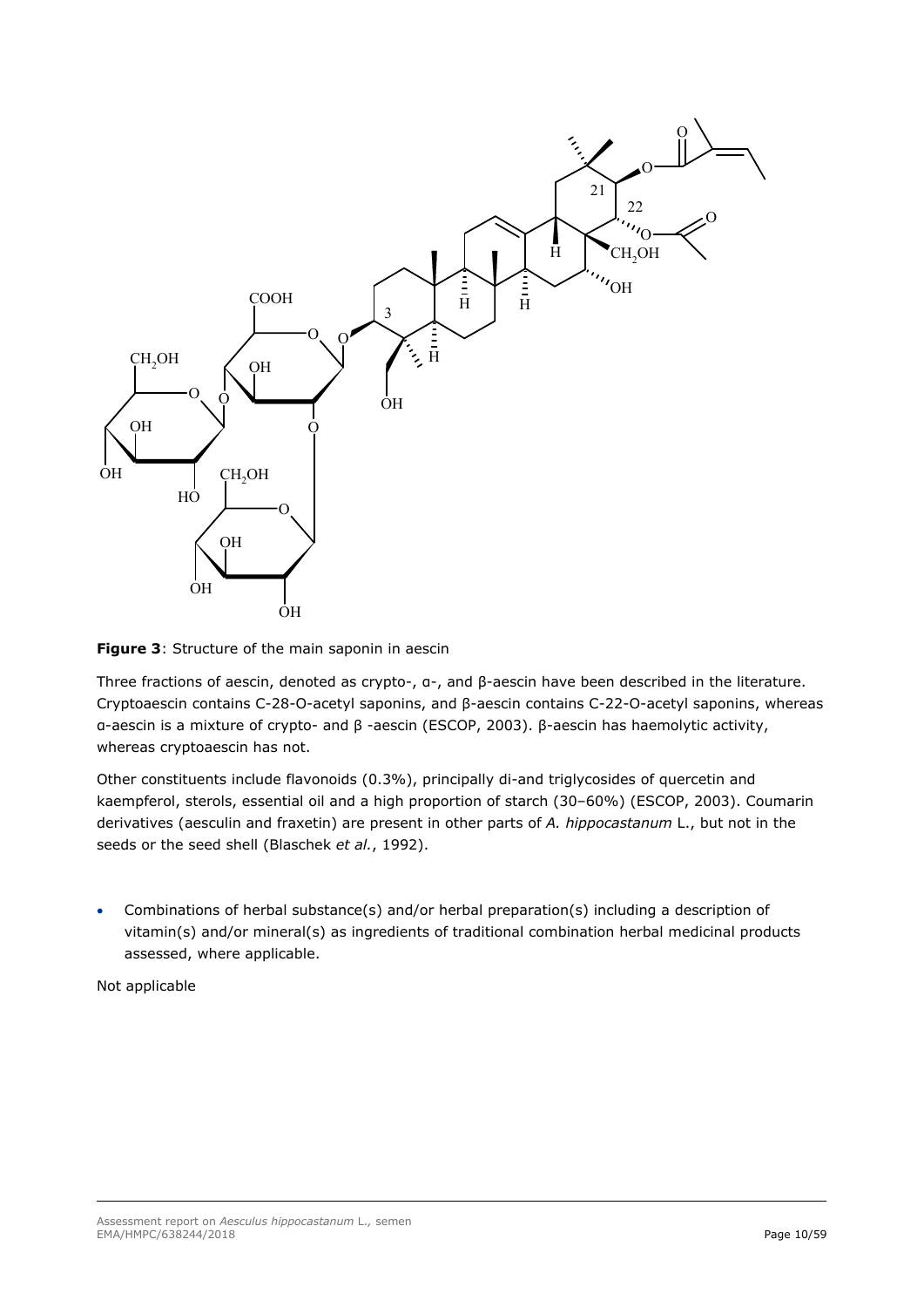**Figure 3**: Structure of the main saponin in aescin

Three fractions of aescin, denoted as crypto-, α-, and β-aescin have been described in the literature. Cryptoaescin contains C-28-O-acetyl saponins, and β-aescin contains C-22-O-acetyl saponins, whereas α-aescin is a mixture of crypto- and β -aescin (ESCOP, 2003). β-aescin has haemolytic activity, whereas cryptoaescin has not.

Other constituents include flavonoids (0.3%), principally di-and triglycosides of quercetin and kaempferol, sterols, essential oil and a high proportion of starch (30–60%) (ESCOP, 2003). Coumarin derivatives (aesculin and fraxetin) are present in other parts of *A. hippocastanum* L., but not in the seeds or the seed shell (Blaschek *et al.*, 1992).

- Combinations of herbal substance(s) and/or herbal preparation(s) including a description of vitamin(s) and/or mineral(s) as ingredients of traditional combination herbal medicinal products assessed, where applicable.

Not applicable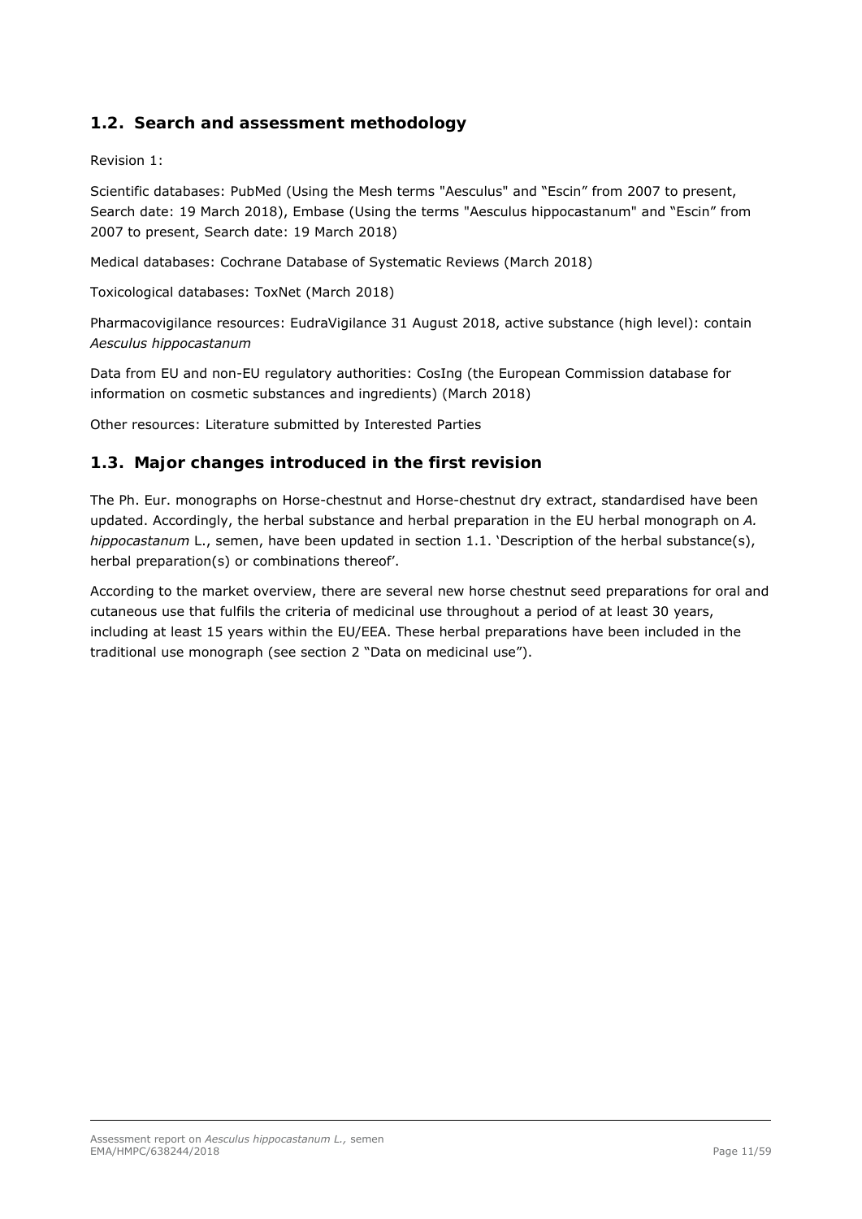## 1.2. Search and assessment methodology

Revision 1:

Scientific databases: PubMed (Using the Mesh terms "Aesculus" and "Escin" from 2007 to present, Search date: 19 March 2018), Embase (Using the terms "Aesculus hippocastanum" and "Escin" from 2007 to present, Search date: 19 March 2018)

Medical databases: Cochrane Database of Systematic Reviews (March 2018)

Toxicological databases: ToxNet (March 2018)

Pharmacovigilance resources: EudraVigilance 31 August 2018, active substance (high level): contain *Aesculus hippocastanum*

Data from EU and non-EU regulatory authorities: CosIng (the European Commission database for information on cosmetic substances and ingredients) (March 2018)

Other resources: Literature submitted by Interested Parties

## 1.3. Major changes introduced in the first revision

The Ph. Eur. monographs on Horse-chestnut and Horse-chestnut dry extract, standardised have been updated. Accordingly, the herbal substance and herbal preparation in the EU herbal monograph on *A. hippocastanum* L., semen, have been updated in section 1.1. 'Description of the herbal substance(s), herbal preparation(s) or combinations thereof'.

According to the market overview, there are several new horse chestnut seed preparations for oral and cutaneous use that fulfils the criteria of medicinal use throughout a period of at least 30 years, including at least 15 years within the EU/EEA. These herbal preparations have been included in the traditional use monograph (see section 2 "Data on medicinal use").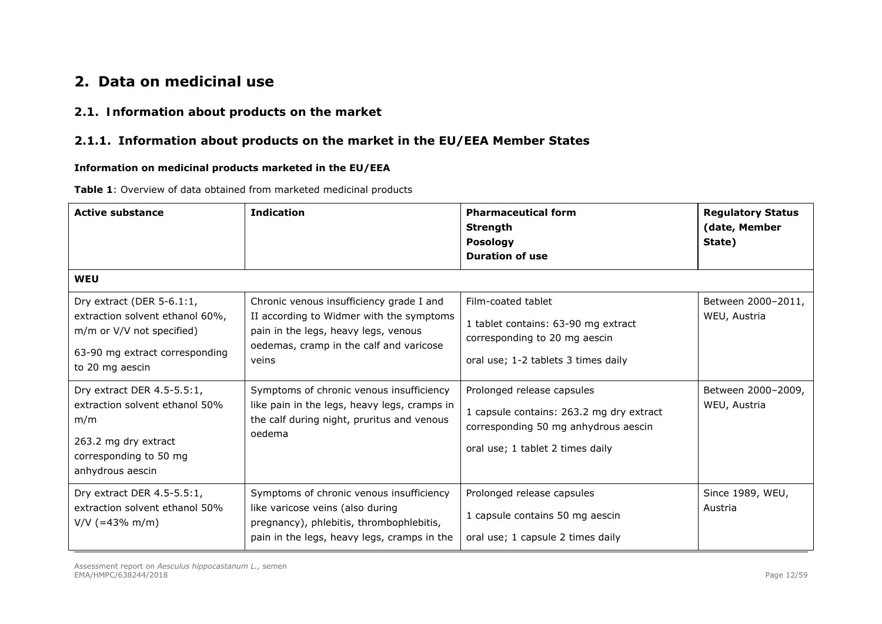## 2. Data on medicinal use

### 2.1. Information about products on the market

### 2.1.1. Information about products on the market in the EU/EEA Member States

**Information on medicinal products marketed in the EU/EEA**

**Table 1**: Overview of data obtained from marketed medicinal products

| Active substance | Indication | Pharmaceutical form<br>Strength<br>Posology<br>Duration of use | Regulatory Status (date, Member State) |
|---|---|---|---|
| **WEU** | | | |
| Dry extract (DER 5-6.1:1, extraction solvent ethanol 60%, m/m or V/V not specified)<br><br>63-90 mg extract corresponding to 20 mg aescin | Chronic venous insufficiency grade I and II according to Widmer with the symptoms pain in the legs, heavy legs, venous oedemas, cramp in the calf and varicose veins | Film-coated tablet<br><br>1 tablet contains: 63-90 mg extract corresponding to 20 mg aescin<br><br>oral use; 1-2 tablets 3 times daily | Between 2000–2011, WEU, Austria |
| Dry extract DER 4.5-5.5:1, extraction solvent ethanol 50% m/m<br><br>263.2 mg dry extract corresponding to 50 mg anhydrous aescin | Symptoms of chronic venous insufficiency like pain in the legs, heavy legs, cramps in the calf during night, pruritus and venous oedema | Prolonged release capsules<br><br>1 capsule contains: 263.2 mg dry extract corresponding 50 mg anhydrous aescin<br><br>oral use; 1 tablet 2 times daily | Between 2000–2009, WEU, Austria |
| Dry extract DER 4.5-5.5:1, extraction solvent ethanol 50% V/V (=43% m/m) | Symptoms of chronic venous insufficiency like varicose veins (also during pregnancy), phlebitis, thrombophlebitis, pain in the legs, heavy legs, cramps in the | Prolonged release capsules<br><br>1 capsule contains 50 mg aescin<br><br>oral use; 1 capsule 2 times daily | Since 1989, WEU, Austria |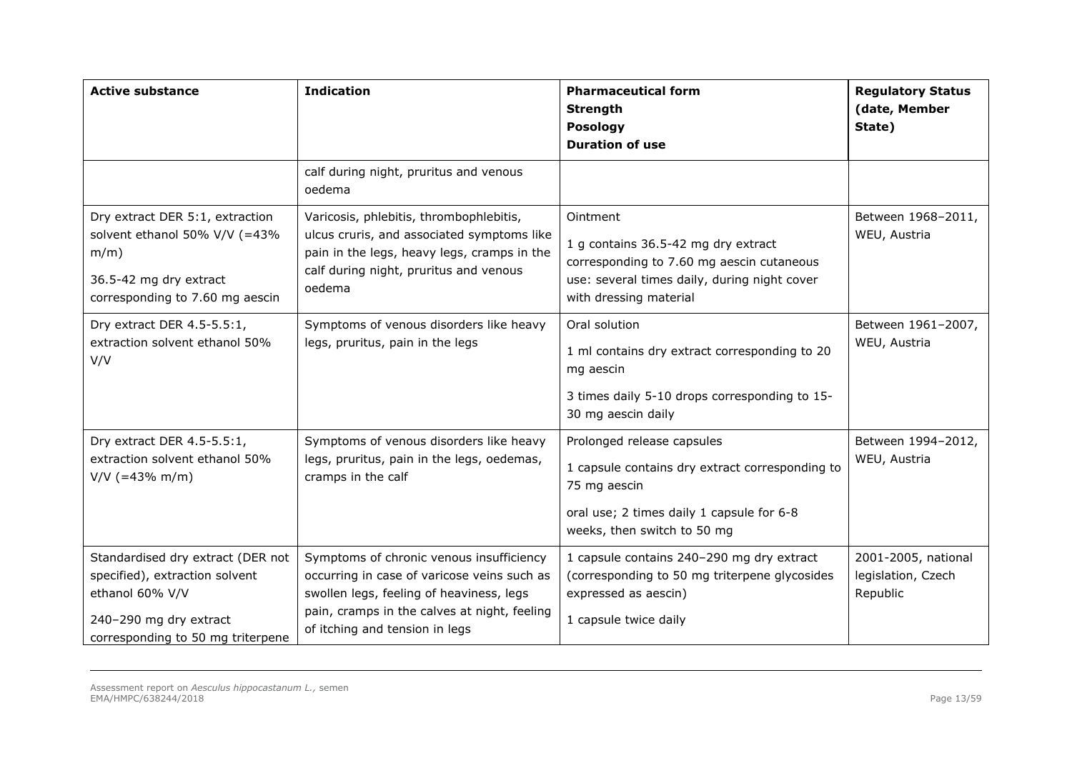| Active substance | Indication | Pharmaceutical form<br>Strength<br>Posology<br>Duration of use | Regulatory Status (date, Member State) |
|---|---|---|---|
| | calf during night, pruritus and venous oedema | | |
| Dry extract DER 5:1, extraction solvent ethanol 50% V/V (=43% m/m)<br><br>36.5-42 mg dry extract corresponding to 7.60 mg aescin | Varicosis, phlebitis, thrombophlebitis, ulcus cruris, and associated symptoms like pain in the legs, heavy legs, cramps in the calf during night, pruritus and venous oedema | Ointment<br><br>1 g contains 36.5-42 mg dry extract corresponding to 7.60 mg aescin cutaneous use: several times daily, during night cover with dressing material | Between 1968–2011, WEU, Austria |
| Dry extract DER 4.5-5.5:1, extraction solvent ethanol 50% V/V | Symptoms of venous disorders like heavy legs, pruritus, pain in the legs | Oral solution<br><br>1 ml contains dry extract corresponding to 20 mg aescin<br><br>3 times daily 5-10 drops corresponding to 15-30 mg aescin daily | Between 1961–2007, WEU, Austria |
| Dry extract DER 4.5-5.5:1, extraction solvent ethanol 50% V/V (=43% m/m) | Symptoms of venous disorders like heavy legs, pruritus, pain in the legs, oedemas, cramps in the calf | Prolonged release capsules<br><br>1 capsule contains dry extract corresponding to 75 mg aescin<br><br>oral use; 2 times daily 1 capsule for 6-8 weeks, then switch to 50 mg | Between 1994–2012, WEU, Austria |
| Standardised dry extract (DER not specified), extraction solvent ethanol 60% V/V<br><br>240–290 mg dry extract corresponding to 50 mg triterpene | Symptoms of chronic venous insufficiency occurring in case of varicose veins such as swollen legs, feeling of heaviness, legs pain, cramps in the calves at night, feeling of itching and tension in legs | 1 capsule contains 240–290 mg dry extract (corresponding to 50 mg triterpene glycosides expressed as aescin)<br><br>1 capsule twice daily | 2001-2005, national legislation, Czech Republic |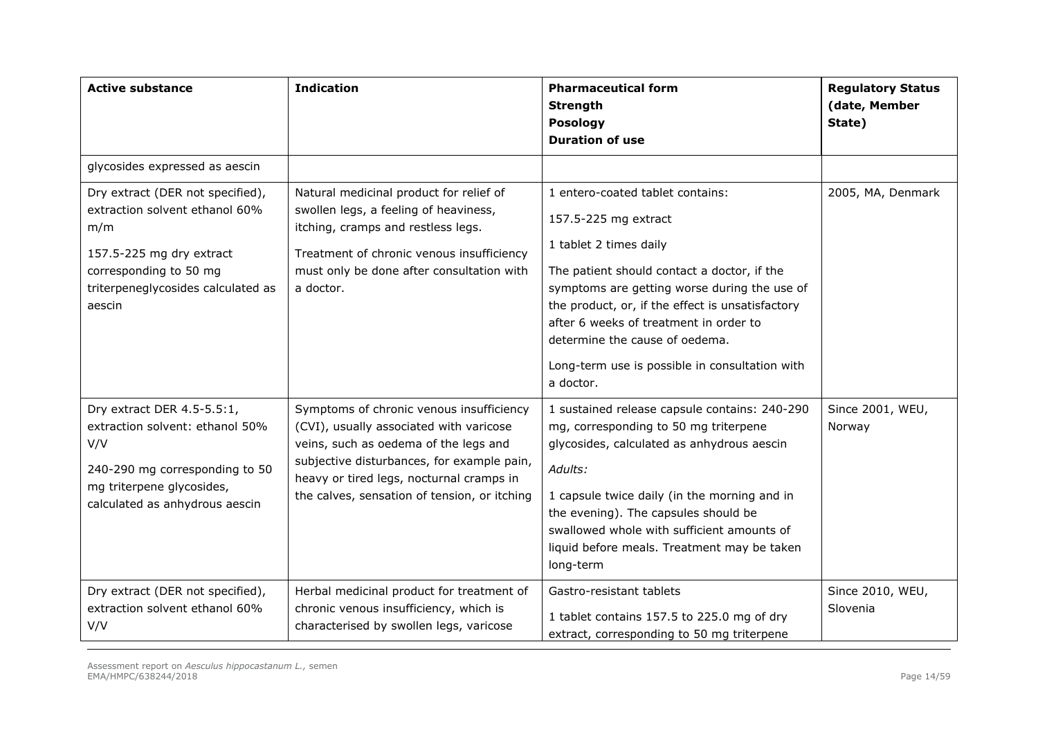| Active substance | Indication | Pharmaceutical form<br>Strength<br>Posology<br>Duration of use | Regulatory Status (date, Member State) |
|---|---|---|---|
| glycosides expressed as aescin | | | |
| Dry extract (DER not specified), extraction solvent ethanol 60% m/m<br><br>157.5-225 mg dry extract corresponding to 50 mg triterpeneglycosides calculated as aescin | Natural medicinal product for relief of swollen legs, a feeling of heaviness, itching, cramps and restless legs.<br><br>Treatment of chronic venous insufficiency must only be done after consultation with a doctor. | 1 entero-coated tablet contains:<br><br>157.5-225 mg extract<br><br>1 tablet 2 times daily<br><br>The patient should contact a doctor, if the symptoms are getting worse during the use of the product, or, if the effect is unsatisfactory after 6 weeks of treatment in order to determine the cause of oedema.<br><br>Long-term use is possible in consultation with a doctor. | 2005, MA, Denmark |
| Dry extract DER 4.5-5.5:1, extraction solvent: ethanol 50% V/V<br><br>240-290 mg corresponding to 50 mg triterpene glycosides, calculated as anhydrous aescin | Symptoms of chronic venous insufficiency (CVI), usually associated with varicose veins, such as oedema of the legs and subjective disturbances, for example pain, heavy or tired legs, nocturnal cramps in the calves, sensation of tension, or itching | 1 sustained release capsule contains: 240-290 mg, corresponding to 50 mg triterpene glycosides, calculated as anhydrous aescin<br><br>*Adults:*<br><br>1 capsule twice daily (in the morning and in the evening). The capsules should be swallowed whole with sufficient amounts of liquid before meals. Treatment may be taken long-term | Since 2001, WEU, Norway |
| Dry extract (DER not specified), extraction solvent ethanol 60% V/V | Herbal medicinal product for treatment of chronic venous insufficiency, which is characterised by swollen legs, varicose | Gastro-resistant tablets<br><br>1 tablet contains 157.5 to 225.0 mg of dry extract, corresponding to 50 mg triterpene | Since 2010, WEU, Slovenia |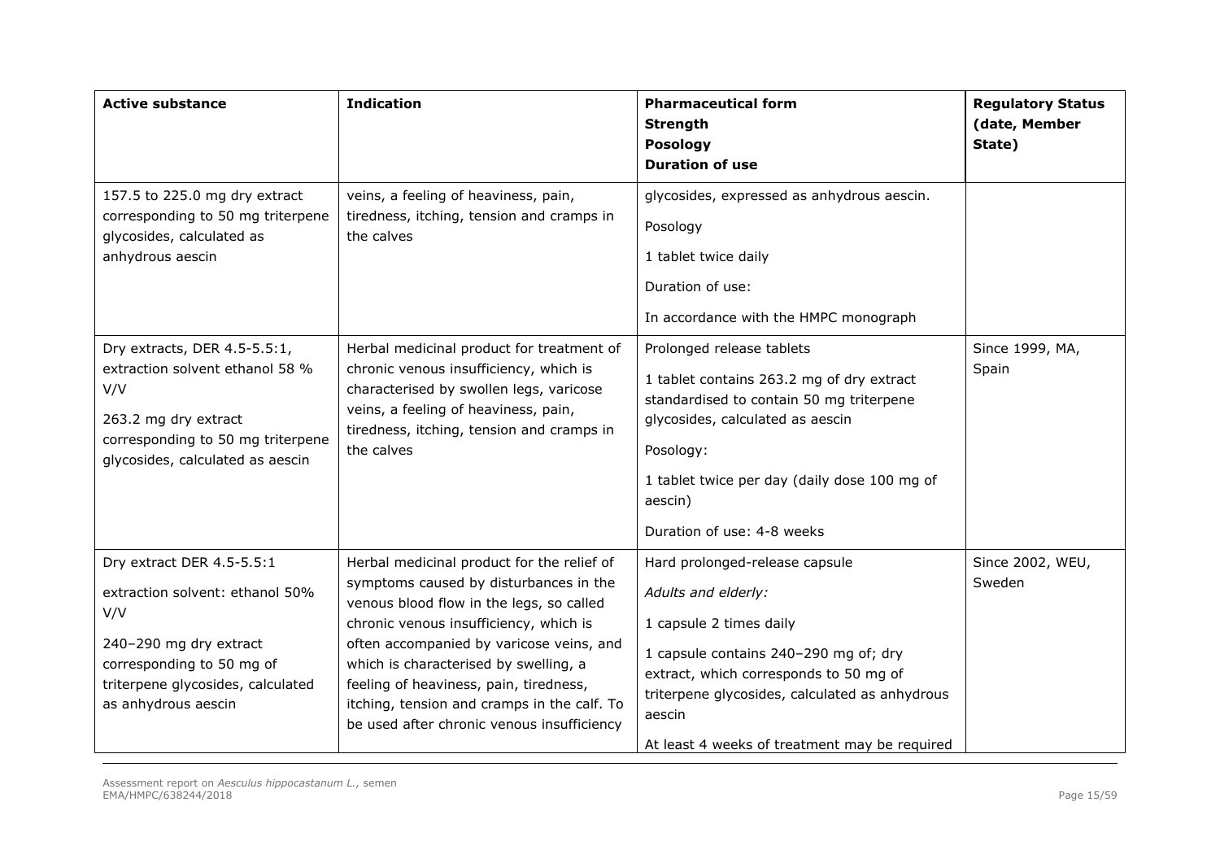| Active substance | Indication | Pharmaceutical form<br>Strength<br>Posology<br>Duration of use | Regulatory Status (date, Member State) |
|---|---|---|---|
| 157.5 to 225.0 mg dry extract corresponding to 50 mg triterpene glycosides, calculated as anhydrous aescin | veins, a feeling of heaviness, pain, tiredness, itching, tension and cramps in the calves | glycosides, expressed as anhydrous aescin.<br><br>Posology<br><br>1 tablet twice daily<br><br>Duration of use:<br><br>In accordance with the HMPC monograph | |
| Dry extracts, DER 4.5-5.5:1, extraction solvent ethanol 58 % V/V<br><br>263.2 mg dry extract corresponding to 50 mg triterpene glycosides, calculated as aescin | Herbal medicinal product for treatment of chronic venous insufficiency, which is characterised by swollen legs, varicose veins, a feeling of heaviness, pain, tiredness, itching, tension and cramps in the calves | Prolonged release tablets<br><br>1 tablet contains 263.2 mg of dry extract standardised to contain 50 mg triterpene glycosides, calculated as aescin<br><br>Posology:<br><br>1 tablet twice per day (daily dose 100 mg of aescin)<br><br>Duration of use: 4-8 weeks | Since 1999, MA, Spain |
| Dry extract DER 4.5-5.5:1<br><br>extraction solvent: ethanol 50% V/V<br><br>240–290 mg dry extract corresponding to 50 mg of triterpene glycosides, calculated as anhydrous aescin | Herbal medicinal product for the relief of symptoms caused by disturbances in the venous blood flow in the legs, so called chronic venous insufficiency, which is often accompanied by varicose veins, and which is characterised by swelling, a feeling of heaviness, pain, tiredness, itching, tension and cramps in the calf. To be used after chronic venous insufficiency | Hard prolonged-release capsule<br><br>*Adults and elderly:*<br><br>1 capsule 2 times daily<br><br>1 capsule contains 240–290 mg of; dry extract, which corresponds to 50 mg of triterpene glycosides, calculated as anhydrous aescin<br><br>At least 4 weeks of treatment may be required | Since 2002, WEU, Sweden |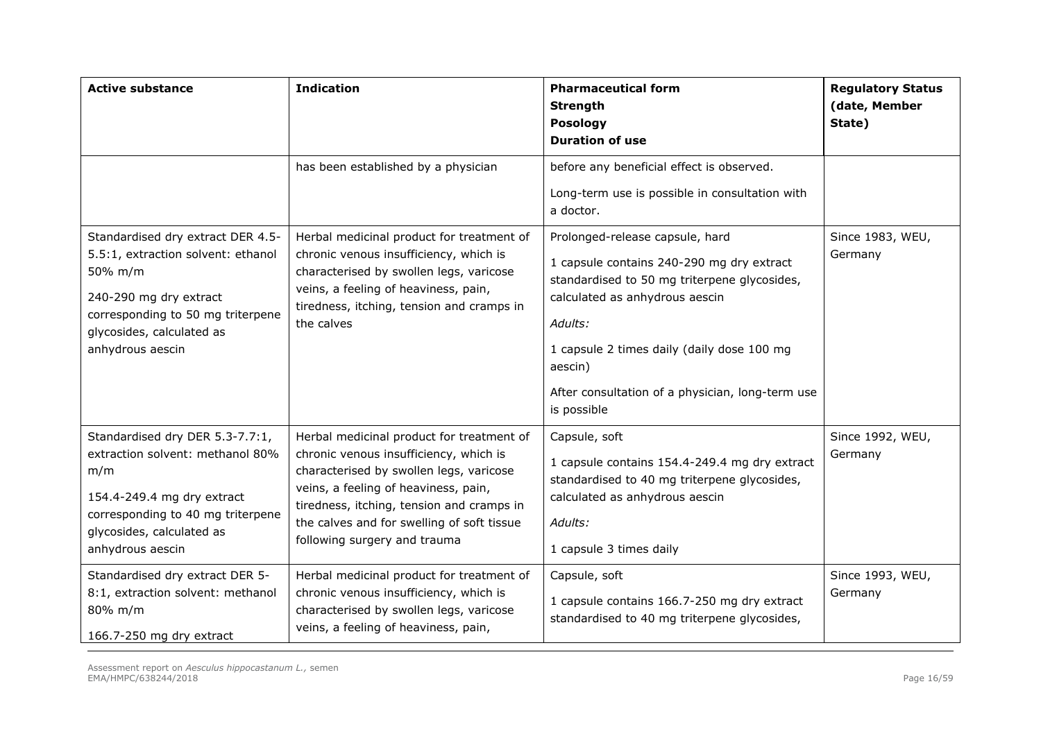| Active substance | Indication | Pharmaceutical form<br>Strength<br>Posology<br>Duration of use | Regulatory Status (date, Member State) |
|---|---|---|---|
| | has been established by a physician | before any beneficial effect is observed.<br><br>Long-term use is possible in consultation with a doctor. | |
| Standardised dry extract DER 4.5-5.5:1, extraction solvent: ethanol 50% m/m<br><br>240-290 mg dry extract corresponding to 50 mg triterpene glycosides, calculated as anhydrous aescin | Herbal medicinal product for treatment of chronic venous insufficiency, which is characterised by swollen legs, varicose veins, a feeling of heaviness, pain, tiredness, itching, tension and cramps in the calves | Prolonged-release capsule, hard<br><br>1 capsule contains 240-290 mg dry extract standardised to 50 mg triterpene glycosides, calculated as anhydrous aescin<br><br>*Adults:*<br><br>1 capsule 2 times daily (daily dose 100 mg aescin)<br><br>After consultation of a physician, long-term use is possible | Since 1983, WEU, Germany |
| Standardised dry DER 5.3-7.7:1, extraction solvent: methanol 80% m/m<br><br>154.4-249.4 mg dry extract corresponding to 40 mg triterpene glycosides, calculated as anhydrous aescin | Herbal medicinal product for treatment of chronic venous insufficiency, which is characterised by swollen legs, varicose veins, a feeling of heaviness, pain, tiredness, itching, tension and cramps in the calves and for swelling of soft tissue following surgery and trauma | Capsule, soft<br><br>1 capsule contains 154.4-249.4 mg dry extract standardised to 40 mg triterpene glycosides, calculated as anhydrous aescin<br><br>*Adults:*<br><br>1 capsule 3 times daily | Since 1992, WEU, Germany |
| Standardised dry extract DER 5-8:1, extraction solvent: methanol 80% m/m<br><br>166.7-250 mg dry extract | Herbal medicinal product for treatment of chronic venous insufficiency, which is characterised by swollen legs, varicose veins, a feeling of heaviness, pain, | Capsule, soft<br><br>1 capsule contains 166.7-250 mg dry extract standardised to 40 mg triterpene glycosides, | Since 1993, WEU, Germany |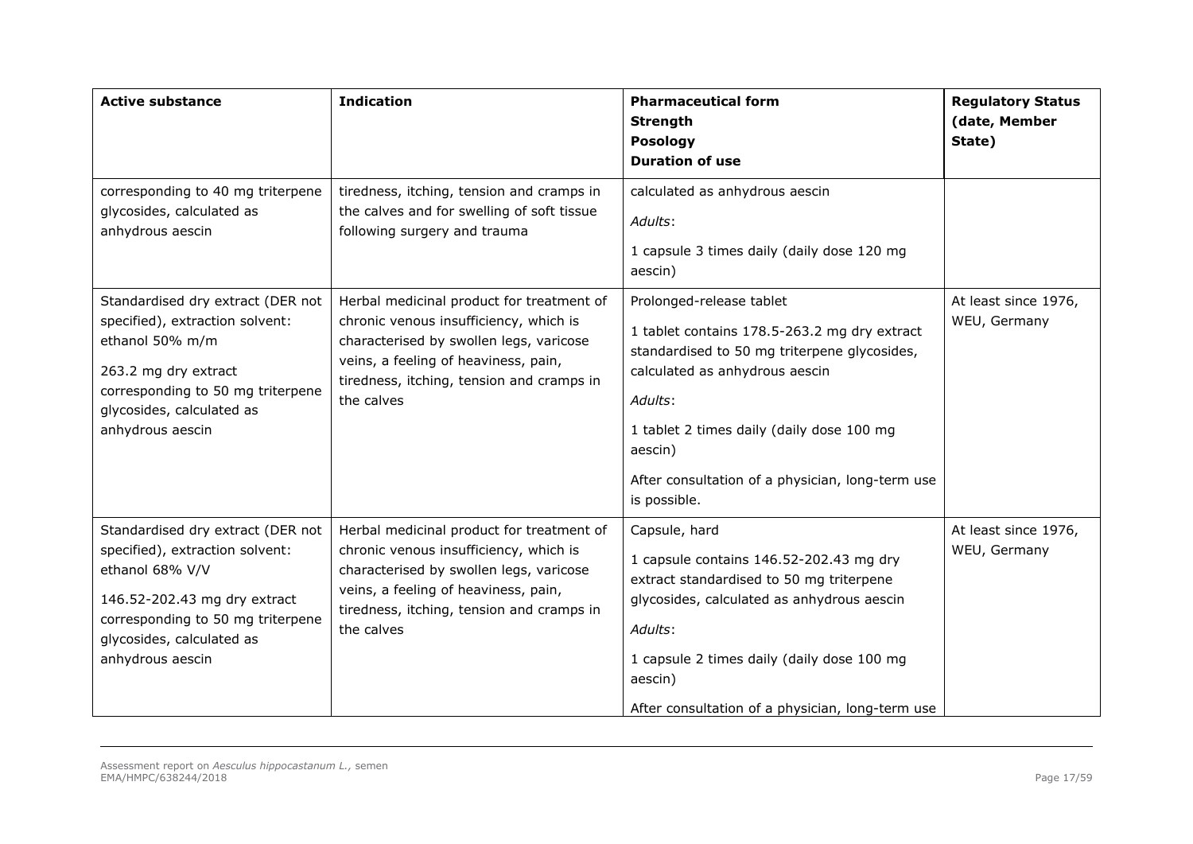| Active substance | Indication | Pharmaceutical form<br>Strength<br>Posology<br>Duration of use | Regulatory Status (date, Member State) |
|---|---|---|---|
| corresponding to 40 mg triterpene glycosides, calculated as anhydrous aescin | tiredness, itching, tension and cramps in the calves and for swelling of soft tissue following surgery and trauma | calculated as anhydrous aescin<br>*Adults*:<br>1 capsule 3 times daily (daily dose 120 mg aescin) | |
| Standardised dry extract (DER not specified), extraction solvent: ethanol 50% m/m<br>263.2 mg dry extract corresponding to 50 mg triterpene glycosides, calculated as anhydrous aescin | Herbal medicinal product for treatment of chronic venous insufficiency, which is characterised by swollen legs, varicose veins, a feeling of heaviness, pain, tiredness, itching, tension and cramps in the calves | Prolonged-release tablet<br>1 tablet contains 178.5-263.2 mg dry extract standardised to 50 mg triterpene glycosides, calculated as anhydrous aescin<br>*Adults*:<br>1 tablet 2 times daily (daily dose 100 mg aescin)<br>After consultation of a physician, long-term use is possible. | At least since 1976, WEU, Germany |
| Standardised dry extract (DER not specified), extraction solvent: ethanol 68% V/V<br>146.52-202.43 mg dry extract corresponding to 50 mg triterpene glycosides, calculated as anhydrous aescin | Herbal medicinal product for treatment of chronic venous insufficiency, which is characterised by swollen legs, varicose veins, a feeling of heaviness, pain, tiredness, itching, tension and cramps in the calves | Capsule, hard<br>1 capsule contains 146.52-202.43 mg dry extract standardised to 50 mg triterpene glycosides, calculated as anhydrous aescin<br>*Adults*:<br>1 capsule 2 times daily (daily dose 100 mg aescin)<br>After consultation of a physician, long-term use | At least since 1976, WEU, Germany |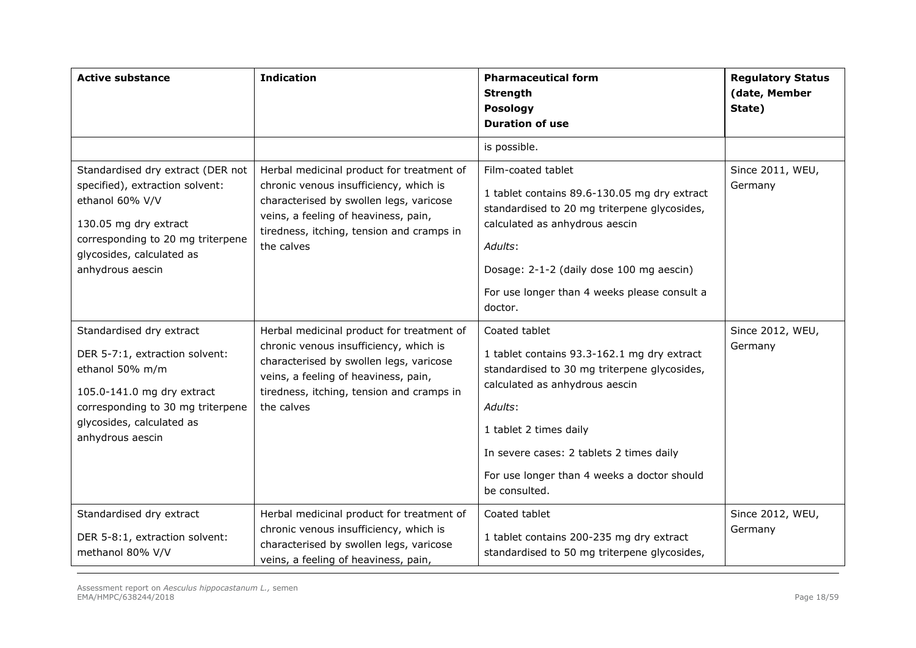| Active substance | Indication | Pharmaceutical form<br>Strength<br>Posology<br>Duration of use | Regulatory Status (date, Member State) |
|---|---|---|---|
| | | is possible. | |
| Standardised dry extract (DER not specified), extraction solvent: ethanol 60% V/V<br><br>130.05 mg dry extract corresponding to 20 mg triterpene glycosides, calculated as anhydrous aescin | Herbal medicinal product for treatment of chronic venous insufficiency, which is characterised by swollen legs, varicose veins, a feeling of heaviness, pain, tiredness, itching, tension and cramps in the calves | Film-coated tablet<br><br>1 tablet contains 89.6-130.05 mg dry extract standardised to 20 mg triterpene glycosides, calculated as anhydrous aescin<br><br>*Adults*:<br><br>Dosage: 2-1-2 (daily dose 100 mg aescin)<br><br>For use longer than 4 weeks please consult a doctor. | Since 2011, WEU, Germany |
| Standardised dry extract<br><br>DER 5-7:1, extraction solvent: ethanol 50% m/m<br><br>105.0-141.0 mg dry extract corresponding to 30 mg triterpene glycosides, calculated as anhydrous aescin | Herbal medicinal product for treatment of chronic venous insufficiency, which is characterised by swollen legs, varicose veins, a feeling of heaviness, pain, tiredness, itching, tension and cramps in the calves | Coated tablet<br><br>1 tablet contains 93.3-162.1 mg dry extract standardised to 30 mg triterpene glycosides, calculated as anhydrous aescin<br><br>*Adults*:<br><br>1 tablet 2 times daily<br><br>In severe cases: 2 tablets 2 times daily<br><br>For use longer than 4 weeks a doctor should be consulted. | Since 2012, WEU, Germany |
| Standardised dry extract<br><br>DER 5-8:1, extraction solvent: methanol 80% V/V | Herbal medicinal product for treatment of chronic venous insufficiency, which is characterised by swollen legs, varicose veins, a feeling of heaviness, pain, | Coated tablet<br><br>1 tablet contains 200-235 mg dry extract standardised to 50 mg triterpene glycosides, | Since 2012, WEU, Germany |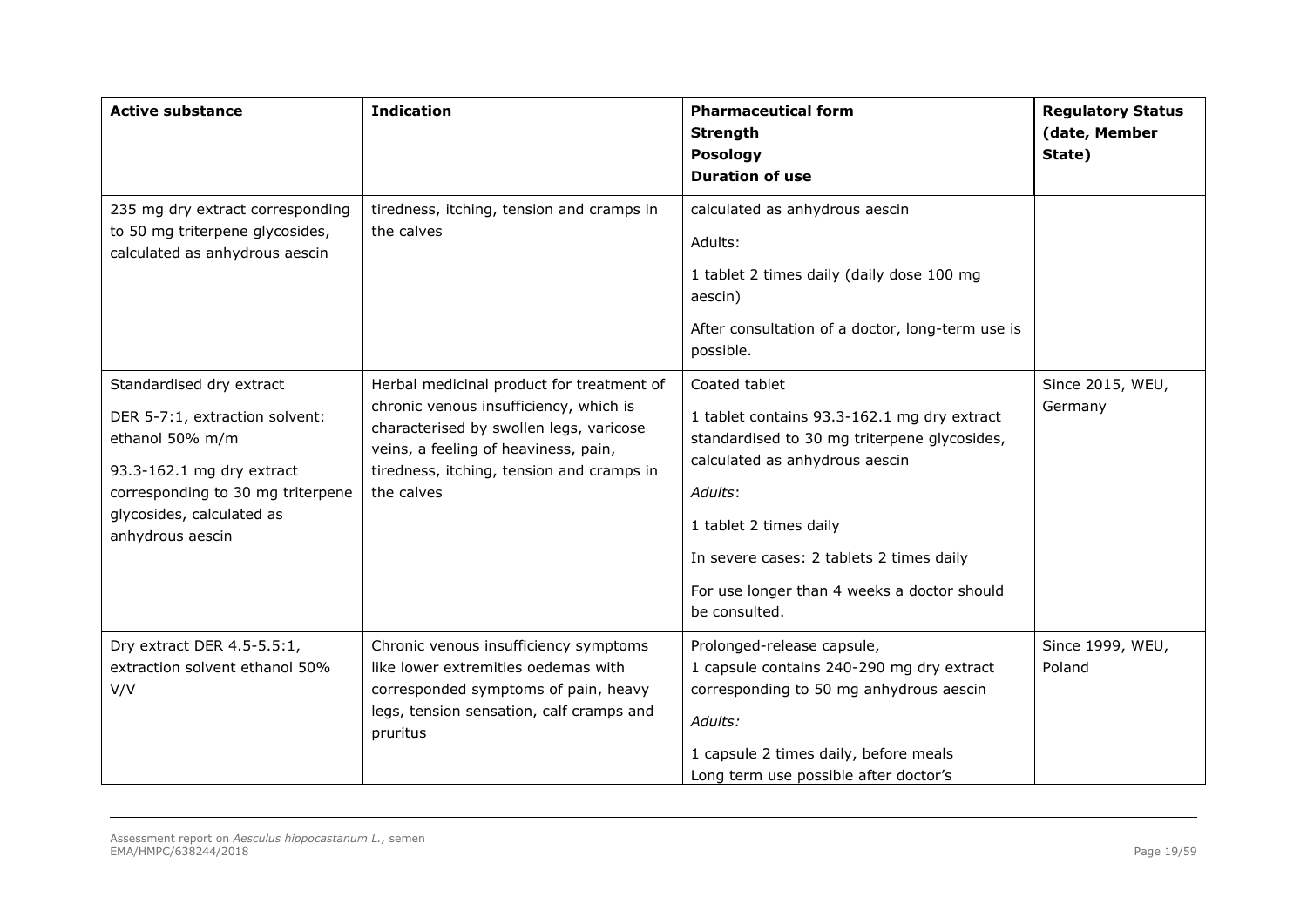| Active substance | Indication | Pharmaceutical form<br>Strength<br>Posology<br>Duration of use | Regulatory Status (date, Member State) |
|---|---|---|---|
| 235 mg dry extract corresponding to 50 mg triterpene glycosides, calculated as anhydrous aescin | tiredness, itching, tension and cramps in the calves | calculated as anhydrous aescin<br><br>Adults:<br><br>1 tablet 2 times daily (daily dose 100 mg aescin)<br><br>After consultation of a doctor, long-term use is possible. | |
| Standardised dry extract<br><br>DER 5-7:1, extraction solvent: ethanol 50% m/m<br><br>93.3-162.1 mg dry extract corresponding to 30 mg triterpene glycosides, calculated as anhydrous aescin | Herbal medicinal product for treatment of chronic venous insufficiency, which is characterised by swollen legs, varicose veins, a feeling of heaviness, pain, tiredness, itching, tension and cramps in the calves | Coated tablet<br><br>1 tablet contains 93.3-162.1 mg dry extract standardised to 30 mg triterpene glycosides, calculated as anhydrous aescin<br><br>*Adults*:<br><br>1 tablet 2 times daily<br><br>In severe cases: 2 tablets 2 times daily<br><br>For use longer than 4 weeks a doctor should be consulted. | Since 2015, WEU, Germany |
| Dry extract DER 4.5-5.5:1, extraction solvent ethanol 50% V/V | Chronic venous insufficiency symptoms like lower extremities oedemas with corresponded symptoms of pain, heavy legs, tension sensation, calf cramps and pruritus | Prolonged-release capsule,<br>1 capsule contains 240-290 mg dry extract corresponding to 50 mg anhydrous aescin<br><br>*Adults:*<br><br>1 capsule 2 times daily, before meals<br>Long term use possible after doctor's | Since 1999, WEU, Poland |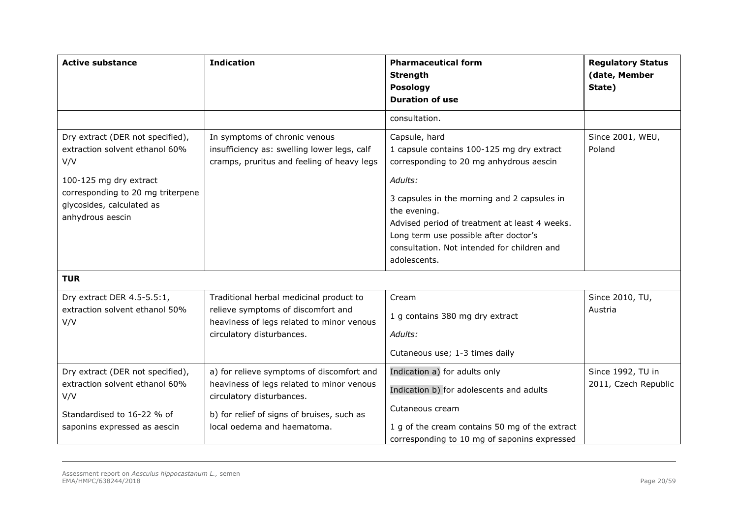| Active substance | Indication | Pharmaceutical form<br>Strength<br>Posology<br>Duration of use | Regulatory Status (date, Member State) |
|---|---|---|---|
| | | consultation. | |
| Dry extract (DER not specified), extraction solvent ethanol 60% V/V<br><br>100-125 mg dry extract corresponding to 20 mg triterpene glycosides, calculated as anhydrous aescin | In symptoms of chronic venous insufficiency as: swelling lower legs, calf cramps, pruritus and feeling of heavy legs | Capsule, hard<br>1 capsule contains 100-125 mg dry extract corresponding to 20 mg anhydrous aescin<br><br>*Adults:*<br><br>3 capsules in the morning and 2 capsules in the evening.<br>Advised period of treatment at least 4 weeks. Long term use possible after doctor's consultation. Not intended for children and adolescents. | Since 2001, WEU, Poland |
| **TUR** | | | |
| Dry extract DER 4.5-5.5:1, extraction solvent ethanol 50% V/V | Traditional herbal medicinal product to relieve symptoms of discomfort and heaviness of legs related to minor venous circulatory disturbances. | Cream<br><br>1 g contains 380 mg dry extract<br><br>*Adults:*<br><br>Cutaneous use; 1-3 times daily | Since 2010, TU, Austria |
| Dry extract (DER not specified), extraction solvent ethanol 60% V/V<br><br>Standardised to 16-22 % of saponins expressed as aescin | a) for relieve symptoms of discomfort and heaviness of legs related to minor venous circulatory disturbances.<br><br>b) for relief of signs of bruises, such as local oedema and haematoma. | Indication a) for adults only<br><br>Indication b) for adolescents and adults<br><br>Cutaneous cream<br><br>1 g of the cream contains 50 mg of the extract corresponding to 10 mg of saponins expressed | Since 1992, TU in 2011, Czech Republic |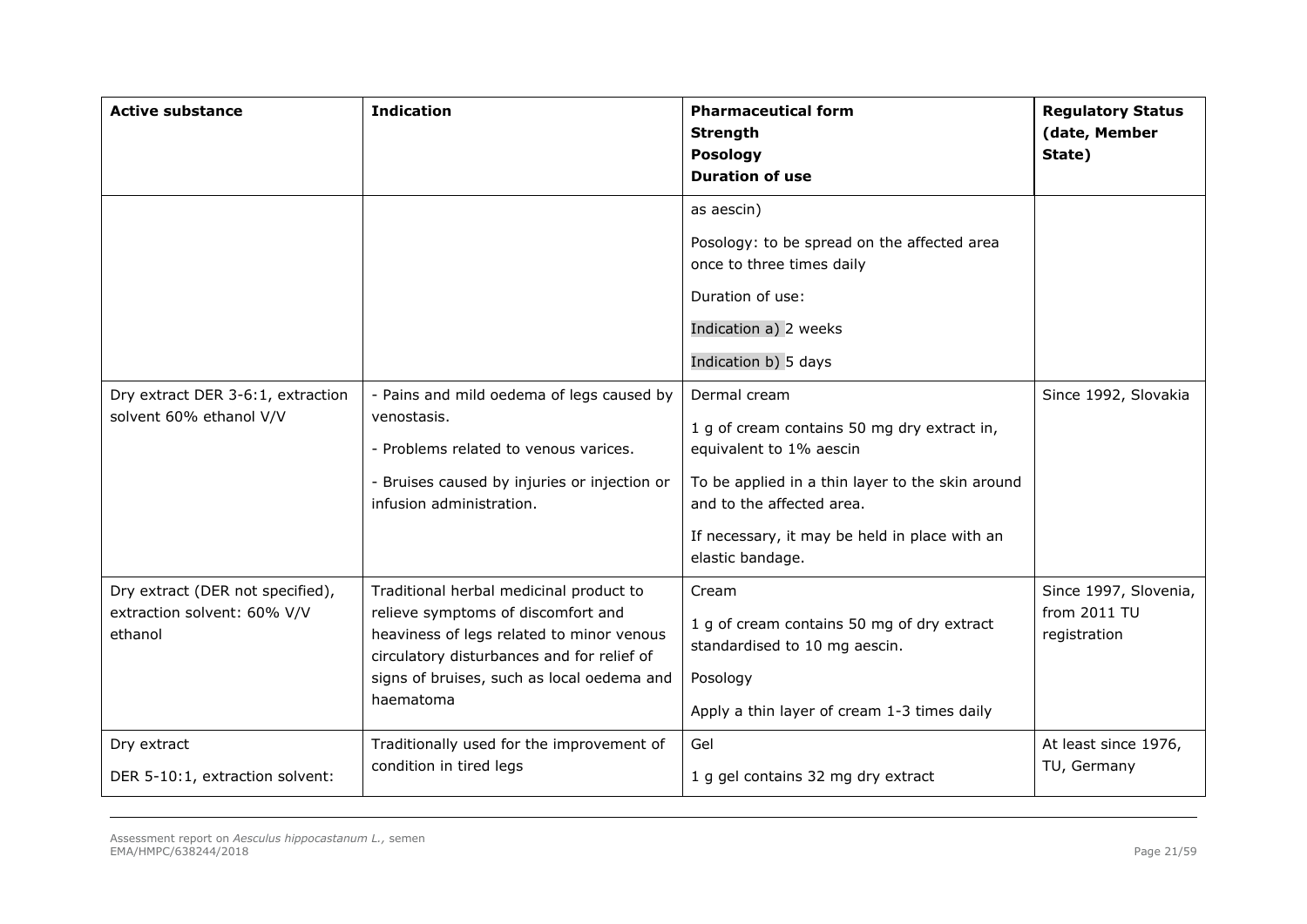| Active substance | Indication | Pharmaceutical form<br>Strength<br>Posology<br>Duration of use | Regulatory Status (date, Member State) |
|---|---|---|---|
| | | as aescin)<br><br>Posology: to be spread on the affected area once to three times daily<br><br>Duration of use:<br><br>Indication a) 2 weeks<br><br>Indication b) 5 days | |
| Dry extract DER 3-6:1, extraction solvent 60% ethanol V/V | - Pains and mild oedema of legs caused by venostasis.<br><br>- Problems related to venous varices.<br><br>- Bruises caused by injuries or injection or infusion administration. | Dermal cream<br><br>1 g of cream contains 50 mg dry extract in, equivalent to 1% aescin<br><br>To be applied in a thin layer to the skin around and to the affected area.<br><br>If necessary, it may be held in place with an elastic bandage. | Since 1992, Slovakia |
| Dry extract (DER not specified), extraction solvent: 60% V/V ethanol | Traditional herbal medicinal product to relieve symptoms of discomfort and heaviness of legs related to minor venous circulatory disturbances and for relief of signs of bruises, such as local oedema and haematoma | Cream<br><br>1 g of cream contains 50 mg of dry extract standardised to 10 mg aescin.<br><br>Posology<br><br>Apply a thin layer of cream 1-3 times daily | Since 1997, Slovenia, from 2011 TU registration |
| Dry extract<br><br>DER 5-10:1, extraction solvent: | Traditionally used for the improvement of condition in tired legs | Gel<br><br>1 g gel contains 32 mg dry extract | At least since 1976, TU, Germany |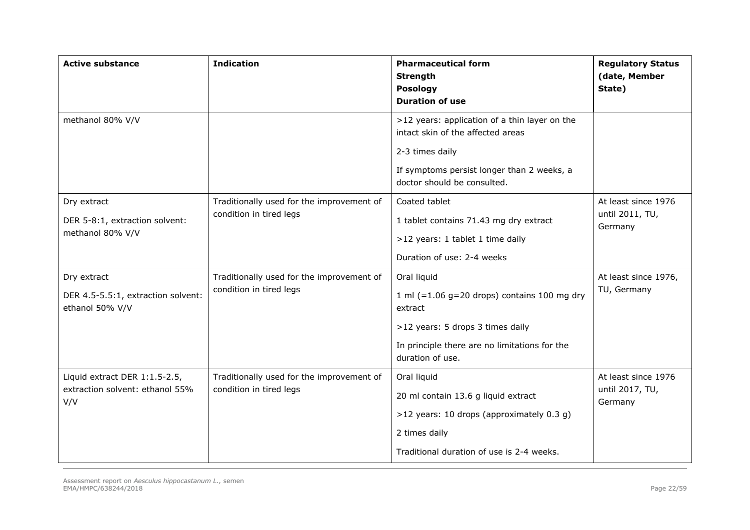| Active substance | Indication | Pharmaceutical form<br>Strength<br>Posology<br>Duration of use | Regulatory Status (date, Member State) |
|---|---|---|---|
| methanol 80% V/V | | >12 years: application of a thin layer on the intact skin of the affected areas<br><br>2-3 times daily<br><br>If symptoms persist longer than 2 weeks, a doctor should be consulted. | |
| Dry extract<br><br>DER 5-8:1, extraction solvent: methanol 80% V/V | Traditionally used for the improvement of condition in tired legs | Coated tablet<br><br>1 tablet contains 71.43 mg dry extract<br><br>>12 years: 1 tablet 1 time daily<br><br>Duration of use: 2-4 weeks | At least since 1976 until 2011, TU, Germany |
| Dry extract<br><br>DER 4.5-5.5:1, extraction solvent: ethanol 50% V/V | Traditionally used for the improvement of condition in tired legs | Oral liquid<br><br>1 ml (=1.06 g=20 drops) contains 100 mg dry extract<br><br>>12 years: 5 drops 3 times daily<br><br>In principle there are no limitations for the duration of use. | At least since 1976, TU, Germany |
| Liquid extract DER 1:1.5-2.5, extraction solvent: ethanol 55% V/V | Traditionally used for the improvement of condition in tired legs | Oral liquid<br><br>20 ml contain 13.6 g liquid extract<br><br>>12 years: 10 drops (approximately 0.3 g)<br><br>2 times daily<br><br>Traditional duration of use is 2-4 weeks. | At least since 1976 until 2017, TU, Germany |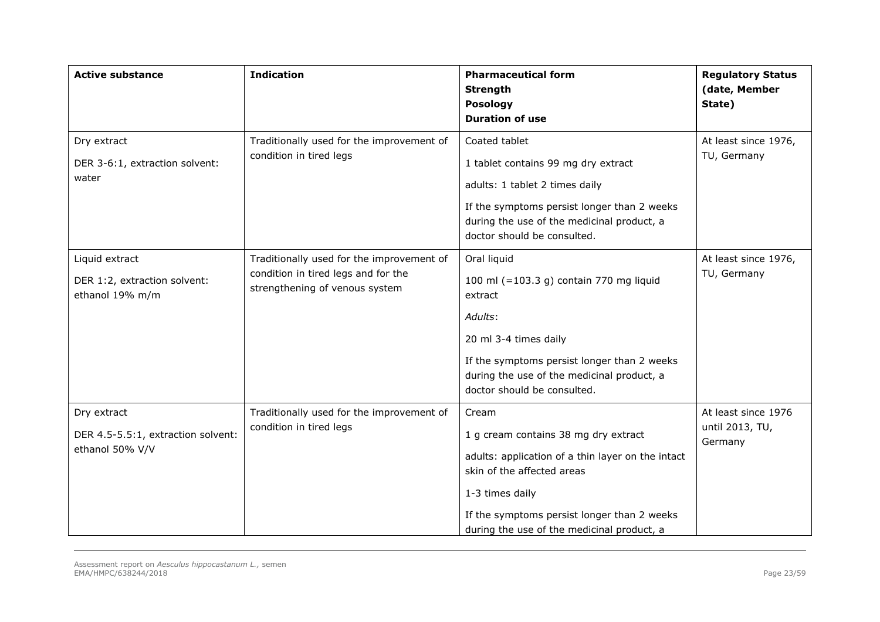| **Active substance** | **Indication** | **Pharmaceutical form**<br>**Strength**<br>**Posology**<br>**Duration of use** | **Regulatory Status (date, Member State)** |
|---|---|---|---|
| Dry extract<br>DER 3-6:1, extraction solvent: water | Traditionally used for the improvement of condition in tired legs | Coated tablet<br>1 tablet contains 99 mg dry extract<br>adults: 1 tablet 2 times daily<br>If the symptoms persist longer than 2 weeks during the use of the medicinal product, a doctor should be consulted. | At least since 1976, TU, Germany |
| Liquid extract<br>DER 1:2, extraction solvent: ethanol 19% m/m | Traditionally used for the improvement of condition in tired legs and for the strengthening of venous system | Oral liquid<br>100 ml (=103.3 g) contain 770 mg liquid extract<br>*Adults*:<br>20 ml 3-4 times daily<br>If the symptoms persist longer than 2 weeks during the use of the medicinal product, a doctor should be consulted. | At least since 1976, TU, Germany |
| Dry extract<br>DER 4.5-5.5:1, extraction solvent: ethanol 50% V/V | Traditionally used for the improvement of condition in tired legs | Cream<br>1 g cream contains 38 mg dry extract<br>adults: application of a thin layer on the intact skin of the affected areas<br>1-3 times daily<br>If the symptoms persist longer than 2 weeks during the use of the medicinal product, a | At least since 1976 until 2013, TU, Germany |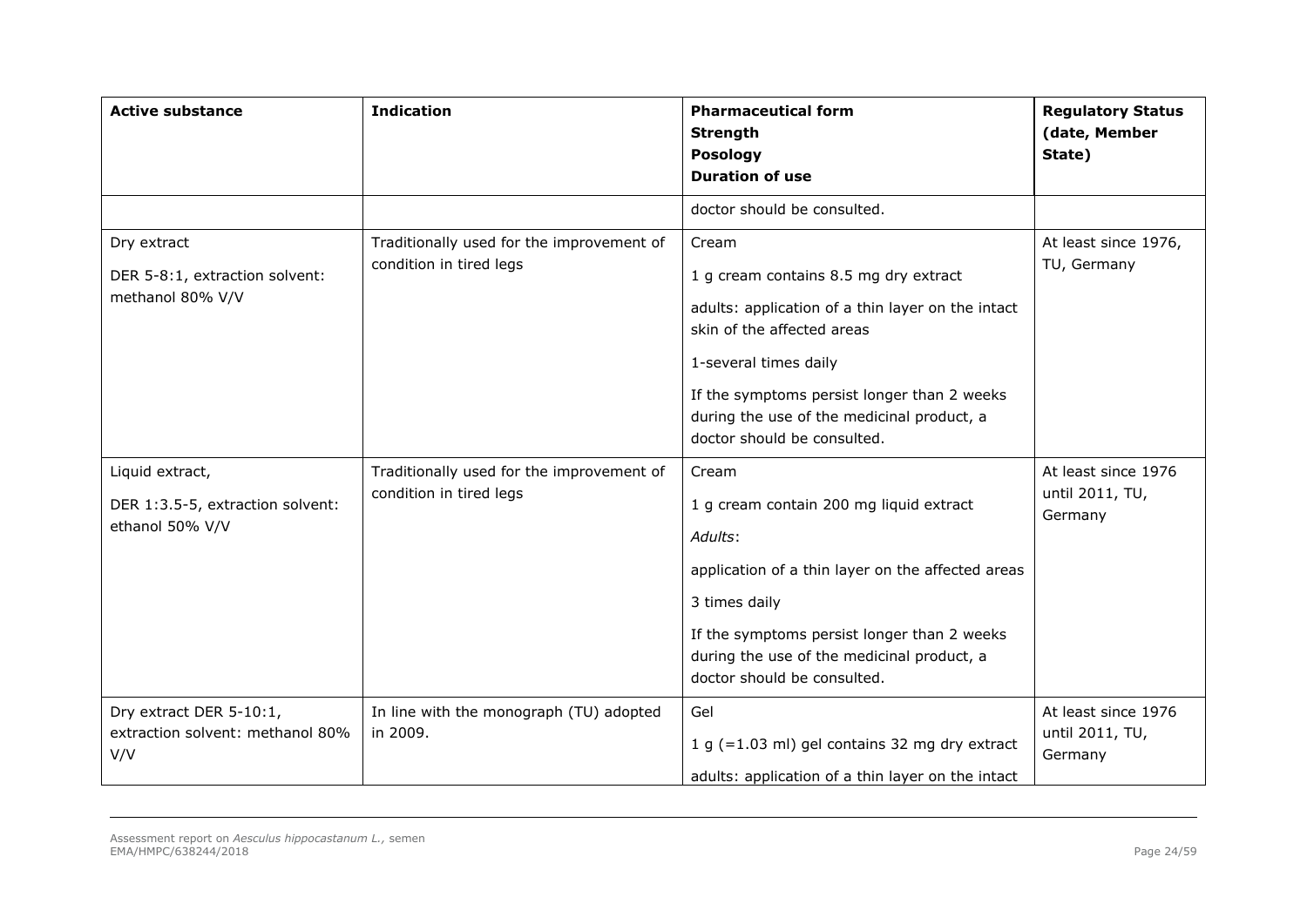| **Active substance** | **Indication** | **Pharmaceutical form**<br>**Strength**<br>**Posology**<br>**Duration of use** | **Regulatory Status (date, Member State)** |
|---|---|---|---|
| | | doctor should be consulted. | |
| Dry extract<br><br>DER 5-8:1, extraction solvent: methanol 80% V/V | Traditionally used for the improvement of condition in tired legs | Cream<br><br>1 g cream contains 8.5 mg dry extract<br><br>adults: application of a thin layer on the intact skin of the affected areas<br><br>1-several times daily<br><br>If the symptoms persist longer than 2 weeks during the use of the medicinal product, a doctor should be consulted. | At least since 1976, TU, Germany |
| Liquid extract,<br><br>DER 1:3.5-5, extraction solvent: ethanol 50% V/V | Traditionally used for the improvement of condition in tired legs | Cream<br><br>1 g cream contain 200 mg liquid extract<br><br>*Adults*:<br><br>application of a thin layer on the affected areas<br><br>3 times daily<br><br>If the symptoms persist longer than 2 weeks during the use of the medicinal product, a doctor should be consulted. | At least since 1976 until 2011, TU, Germany |
| Dry extract DER 5-10:1, extraction solvent: methanol 80% V/V | In line with the monograph (TU) adopted in 2009. | Gel<br><br>1 g (=1.03 ml) gel contains 32 mg dry extract<br><br>adults: application of a thin layer on the intact | At least since 1976 until 2011, TU, Germany |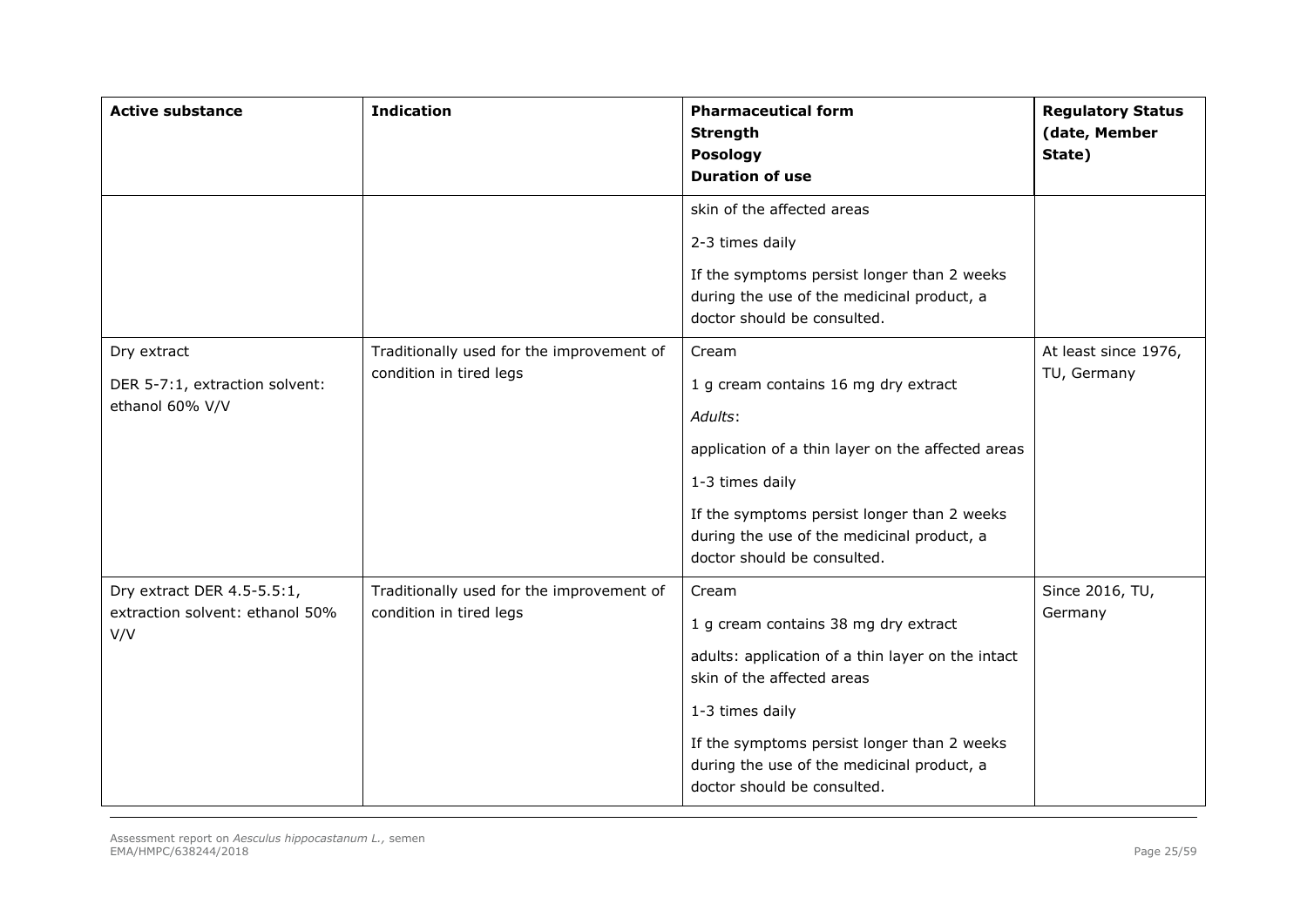| Active substance | Indication | Pharmaceutical form<br>Strength<br>Posology<br>Duration of use | Regulatory Status (date, Member State) |
|---|---|---|---|
| | | skin of the affected areas<br><br>2-3 times daily<br><br>If the symptoms persist longer than 2 weeks during the use of the medicinal product, a doctor should be consulted. | |
| Dry extract<br><br>DER 5-7:1, extraction solvent: ethanol 60% V/V | Traditionally used for the improvement of condition in tired legs | Cream<br><br>1 g cream contains 16 mg dry extract<br><br>*Adults*:<br><br>application of a thin layer on the affected areas<br><br>1-3 times daily<br><br>If the symptoms persist longer than 2 weeks during the use of the medicinal product, a doctor should be consulted. | At least since 1976, TU, Germany |
| Dry extract DER 4.5-5.5:1, extraction solvent: ethanol 50% V/V | Traditionally used for the improvement of condition in tired legs | Cream<br><br>1 g cream contains 38 mg dry extract<br><br>adults: application of a thin layer on the intact skin of the affected areas<br><br>1-3 times daily<br><br>If the symptoms persist longer than 2 weeks during the use of the medicinal product, a doctor should be consulted. | Since 2016, TU, Germany |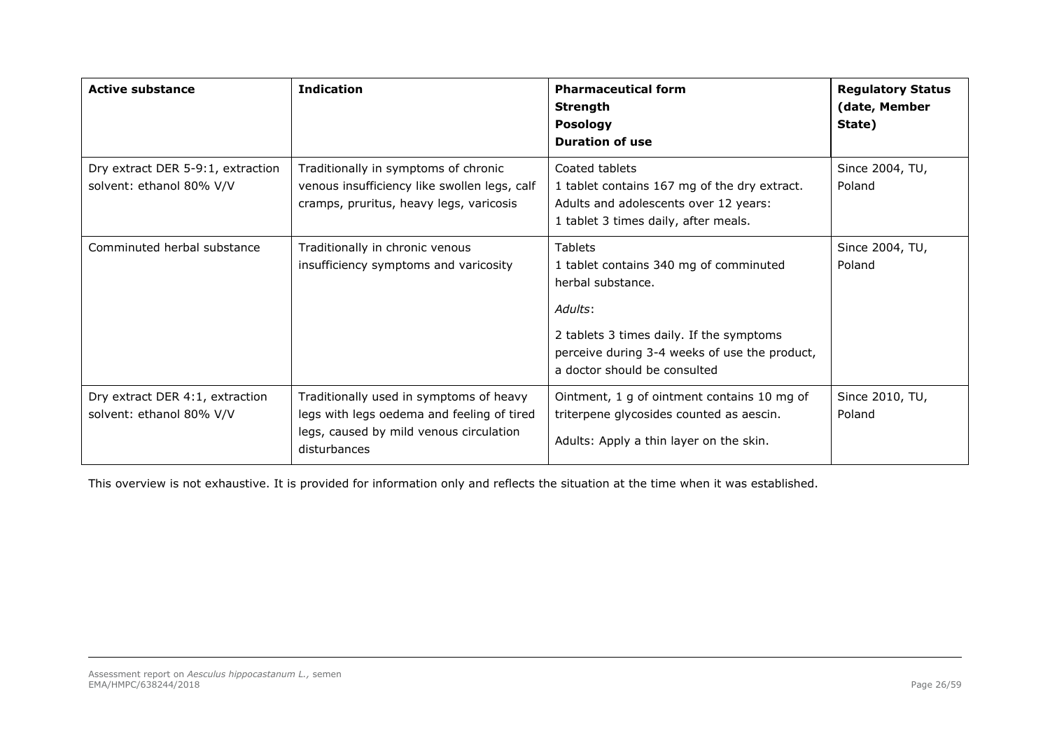| **Active substance** | **Indication** | **Pharmaceutical form**<br>**Strength**<br>**Posology**<br>**Duration of use** | **Regulatory Status (date, Member State)** |
|---|---|---|---|
| Dry extract DER 5-9:1, extraction solvent: ethanol 80% V/V | Traditionally in symptoms of chronic venous insufficiency like swollen legs, calf cramps, pruritus, heavy legs, varicosis | Coated tablets<br>1 tablet contains 167 mg of the dry extract.<br>Adults and adolescents over 12 years:<br>1 tablet 3 times daily, after meals. | Since 2004, TU, Poland |
| Comminuted herbal substance | Traditionally in chronic venous insufficiency symptoms and varicosity | Tablets<br>1 tablet contains 340 mg of comminuted herbal substance.<br>*Adults*:<br>2 tablets 3 times daily. If the symptoms perceive during 3-4 weeks of use the product, a doctor should be consulted | Since 2004, TU, Poland |
| Dry extract DER 4:1, extraction solvent: ethanol 80% V/V | Traditionally used in symptoms of heavy legs with legs oedema and feeling of tired legs, caused by mild venous circulation disturbances | Ointment, 1 g of ointment contains 10 mg of triterpene glycosides counted as aescin.<br>Adults: Apply a thin layer on the skin. | Since 2010, TU, Poland |

This overview is not exhaustive. It is provided for information only and reflects the situation at the time when it was established.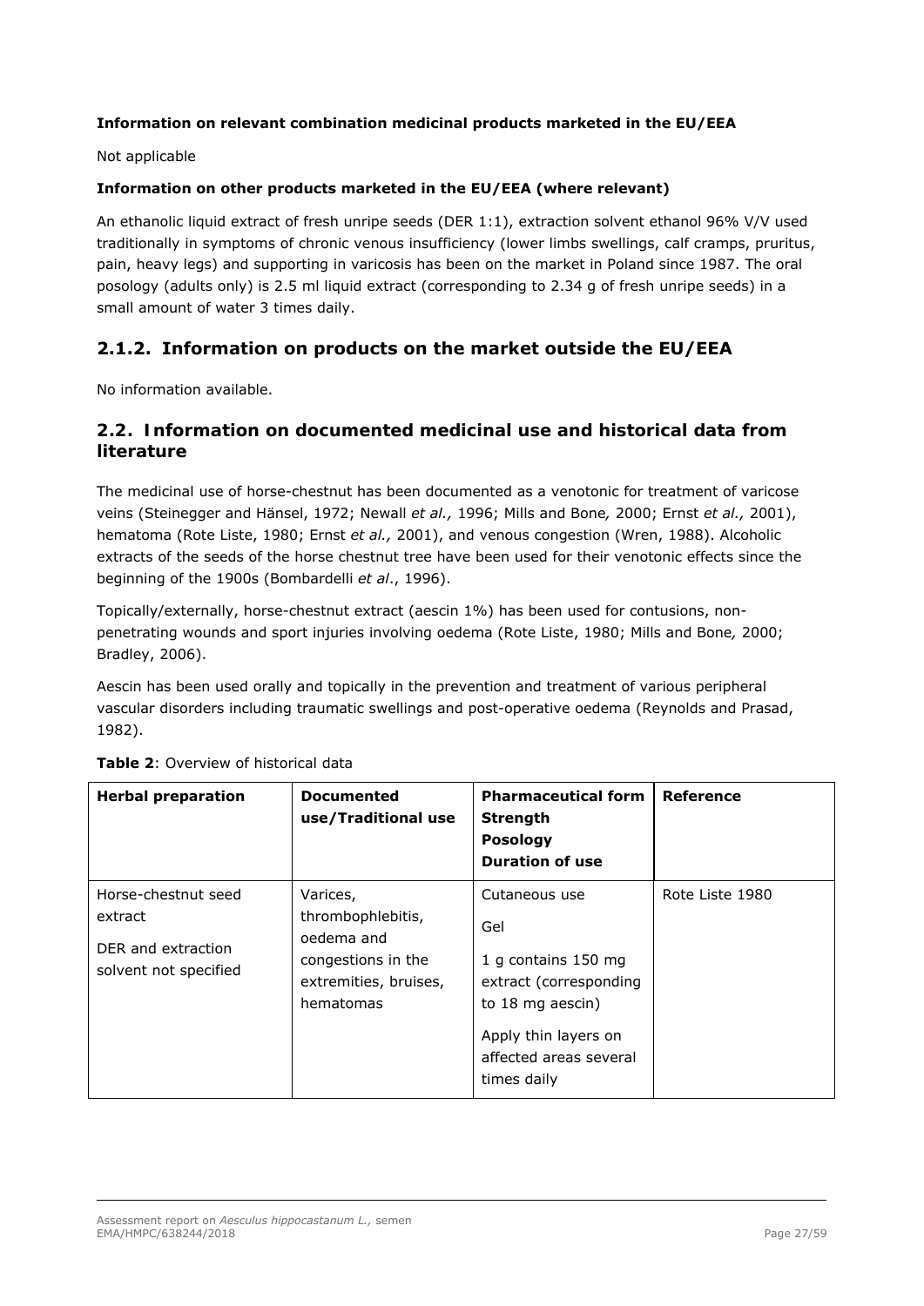**Information on relevant combination medicinal products marketed in the EU/EEA**

Not applicable

**Information on other products marketed in the EU/EEA (where relevant)**

An ethanolic liquid extract of fresh unripe seeds (DER 1:1), extraction solvent ethanol 96% V/V used traditionally in symptoms of chronic venous insufficiency (lower limbs swellings, calf cramps, pruritus, pain, heavy legs) and supporting in varicosis has been on the market in Poland since 1987. The oral posology (adults only) is 2.5 ml liquid extract (corresponding to 2.34 g of fresh unripe seeds) in a small amount of water 3 times daily.

## 2.1.2. Information on products on the market outside the EU/EEA

No information available.

## 2.2. Information on documented medicinal use and historical data from literature

The medicinal use of horse-chestnut has been documented as a venotonic for treatment of varicose veins (Steinegger and Hänsel, 1972; Newall *et al.,* 1996; Mills and Bone*,* 2000; Ernst *et al.,* 2001), hematoma (Rote Liste, 1980; Ernst *et al.,* 2001), and venous congestion (Wren, 1988). Alcoholic extracts of the seeds of the horse chestnut tree have been used for their venotonic effects since the beginning of the 1900s (Bombardelli *et al*., 1996).

Topically/externally, horse-chestnut extract (aescin 1%) has been used for contusions, non-penetrating wounds and sport injuries involving oedema (Rote Liste, 1980; Mills and Bone*,* 2000; Bradley, 2006).

Aescin has been used orally and topically in the prevention and treatment of various peripheral vascular disorders including traumatic swellings and post-operative oedema (Reynolds and Prasad, 1982).

**Table 2**: Overview of historical data

| **Herbal preparation** | **Documented use/Traditional use** | **Pharmaceutical form Strength Posology Duration of use** | **Reference** |
|---|---|---|---|
| Horse-chestnut seed extract<br><br>DER and extraction solvent not specified | Varices, thrombophlebitis, oedema and congestions in the extremities, bruises, hematomas | Cutaneous use<br><br>Gel<br><br>1 g contains 150 mg extract (corresponding to 18 mg aescin)<br><br>Apply thin layers on affected areas several times daily | Rote Liste 1980 |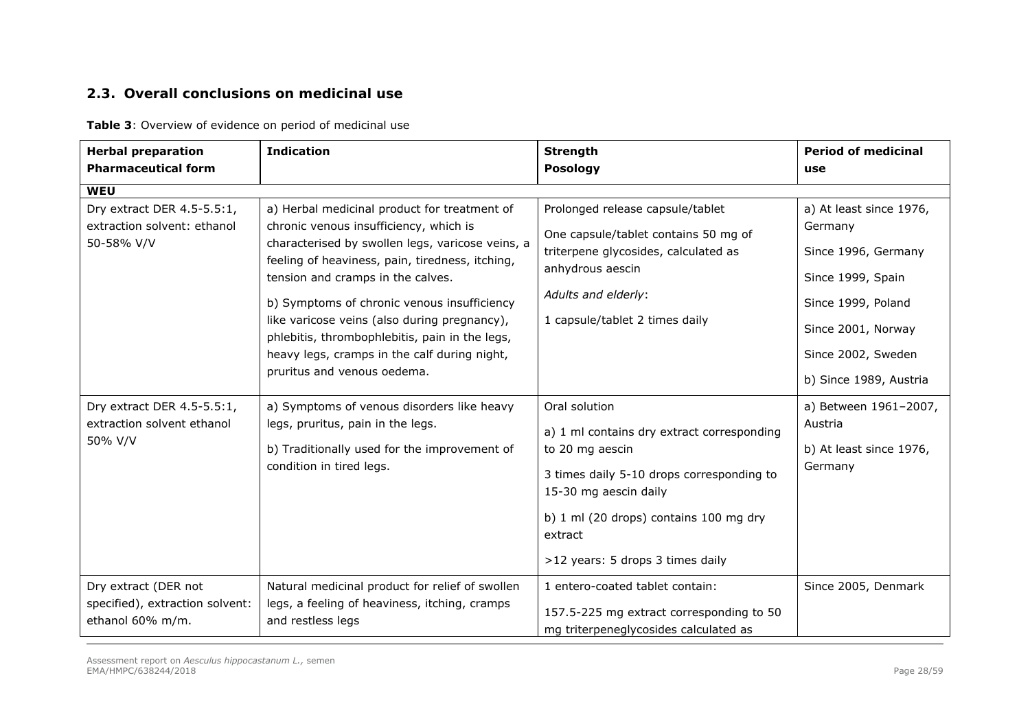## 2.3. Overall conclusions on medicinal use

**Table 3**: Overview of evidence on period of medicinal use

| **Herbal preparation**<br>**Pharmaceutical form** | **Indication** | **Strength**<br>**Posology** | **Period of medicinal use** |
|---|---|---|---|
| **WEU** | | | |
| Dry extract DER 4.5-5.5:1, extraction solvent: ethanol 50-58% V/V | a) Herbal medicinal product for treatment of chronic venous insufficiency, which is characterised by swollen legs, varicose veins, a feeling of heaviness, pain, tiredness, itching, tension and cramps in the calves.<br><br>b) Symptoms of chronic venous insufficiency like varicose veins (also during pregnancy), phlebitis, thrombophlebitis, pain in the legs, heavy legs, cramps in the calf during night, pruritus and venous oedema. | Prolonged release capsule/tablet<br><br>One capsule/tablet contains 50 mg of triterpene glycosides, calculated as anhydrous aescin<br><br>*Adults and elderly*:<br><br>1 capsule/tablet 2 times daily | a) At least since 1976, Germany<br><br>Since 1996, Germany<br><br>Since 1999, Spain<br><br>Since 1999, Poland<br><br>Since 2001, Norway<br><br>Since 2002, Sweden<br><br>b) Since 1989, Austria |
| Dry extract DER 4.5-5.5:1, extraction solvent ethanol 50% V/V | a) Symptoms of venous disorders like heavy legs, pruritus, pain in the legs.<br><br>b) Traditionally used for the improvement of condition in tired legs. | Oral solution<br><br>a) 1 ml contains dry extract corresponding to 20 mg aescin<br><br>3 times daily 5-10 drops corresponding to 15-30 mg aescin daily<br><br>b) 1 ml (20 drops) contains 100 mg dry extract<br><br>>12 years: 5 drops 3 times daily | a) Between 1961–2007, Austria<br><br>b) At least since 1976, Germany |
| Dry extract (DER not specified), extraction solvent: ethanol 60% m/m. | Natural medicinal product for relief of swollen legs, a feeling of heaviness, itching, cramps and restless legs | 1 entero-coated tablet contain:<br><br>157.5-225 mg extract corresponding to 50 mg triterpeneglycosides calculated as | Since 2005, Denmark |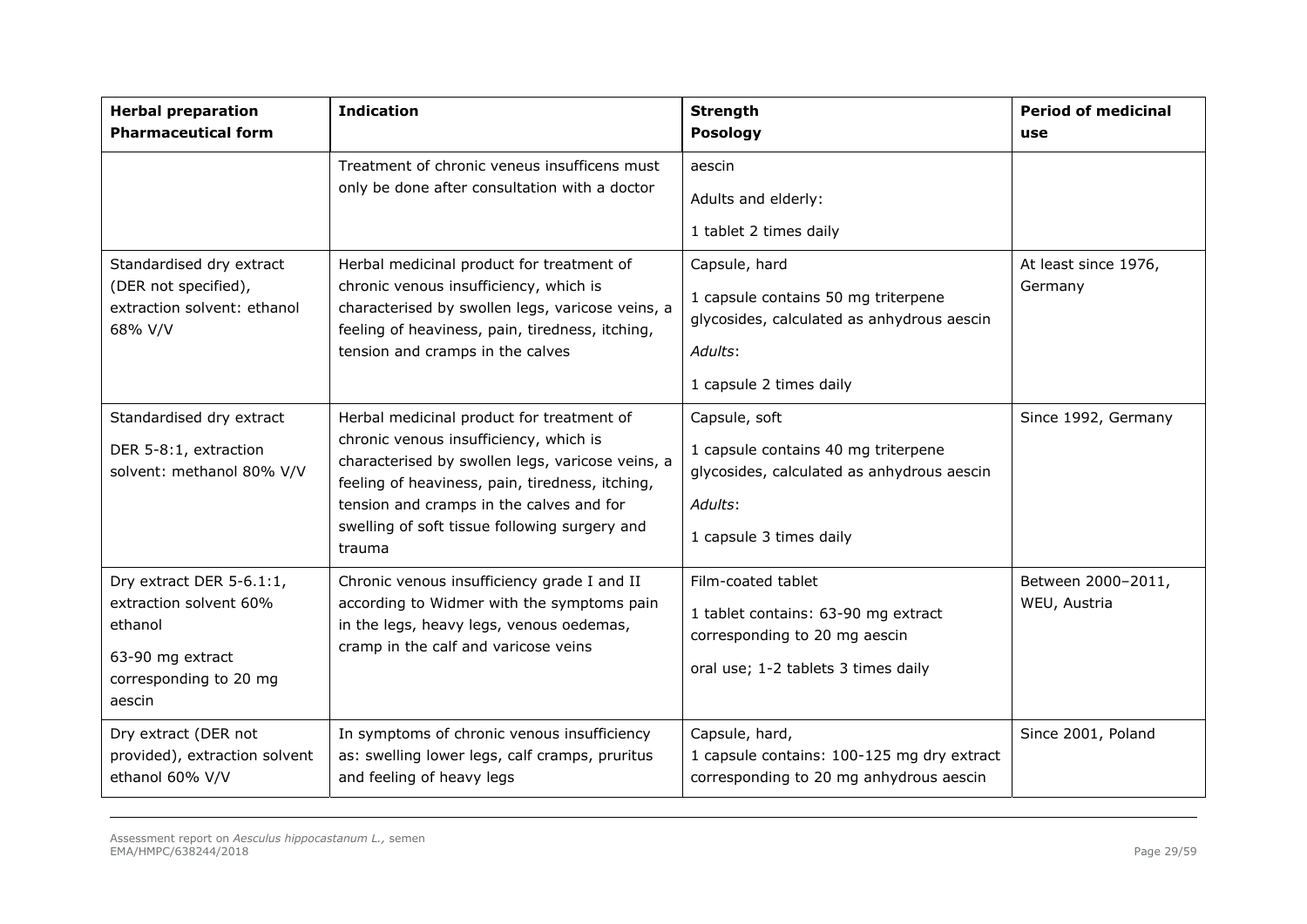| Herbal preparation<br>Pharmaceutical form | Indication | Strength<br>Posology | Period of medicinal use |
|---|---|---|---|
| | Treatment of chronic veneus insufficens must only be done after consultation with a doctor | aescin<br><br>Adults and elderly:<br><br>1 tablet 2 times daily | |
| Standardised dry extract (DER not specified), extraction solvent: ethanol 68% V/V | Herbal medicinal product for treatment of chronic venous insufficiency, which is characterised by swollen legs, varicose veins, a feeling of heaviness, pain, tiredness, itching, tension and cramps in the calves | Capsule, hard<br><br>1 capsule contains 50 mg triterpene glycosides, calculated as anhydrous aescin<br><br>*Adults*:<br><br>1 capsule 2 times daily | At least since 1976, Germany |
| Standardised dry extract<br><br>DER 5-8:1, extraction solvent: methanol 80% V/V | Herbal medicinal product for treatment of chronic venous insufficiency, which is characterised by swollen legs, varicose veins, a feeling of heaviness, pain, tiredness, itching, tension and cramps in the calves and for swelling of soft tissue following surgery and trauma | Capsule, soft<br><br>1 capsule contains 40 mg triterpene glycosides, calculated as anhydrous aescin<br><br>*Adults*:<br><br>1 capsule 3 times daily | Since 1992, Germany |
| Dry extract DER 5-6.1:1, extraction solvent 60% ethanol<br><br>63-90 mg extract corresponding to 20 mg aescin | Chronic venous insufficiency grade I and II according to Widmer with the symptoms pain in the legs, heavy legs, venous oedemas, cramp in the calf and varicose veins | Film-coated tablet<br><br>1 tablet contains: 63-90 mg extract corresponding to 20 mg aescin<br><br>oral use; 1-2 tablets 3 times daily | Between 2000–2011, WEU, Austria |
| Dry extract (DER not provided), extraction solvent ethanol 60% V/V | In symptoms of chronic venous insufficiency as: swelling lower legs, calf cramps, pruritus and feeling of heavy legs | Capsule, hard,<br>1 capsule contains: 100-125 mg dry extract corresponding to 20 mg anhydrous aescin | Since 2001, Poland |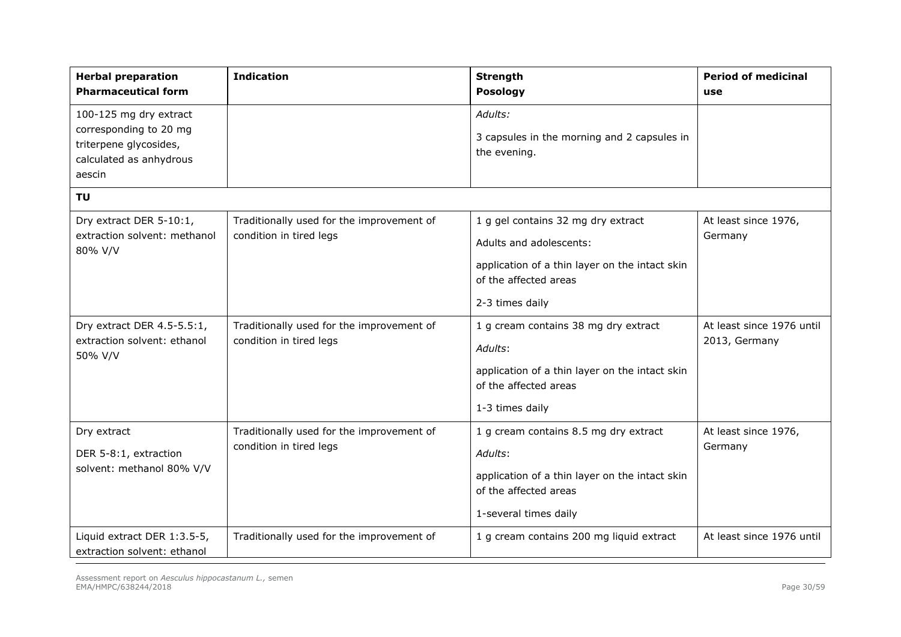| Herbal preparation<br>Pharmaceutical form | Indication | Strength<br>Posology | Period of medicinal use |
|---|---|---|---|
| 100-125 mg dry extract corresponding to 20 mg triterpene glycosides, calculated as anhydrous aescin | | *Adults:*<br>3 capsules in the morning and 2 capsules in the evening. | |
| **TU** | | | |
| Dry extract DER 5-10:1, extraction solvent: methanol 80% V/V | Traditionally used for the improvement of condition in tired legs | 1 g gel contains 32 mg dry extract<br>Adults and adolescents:<br>application of a thin layer on the intact skin of the affected areas<br>2-3 times daily | At least since 1976, Germany |
| Dry extract DER 4.5-5.5:1, extraction solvent: ethanol 50% V/V | Traditionally used for the improvement of condition in tired legs | 1 g cream contains 38 mg dry extract<br>*Adults*:<br>application of a thin layer on the intact skin of the affected areas<br>1-3 times daily | At least since 1976 until 2013, Germany |
| Dry extract<br>DER 5-8:1, extraction solvent: methanol 80% V/V | Traditionally used for the improvement of condition in tired legs | 1 g cream contains 8.5 mg dry extract<br>*Adults*:<br>application of a thin layer on the intact skin of the affected areas<br>1-several times daily | At least since 1976, Germany |
| Liquid extract DER 1:3.5-5, extraction solvent: ethanol | Traditionally used for the improvement of | 1 g cream contains 200 mg liquid extract | At least since 1976 until |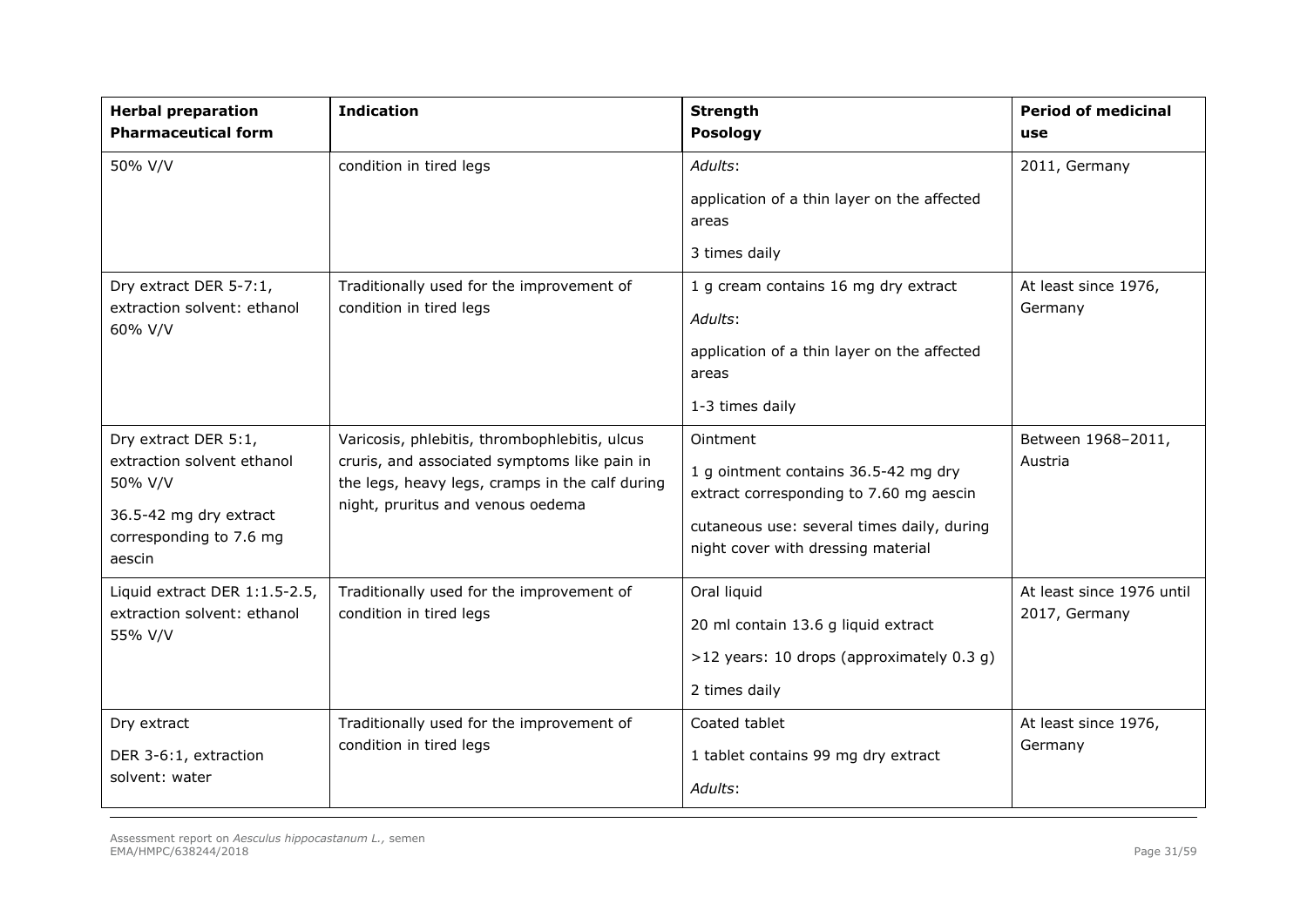| **Herbal preparation**<br>**Pharmaceutical form** | **Indication** | **Strength**<br>**Posology** | **Period of medicinal use** |
|---|---|---|---|
| 50% V/V | condition in tired legs | *Adults*:<br>application of a thin layer on the affected areas<br>3 times daily | 2011, Germany |
| Dry extract DER 5-7:1, extraction solvent: ethanol 60% V/V | Traditionally used for the improvement of condition in tired legs | 1 g cream contains 16 mg dry extract<br>*Adults*:<br>application of a thin layer on the affected areas<br>1-3 times daily | At least since 1976, Germany |
| Dry extract DER 5:1, extraction solvent ethanol 50% V/V<br>36.5-42 mg dry extract corresponding to 7.6 mg aescin | Varicosis, phlebitis, thrombophlebitis, ulcus cruris, and associated symptoms like pain in the legs, heavy legs, cramps in the calf during night, pruritus and venous oedema | Ointment<br>1 g ointment contains 36.5-42 mg dry extract corresponding to 7.60 mg aescin<br>cutaneous use: several times daily, during night cover with dressing material | Between 1968–2011, Austria |
| Liquid extract DER 1:1.5-2.5, extraction solvent: ethanol 55% V/V | Traditionally used for the improvement of condition in tired legs | Oral liquid<br>20 ml contain 13.6 g liquid extract<br>>12 years: 10 drops (approximately 0.3 g)<br>2 times daily | At least since 1976 until 2017, Germany |
| Dry extract<br>DER 3-6:1, extraction solvent: water | Traditionally used for the improvement of condition in tired legs | Coated tablet<br>1 tablet contains 99 mg dry extract<br>*Adults*: | At least since 1976, Germany |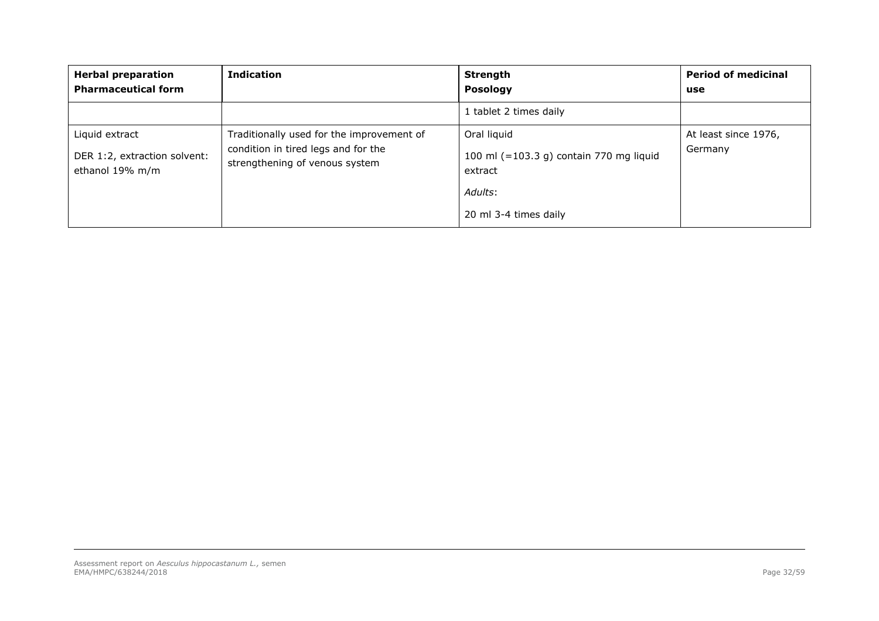| **Herbal preparation Pharmaceutical form** | **Indication** | **Strength Posology** | **Period of medicinal use** |
|---|---|---|---|
| | | 1 tablet 2 times daily | |
| Liquid extract<br><br>DER 1:2, extraction solvent: ethanol 19% m/m | Traditionally used for the improvement of condition in tired legs and for the strengthening of venous system | Oral liquid<br><br>100 ml (=103.3 g) contain 770 mg liquid extract<br><br>*Adults*:<br><br>20 ml 3-4 times daily | At least since 1976, Germany |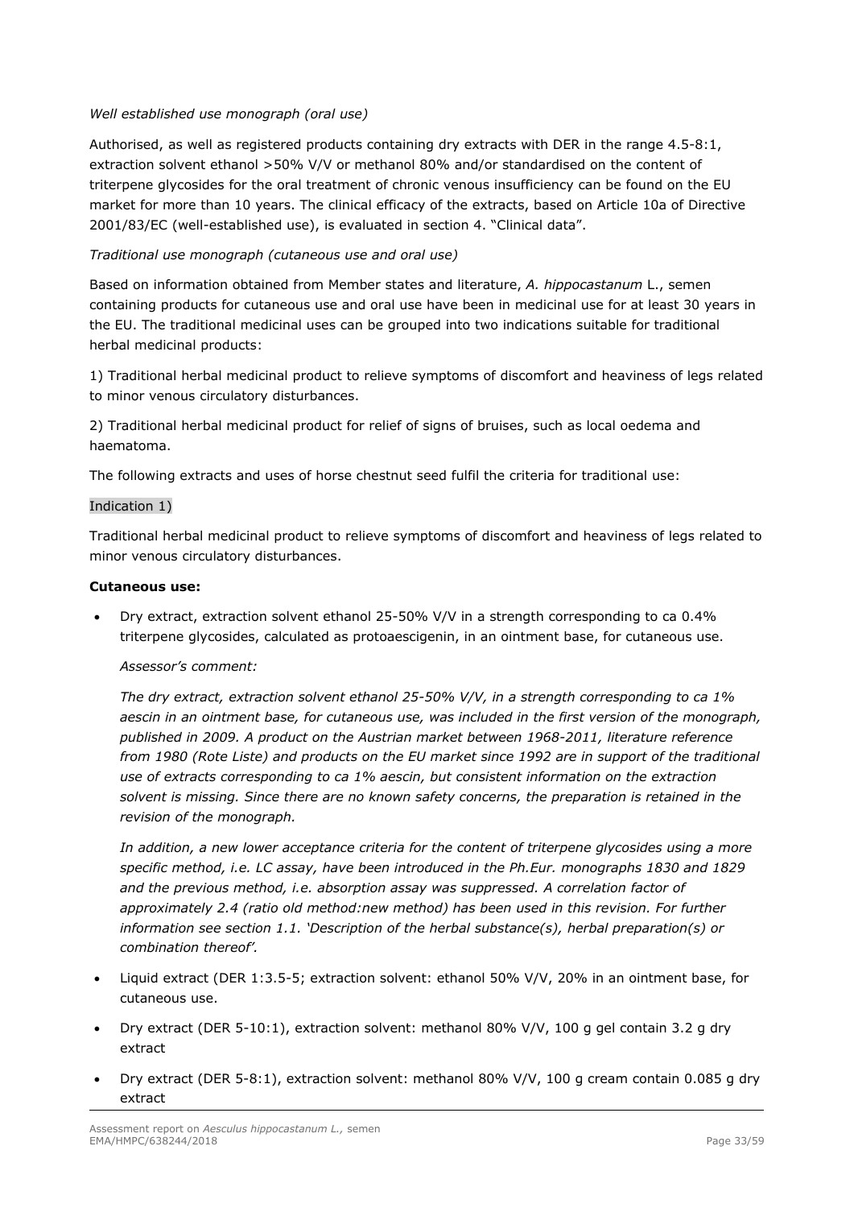*Well established use monograph (oral use)*

Authorised, as well as registered products containing dry extracts with DER in the range 4.5-8:1, extraction solvent ethanol >50% V/V or methanol 80% and/or standardised on the content of triterpene glycosides for the oral treatment of chronic venous insufficiency can be found on the EU market for more than 10 years. The clinical efficacy of the extracts, based on Article 10a of Directive 2001/83/EC (well-established use), is evaluated in section 4. "Clinical data".

*Traditional use monograph (cutaneous use and oral use)*

Based on information obtained from Member states and literature, *A. hippocastanum* L., semen containing products for cutaneous use and oral use have been in medicinal use for at least 30 years in the EU. The traditional medicinal uses can be grouped into two indications suitable for traditional herbal medicinal products:

1) Traditional herbal medicinal product to relieve symptoms of discomfort and heaviness of legs related to minor venous circulatory disturbances.

2) Traditional herbal medicinal product for relief of signs of bruises, such as local oedema and haematoma.

The following extracts and uses of horse chestnut seed fulfil the criteria for traditional use:

Indication 1)

Traditional herbal medicinal product to relieve symptoms of discomfort and heaviness of legs related to minor venous circulatory disturbances.

**Cutaneous use:**

- Dry extract, extraction solvent ethanol 25-50% V/V in a strength corresponding to ca 0.4% triterpene glycosides, calculated as protoaescigenin, in an ointment base, for cutaneous use.

  *Assessor's comment:*

  *The dry extract, extraction solvent ethanol 25-50% V/V, in a strength corresponding to ca 1% aescin in an ointment base, for cutaneous use, was included in the first version of the monograph, published in 2009. A product on the Austrian market between 1968-2011, literature reference from 1980 (Rote Liste) and products on the EU market since 1992 are in support of the traditional use of extracts corresponding to ca 1% aescin, but consistent information on the extraction solvent is missing. Since there are no known safety concerns, the preparation is retained in the revision of the monograph.*

  *In addition, a new lower acceptance criteria for the content of triterpene glycosides using a more specific method, i.e. LC assay, have been introduced in the Ph.Eur. monographs 1830 and 1829 and the previous method, i.e. absorption assay was suppressed. A correlation factor of approximately 2.4 (ratio old method:new method) has been used in this revision. For further information see section 1.1. 'Description of the herbal substance(s), herbal preparation(s) or combination thereof'.*

- Liquid extract (DER 1:3.5-5; extraction solvent: ethanol 50% V/V, 20% in an ointment base, for cutaneous use.
- Dry extract (DER 5-10:1), extraction solvent: methanol 80% V/V, 100 g gel contain 3.2 g dry extract
- Dry extract (DER 5-8:1), extraction solvent: methanol 80% V/V, 100 g cream contain 0.085 g dry extract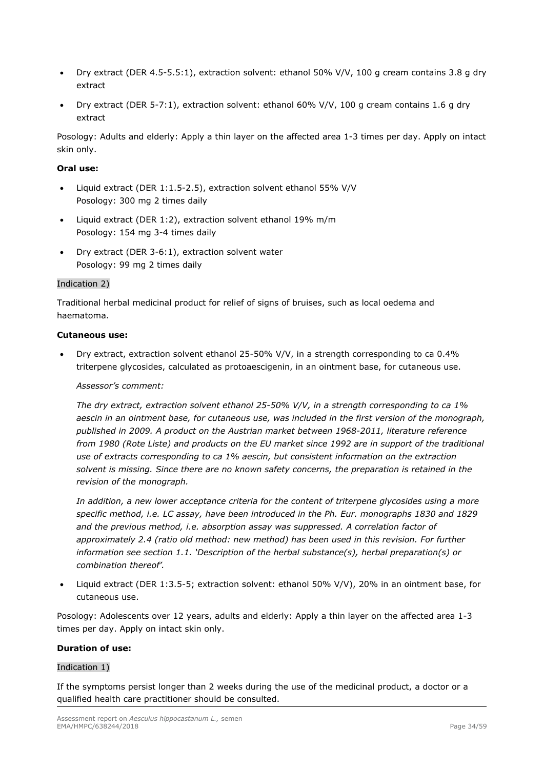- Dry extract (DER 4.5-5.5:1), extraction solvent: ethanol 50% V/V, 100 g cream contains 3.8 g dry extract
- Dry extract (DER 5-7:1), extraction solvent: ethanol 60% V/V, 100 g cream contains 1.6 g dry extract

Posology: Adults and elderly: Apply a thin layer on the affected area 1-3 times per day. Apply on intact skin only.

**Oral use:**

- Liquid extract (DER 1:1.5-2.5), extraction solvent ethanol 55% V/V  
  Posology: 300 mg 2 times daily
- Liquid extract (DER 1:2), extraction solvent ethanol 19% m/m  
  Posology: 154 mg 3-4 times daily
- Dry extract (DER 3-6:1), extraction solvent water  
  Posology: 99 mg 2 times daily

Indication 2)

Traditional herbal medicinal product for relief of signs of bruises, such as local oedema and haematoma.

**Cutaneous use:**

- Dry extract, extraction solvent ethanol 25-50% V/V, in a strength corresponding to ca 0.4% triterpene glycosides, calculated as protoaescigenin, in an ointment base, for cutaneous use.

  *Assessor's comment:*

  *The dry extract, extraction solvent ethanol 25-50% V/V, in a strength corresponding to ca 1% aescin in an ointment base, for cutaneous use, was included in the first version of the monograph, published in 2009. A product on the Austrian market between 1968-2011, literature reference from 1980 (Rote Liste) and products on the EU market since 1992 are in support of the traditional use of extracts corresponding to ca 1% aescin, but consistent information on the extraction solvent is missing. Since there are no known safety concerns, the preparation is retained in the revision of the monograph.*

  *In addition, a new lower acceptance criteria for the content of triterpene glycosides using a more specific method, i.e. LC assay, have been introduced in the Ph. Eur. monographs 1830 and 1829 and the previous method, i.e. absorption assay was suppressed. A correlation factor of approximately 2.4 (ratio old method: new method) has been used in this revision. For further information see section 1.1. 'Description of the herbal substance(s), herbal preparation(s) or combination thereof'.*

- Liquid extract (DER 1:3.5-5; extraction solvent: ethanol 50% V/V), 20% in an ointment base, for cutaneous use.

Posology: Adolescents over 12 years, adults and elderly: Apply a thin layer on the affected area 1-3 times per day. Apply on intact skin only.

**Duration of use:**

Indication 1)

If the symptoms persist longer than 2 weeks during the use of the medicinal product, a doctor or a qualified health care practitioner should be consulted.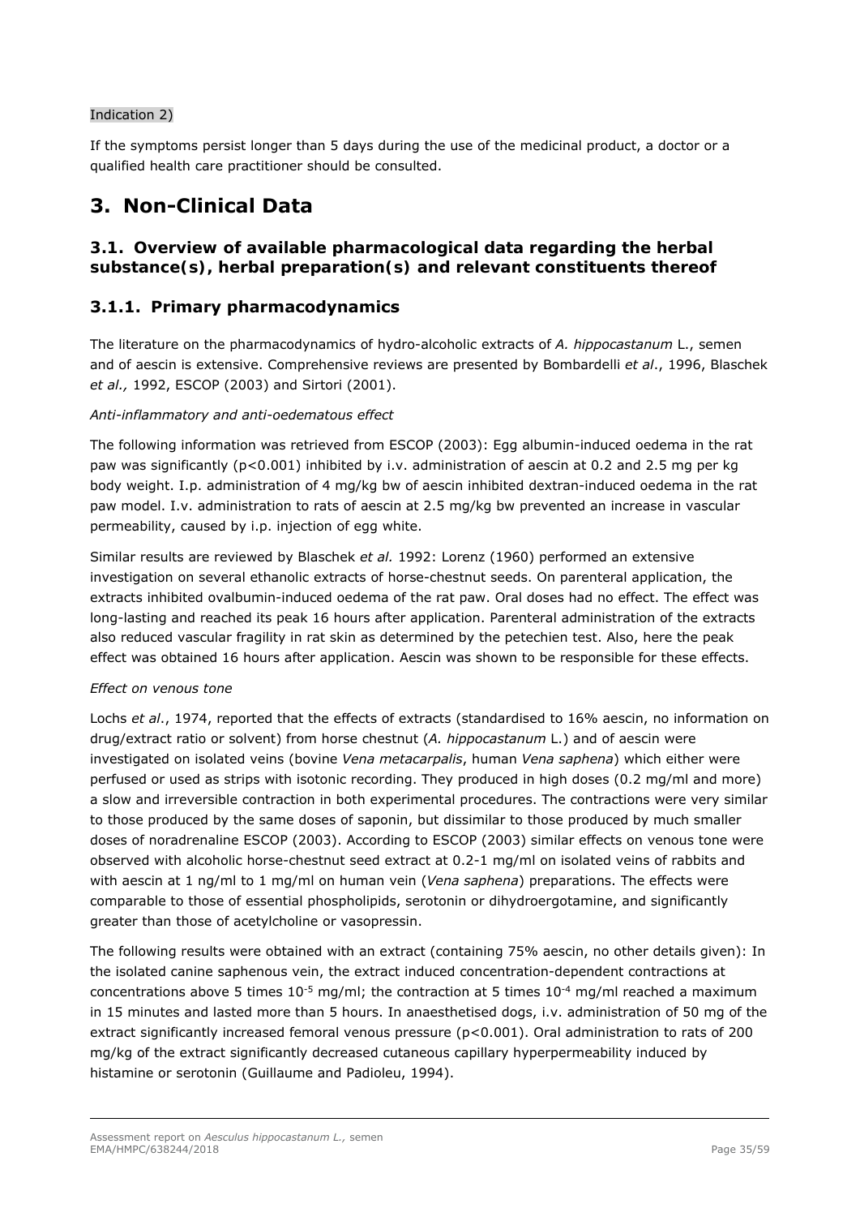Indication 2)

If the symptoms persist longer than 5 days during the use of the medicinal product, a doctor or a qualified health care practitioner should be consulted.

# 3. Non-Clinical Data

## 3.1. Overview of available pharmacological data regarding the herbal substance(s), herbal preparation(s) and relevant constituents thereof

### 3.1.1. Primary pharmacodynamics

The literature on the pharmacodynamics of hydro-alcoholic extracts of *A. hippocastanum* L., semen and of aescin is extensive. Comprehensive reviews are presented by Bombardelli *et al*., 1996, Blaschek *et al.,* 1992, ESCOP (2003) and Sirtori (2001).

*Anti-inflammatory and anti-oedematous effect*

The following information was retrieved from ESCOP (2003): Egg albumin-induced oedema in the rat paw was significantly ($p<0.001$) inhibited by i.v. administration of aescin at 0.2 and 2.5 mg per kg body weight. I.p. administration of 4 mg/kg bw of aescin inhibited dextran-induced oedema in the rat paw model. I.v. administration to rats of aescin at 2.5 mg/kg bw prevented an increase in vascular permeability, caused by i.p. injection of egg white.

Similar results are reviewed by Blaschek *et al.* 1992: Lorenz (1960) performed an extensive investigation on several ethanolic extracts of horse-chestnut seeds. On parenteral application, the extracts inhibited ovalbumin-induced oedema of the rat paw. Oral doses had no effect. The effect was long-lasting and reached its peak 16 hours after application. Parenteral administration of the extracts also reduced vascular fragility in rat skin as determined by the petechien test. Also, here the peak effect was obtained 16 hours after application. Aescin was shown to be responsible for these effects.

*Effect on venous tone*

Lochs *et al*., 1974, reported that the effects of extracts (standardised to 16% aescin, no information on drug/extract ratio or solvent) from horse chestnut (*A. hippocastanum* L.) and of aescin were investigated on isolated veins (bovine *Vena metacarpalis*, human *Vena saphena*) which either were perfused or used as strips with isotonic recording. They produced in high doses (0.2 mg/ml and more) a slow and irreversible contraction in both experimental procedures. The contractions were very similar to those produced by the same doses of saponin, but dissimilar to those produced by much smaller doses of noradrenaline ESCOP (2003). According to ESCOP (2003) similar effects on venous tone were observed with alcoholic horse-chestnut seed extract at 0.2-1 mg/ml on isolated veins of rabbits and with aescin at 1 ng/ml to 1 mg/ml on human vein (*Vena saphena*) preparations. The effects were comparable to those of essential phospholipids, serotonin or dihydroergotamine, and significantly greater than those of acetylcholine or vasopressin.

The following results were obtained with an extract (containing 75% aescin, no other details given): In the isolated canine saphenous vein, the extract induced concentration-dependent contractions at concentrations above 5 times $10^{-5}$ mg/ml; the contraction at 5 times $10^{-4}$ mg/ml reached a maximum in 15 minutes and lasted more than 5 hours. In anaesthetised dogs, i.v. administration of 50 mg of the extract significantly increased femoral venous pressure ($p<0.001$). Oral administration to rats of 200 mg/kg of the extract significantly decreased cutaneous capillary hyperpermeability induced by histamine or serotonin (Guillaume and Padioleu, 1994).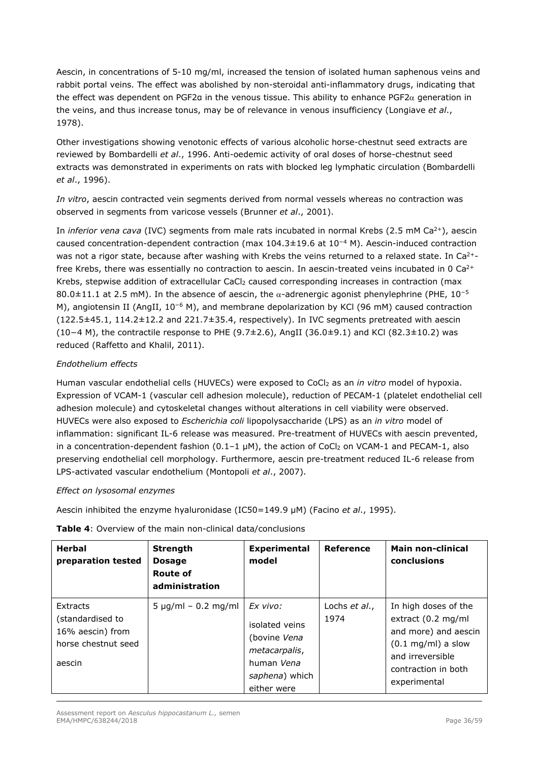Aescin, in concentrations of 5-10 mg/ml, increased the tension of isolated human saphenous veins and rabbit portal veins. The effect was abolished by non-steroidal anti-inflammatory drugs, indicating that the effect was dependent on PGF2α in the venous tissue. This ability to enhance PGF2α generation in the veins, and thus increase tonus, may be of relevance in venous insufficiency (Longiave *et al*., 1978).

Other investigations showing venotonic effects of various alcoholic horse-chestnut seed extracts are reviewed by Bombardelli *et al*., 1996. Anti-oedemic activity of oral doses of horse-chestnut seed extracts was demonstrated in experiments on rats with blocked leg lymphatic circulation (Bombardelli *et al*., 1996).

*In vitro*, aescin contracted vein segments derived from normal vessels whereas no contraction was observed in segments from varicose vessels (Brunner *et al*., 2001).

In *inferior vena cava* (IVC) segments from male rats incubated in normal Krebs (2.5 mM $Ca^{2+}$), aescin caused concentration-dependent contraction (max 104.3±19.6 at $10^{-4}$ M). Aescin-induced contraction was not a rigor state, because after washing with Krebs the veins returned to a relaxed state. In $Ca^{2+}$-free Krebs, there was essentially no contraction to aescin. In aescin-treated veins incubated in 0 $Ca^{2+}$ Krebs, stepwise addition of extracellular $CaCl_2$ caused corresponding increases in contraction (max 80.0±11.1 at 2.5 mM). In the absence of aescin, the α-adrenergic agonist phenylephrine (PHE, $10^{-5}$ M), angiotensin II (AngII, $10^{-6}$ M), and membrane depolarization by KCl (96 mM) caused contraction (122.5±45.1, 114.2±12.2 and 221.7±35.4, respectively). In IVC segments pretreated with aescin (10−4 M), the contractile response to PHE (9.7±2.6), AngII (36.0±9.1) and KCl (82.3±10.2) was reduced (Raffetto and Khalil, 2011).

*Endothelium effects*

Human vascular endothelial cells (HUVECs) were exposed to $CoCl_2$ as an *in vitro* model of hypoxia. Expression of VCAM-1 (vascular cell adhesion molecule), reduction of PECAM-1 (platelet endothelial cell adhesion molecule) and cytoskeletal changes without alterations in cell viability were observed. HUVECs were also exposed to *Escherichia coli* lipopolysaccharide (LPS) as an *in vitro* model of inflammation: significant IL-6 release was measured. Pre-treatment of HUVECs with aescin prevented, in a concentration-dependent fashion (0.1–1 μM), the action of $CoCl_2$ on VCAM-1 and PECAM-1, also preserving endothelial cell morphology. Furthermore, aescin pre-treatment reduced IL-6 release from LPS-activated vascular endothelium (Montopoli *et al*., 2007).

*Effect on lysosomal enzymes*

Aescin inhibited the enzyme hyaluronidase (IC50=149.9 μM) (Facino *et al*., 1995).

**Table 4**: Overview of the main non-clinical data/conclusions

| **Herbal preparation tested** | **Strength Dosage Route of administration** | **Experimental model** | **Reference** | **Main non-clinical conclusions** |
|---|---|---|---|---|
| Extracts (standardised to 16% aescin) from horse chestnut seed<br><br>aescin | 5 μg/ml – 0.2 mg/ml | *Ex vivo:*<br><br>isolated veins (bovine *Vena metacarpalis*, human *Vena saphena*) which either were | Lochs *et al*., 1974 | In high doses of the extract (0.2 mg/ml and more) and aescin (0.1 mg/ml) a slow and irreversible contraction in both experimental |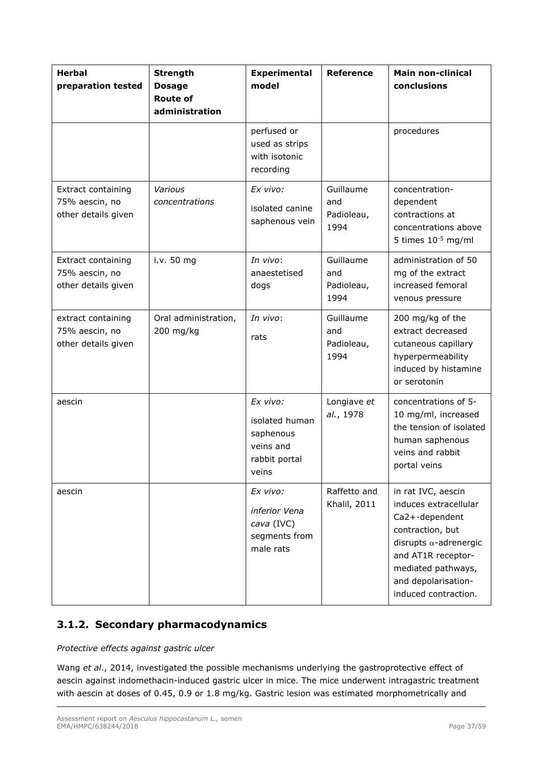| Herbal preparation tested | Strength Dosage Route of administration | Experimental model | Reference | Main non-clinical conclusions |
|---|---|---|---|---|
| | | perfused or used as strips with isotonic recording | | procedures |
| Extract containing 75% aescin, no other details given | *Various concentrations* | *Ex vivo:* isolated canine saphenous vein | Guillaume and Padioleau, 1994 | concentration-dependent contractions at concentrations above 5 times $10^{-5}$ mg/ml |
| Extract containing 75% aescin, no other details given | i.v. 50 mg | *In vivo*: anaestetised dogs | Guillaume and Padioleau, 1994 | administration of 50 mg of the extract increased femoral venous pressure |
| extract containing 75% aescin, no other details given | Oral administration, 200 mg/kg | *In vivo*: rats | Guillaume and Padioleau, 1994 | 200 mg/kg of the extract decreased cutaneous capillary hyperpermeability induced by histamine or serotonin |
| aescin | | *Ex vivo:* isolated human saphenous veins and rabbit portal veins | Longiave *et al.*, 1978 | concentrations of 5-10 mg/ml, increased the tension of isolated human saphenous veins and rabbit portal veins |
| aescin | | *Ex vivo: inferior Vena cava* (IVC) segments from male rats | Raffetto and Khalil, 2011 | in rat IVC, aescin induces extracellular Ca2+-dependent contraction, but disrupts $\alpha$-adrenergic and AT1R receptor-mediated pathways, and depolarisation-induced contraction. |

## 3.1.2. Secondary pharmacodynamics

*Protective effects against gastric ulcer*

Wang *et al.*, 2014, investigated the possible mechanisms underlying the gastroprotective effect of aescin against indomethacin-induced gastric ulcer in mice. The mice underwent intragastric treatment with aescin at doses of 0.45, 0.9 or 1.8 mg/kg. Gastric lesion was estimated morphometrically and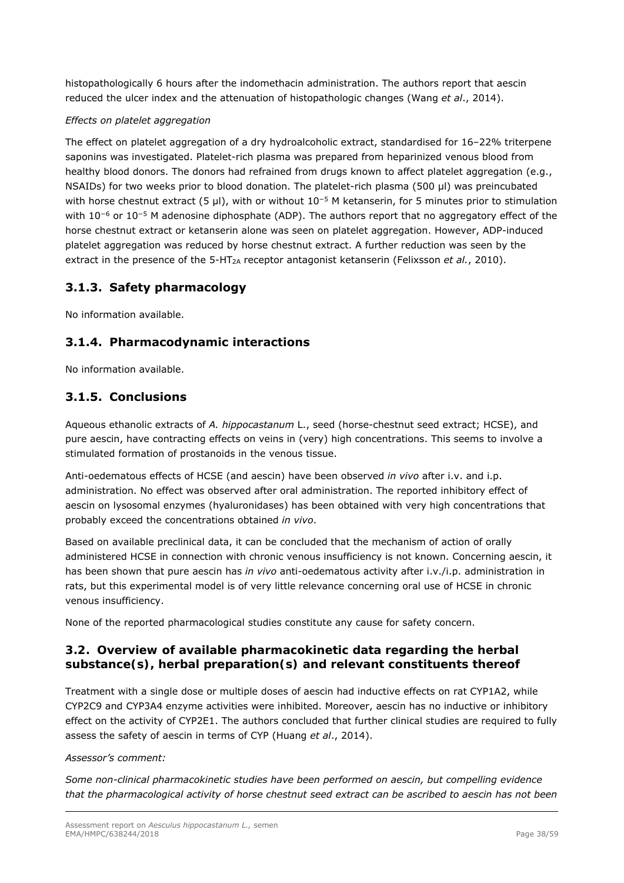histopathologically 6 hours after the indomethacin administration. The authors report that aescin reduced the ulcer index and the attenuation of histopathologic changes (Wang *et al*., 2014).

*Effects on platelet aggregation*

The effect on platelet aggregation of a dry hydroalcoholic extract, standardised for 16–22% triterpene saponins was investigated. Platelet-rich plasma was prepared from heparinized venous blood from healthy blood donors. The donors had refrained from drugs known to affect platelet aggregation (e.g., NSAIDs) for two weeks prior to blood donation. The platelet-rich plasma (500 µl) was preincubated with horse chestnut extract (5 µl), with or without $10^{-5}$ M ketanserin, for 5 minutes prior to stimulation with $10^{-6}$ or $10^{-5}$ M adenosine diphosphate (ADP). The authors report that no aggregatory effect of the horse chestnut extract or ketanserin alone was seen on platelet aggregation. However, ADP-induced platelet aggregation was reduced by horse chestnut extract. A further reduction was seen by the extract in the presence of the 5-$HT_{2A}$ receptor antagonist ketanserin (Felixsson *et al.*, 2010).

### 3.1.3. Safety pharmacology

No information available.

### 3.1.4. Pharmacodynamic interactions

No information available.

### 3.1.5. Conclusions

Aqueous ethanolic extracts of *A. hippocastanum* L., seed (horse-chestnut seed extract; HCSE), and pure aescin, have contracting effects on veins in (very) high concentrations. This seems to involve a stimulated formation of prostanoids in the venous tissue.

Anti-oedematous effects of HCSE (and aescin) have been observed *in vivo* after i.v. and i.p. administration. No effect was observed after oral administration. The reported inhibitory effect of aescin on lysosomal enzymes (hyaluronidases) has been obtained with very high concentrations that probably exceed the concentrations obtained *in vivo*.

Based on available preclinical data, it can be concluded that the mechanism of action of orally administered HCSE in connection with chronic venous insufficiency is not known. Concerning aescin, it has been shown that pure aescin has *in vivo* anti-oedematous activity after i.v./i.p. administration in rats, but this experimental model is of very little relevance concerning oral use of HCSE in chronic venous insufficiency.

None of the reported pharmacological studies constitute any cause for safety concern.

## 3.2. Overview of available pharmacokinetic data regarding the herbal substance(s), herbal preparation(s) and relevant constituents thereof

Treatment with a single dose or multiple doses of aescin had inductive effects on rat CYP1A2, while CYP2C9 and CYP3A4 enzyme activities were inhibited. Moreover, aescin has no inductive or inhibitory effect on the activity of CYP2E1. The authors concluded that further clinical studies are required to fully assess the safety of aescin in terms of CYP (Huang *et al*., 2014).

*Assessor's comment:*

*Some non-clinical pharmacokinetic studies have been performed on aescin, but compelling evidence that the pharmacological activity of horse chestnut seed extract can be ascribed to aescin has not been*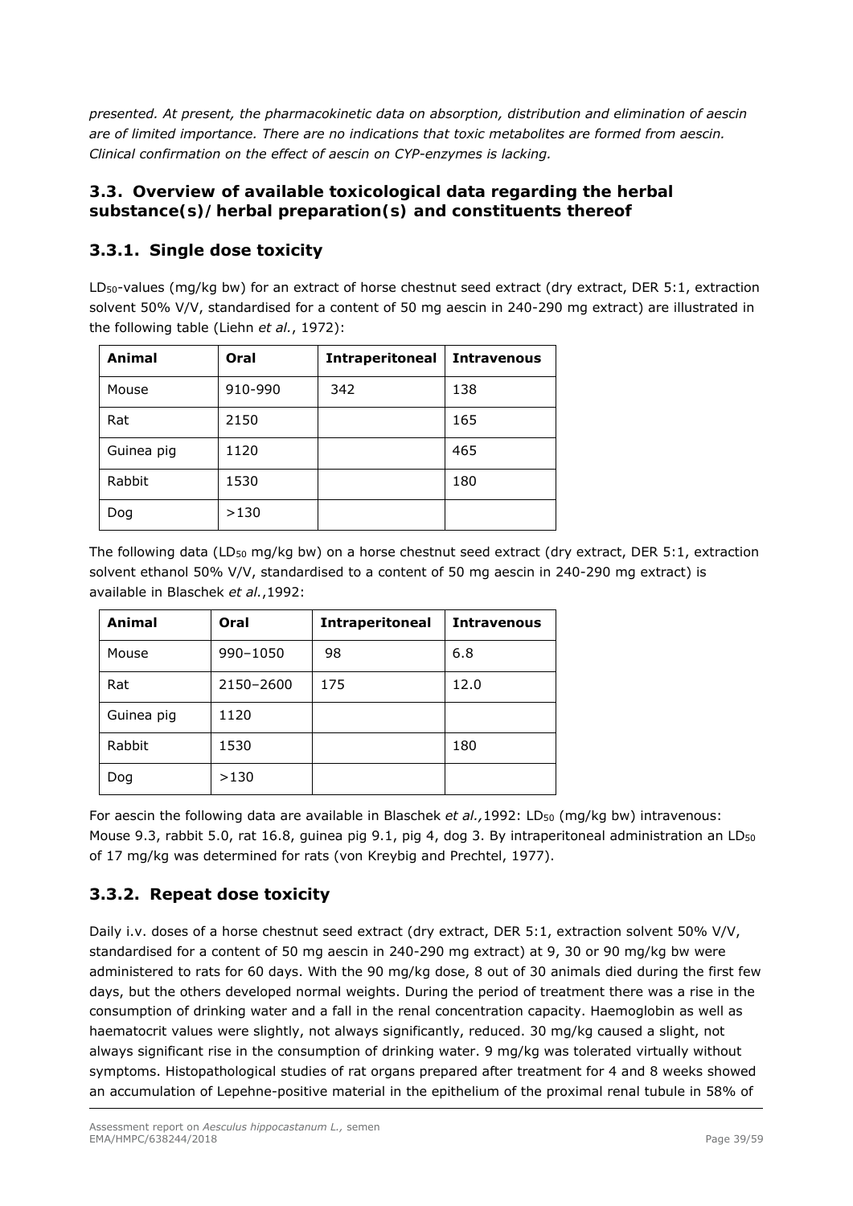*presented. At present, the pharmacokinetic data on absorption, distribution and elimination of aescin are of limited importance. There are no indications that toxic metabolites are formed from aescin. Clinical confirmation on the effect of aescin on CYP-enzymes is lacking.*

## 3.3. Overview of available toxicological data regarding the herbal substance(s)/herbal preparation(s) and constituents thereof

### 3.3.1. Single dose toxicity

$LD_{50}$-values (mg/kg bw) for an extract of horse chestnut seed extract (dry extract, DER 5:1, extraction solvent 50% V/V, standardised for a content of 50 mg aescin in 240-290 mg extract) are illustrated in the following table (Liehn *et al.*, 1972):

| Animal | Oral | Intraperitoneal | Intravenous |
|---|---|---|---|
| Mouse | 910-990 | 342 | 138 |
| Rat | 2150 | | 165 |
| Guinea pig | 1120 | | 465 |
| Rabbit | 1530 | | 180 |
| Dog | >130 | | |

The following data ($LD_{50}$ mg/kg bw) on a horse chestnut seed extract (dry extract, DER 5:1, extraction solvent ethanol 50% V/V, standardised to a content of 50 mg aescin in 240-290 mg extract) is available in Blaschek *et al.*,1992:

| Animal | Oral | Intraperitoneal | Intravenous |
|---|---|---|---|
| Mouse | 990–1050 | 98 | 6.8 |
| Rat | 2150–2600 | 175 | 12.0 |
| Guinea pig | 1120 | | |
| Rabbit | 1530 | | 180 |
| Dog | >130 | | |

For aescin the following data are available in Blaschek *et al.,*1992: $LD_{50}$ (mg/kg bw) intravenous: Mouse 9.3, rabbit 5.0, rat 16.8, guinea pig 9.1, pig 4, dog 3. By intraperitoneal administration an $LD_{50}$ of 17 mg/kg was determined for rats (von Kreybig and Prechtel, 1977).

### 3.3.2. Repeat dose toxicity

Daily i.v. doses of a horse chestnut seed extract (dry extract, DER 5:1, extraction solvent 50% V/V, standardised for a content of 50 mg aescin in 240-290 mg extract) at 9, 30 or 90 mg/kg bw were administered to rats for 60 days. With the 90 mg/kg dose, 8 out of 30 animals died during the first few days, but the others developed normal weights. During the period of treatment there was a rise in the consumption of drinking water and a fall in the renal concentration capacity. Haemoglobin as well as haematocrit values were slightly, not always significantly, reduced. 30 mg/kg caused a slight, not always significant rise in the consumption of drinking water. 9 mg/kg was tolerated virtually without symptoms. Histopathological studies of rat organs prepared after treatment for 4 and 8 weeks showed an accumulation of Lepehne-positive material in the epithelium of the proximal renal tubule in 58% of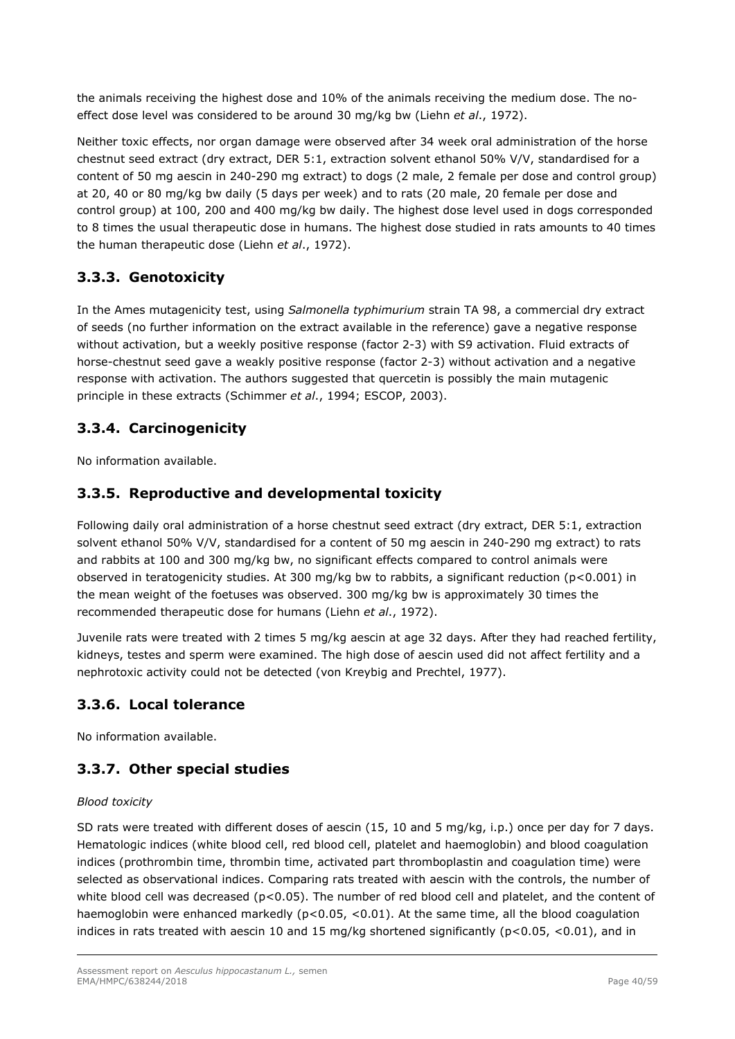the animals receiving the highest dose and 10% of the animals receiving the medium dose. The no-effect dose level was considered to be around 30 mg/kg bw (Liehn *et al*., 1972).

Neither toxic effects, nor organ damage were observed after 34 week oral administration of the horse chestnut seed extract (dry extract, DER 5:1, extraction solvent ethanol 50% V/V, standardised for a content of 50 mg aescin in 240-290 mg extract) to dogs (2 male, 2 female per dose and control group) at 20, 40 or 80 mg/kg bw daily (5 days per week) and to rats (20 male, 20 female per dose and control group) at 100, 200 and 400 mg/kg bw daily. The highest dose level used in dogs corresponded to 8 times the usual therapeutic dose in humans. The highest dose studied in rats amounts to 40 times the human therapeutic dose (Liehn *et al*., 1972).

## 3.3.3. Genotoxicity

In the Ames mutagenicity test, using *Salmonella typhimurium* strain TA 98, a commercial dry extract of seeds (no further information on the extract available in the reference) gave a negative response without activation, but a weekly positive response (factor 2-3) with S9 activation. Fluid extracts of horse-chestnut seed gave a weakly positive response (factor 2-3) without activation and a negative response with activation. The authors suggested that quercetin is possibly the main mutagenic principle in these extracts (Schimmer *et al*., 1994; ESCOP, 2003).

## 3.3.4. Carcinogenicity

No information available.

## 3.3.5. Reproductive and developmental toxicity

Following daily oral administration of a horse chestnut seed extract (dry extract, DER 5:1, extraction solvent ethanol 50% V/V, standardised for a content of 50 mg aescin in 240-290 mg extract) to rats and rabbits at 100 and 300 mg/kg bw, no significant effects compared to control animals were observed in teratogenicity studies. At 300 mg/kg bw to rabbits, a significant reduction ($p<0.001$) in the mean weight of the foetuses was observed. 300 mg/kg bw is approximately 30 times the recommended therapeutic dose for humans (Liehn *et al*., 1972).

Juvenile rats were treated with 2 times 5 mg/kg aescin at age 32 days. After they had reached fertility, kidneys, testes and sperm were examined. The high dose of aescin used did not affect fertility and a nephrotoxic activity could not be detected (von Kreybig and Prechtel, 1977).

## 3.3.6. Local tolerance

No information available.

## 3.3.7. Other special studies

*Blood toxicity*

SD rats were treated with different doses of aescin (15, 10 and 5 mg/kg, i.p.) once per day for 7 days. Hematologic indices (white blood cell, red blood cell, platelet and haemoglobin) and blood coagulation indices (prothrombin time, thrombin time, activated part thromboplastin and coagulation time) were selected as observational indices. Comparing rats treated with aescin with the controls, the number of white blood cell was decreased ($p<0.05$). The number of red blood cell and platelet, and the content of haemoglobin were enhanced markedly ($p<0.05$, $<0.01$). At the same time, all the blood coagulation indices in rats treated with aescin 10 and 15 mg/kg shortened significantly ($p<0.05$, $<0.01$), and in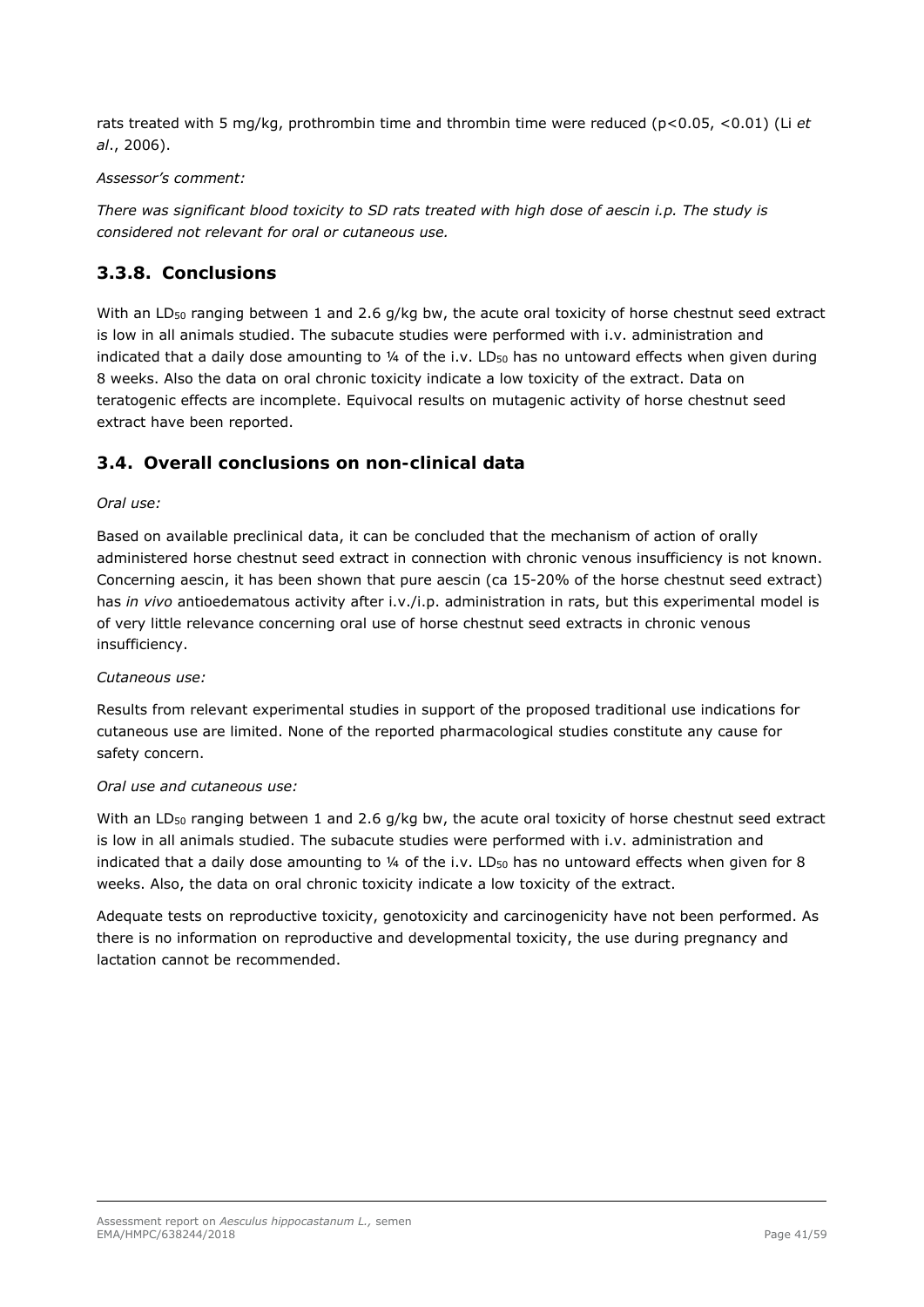rats treated with 5 mg/kg, prothrombin time and thrombin time were reduced ($p<0.05$, $<0.01$) (Li *et al*., 2006).

*Assessor's comment:*

*There was significant blood toxicity to SD rats treated with high dose of aescin i.p. The study is considered not relevant for oral or cutaneous use.*

### 3.3.8. Conclusions

With an $LD_{50}$ ranging between 1 and 2.6 g/kg bw, the acute oral toxicity of horse chestnut seed extract is low in all animals studied. The subacute studies were performed with i.v. administration and indicated that a daily dose amounting to ¼ of the i.v. $LD_{50}$ has no untoward effects when given during 8 weeks. Also the data on oral chronic toxicity indicate a low toxicity of the extract. Data on teratogenic effects are incomplete. Equivocal results on mutagenic activity of horse chestnut seed extract have been reported.

## 3.4. Overall conclusions on non-clinical data

*Oral use:*

Based on available preclinical data, it can be concluded that the mechanism of action of orally administered horse chestnut seed extract in connection with chronic venous insufficiency is not known. Concerning aescin, it has been shown that pure aescin (ca 15-20% of the horse chestnut seed extract) has *in vivo* antioedematous activity after i.v./i.p. administration in rats, but this experimental model is of very little relevance concerning oral use of horse chestnut seed extracts in chronic venous insufficiency.

*Cutaneous use:*

Results from relevant experimental studies in support of the proposed traditional use indications for cutaneous use are limited. None of the reported pharmacological studies constitute any cause for safety concern.

*Oral use and cutaneous use:*

With an $LD_{50}$ ranging between 1 and 2.6 g/kg bw, the acute oral toxicity of horse chestnut seed extract is low in all animals studied. The subacute studies were performed with i.v. administration and indicated that a daily dose amounting to ¼ of the i.v. $LD_{50}$ has no untoward effects when given for 8 weeks. Also, the data on oral chronic toxicity indicate a low toxicity of the extract.

Adequate tests on reproductive toxicity, genotoxicity and carcinogenicity have not been performed. As there is no information on reproductive and developmental toxicity, the use during pregnancy and lactation cannot be recommended.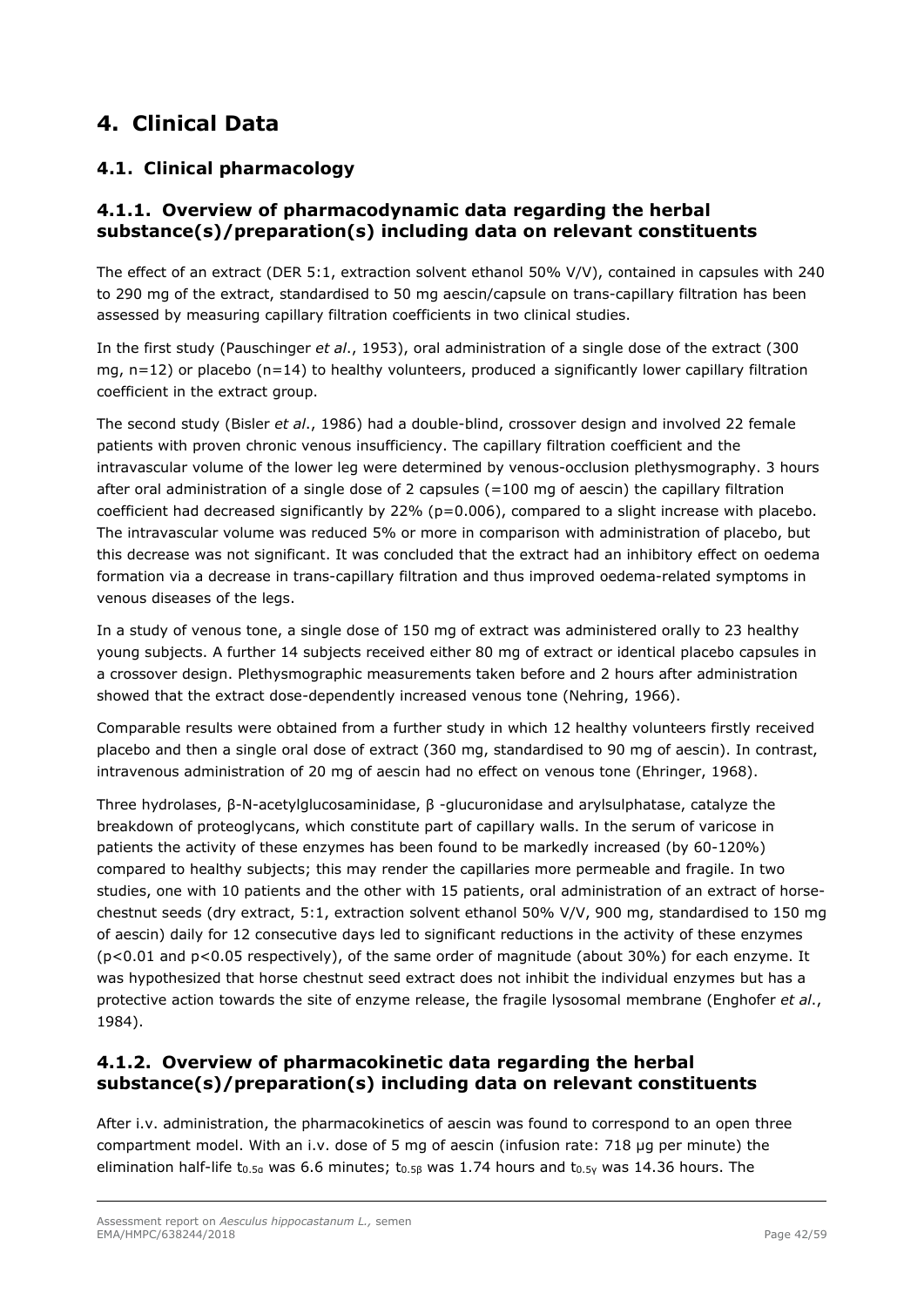# 4. Clinical Data

## 4.1. Clinical pharmacology

### 4.1.1. Overview of pharmacodynamic data regarding the herbal substance(s)/preparation(s) including data on relevant constituents

The effect of an extract (DER 5:1, extraction solvent ethanol 50% V/V), contained in capsules with 240 to 290 mg of the extract, standardised to 50 mg aescin/capsule on trans-capillary filtration has been assessed by measuring capillary filtration coefficients in two clinical studies.

In the first study (Pauschinger *et al*., 1953), oral administration of a single dose of the extract (300 mg, n=12) or placebo (n=14) to healthy volunteers, produced a significantly lower capillary filtration coefficient in the extract group.

The second study (Bisler *et al*., 1986) had a double-blind, crossover design and involved 22 female patients with proven chronic venous insufficiency. The capillary filtration coefficient and the intravascular volume of the lower leg were determined by venous-occlusion plethysmography. 3 hours after oral administration of a single dose of 2 capsules (=100 mg of aescin) the capillary filtration coefficient had decreased significantly by 22% (p=0.006), compared to a slight increase with placebo. The intravascular volume was reduced 5% or more in comparison with administration of placebo, but this decrease was not significant. It was concluded that the extract had an inhibitory effect on oedema formation via a decrease in trans-capillary filtration and thus improved oedema-related symptoms in venous diseases of the legs.

In a study of venous tone, a single dose of 150 mg of extract was administered orally to 23 healthy young subjects. A further 14 subjects received either 80 mg of extract or identical placebo capsules in a crossover design. Plethysmographic measurements taken before and 2 hours after administration showed that the extract dose-dependently increased venous tone (Nehring, 1966).

Comparable results were obtained from a further study in which 12 healthy volunteers firstly received placebo and then a single oral dose of extract (360 mg, standardised to 90 mg of aescin). In contrast, intravenous administration of 20 mg of aescin had no effect on venous tone (Ehringer, 1968).

Three hydrolases, β-N-acetylglucosaminidase, β -glucuronidase and arylsulphatase, catalyze the breakdown of proteoglycans, which constitute part of capillary walls. In the serum of varicose in patients the activity of these enzymes has been found to be markedly increased (by 60-120%) compared to healthy subjects; this may render the capillaries more permeable and fragile. In two studies, one with 10 patients and the other with 15 patients, oral administration of an extract of horse-chestnut seeds (dry extract, 5:1, extraction solvent ethanol 50% V/V, 900 mg, standardised to 150 mg of aescin) daily for 12 consecutive days led to significant reductions in the activity of these enzymes ($p<0.01$ and $p<0.05$ respectively), of the same order of magnitude (about 30%) for each enzyme. It was hypothesized that horse chestnut seed extract does not inhibit the individual enzymes but has a protective action towards the site of enzyme release, the fragile lysosomal membrane (Enghofer *et al*., 1984).

### 4.1.2. Overview of pharmacokinetic data regarding the herbal substance(s)/preparation(s) including data on relevant constituents

After i.v. administration, the pharmacokinetics of aescin was found to correspond to an open three compartment model. With an i.v. dose of 5 mg of aescin (infusion rate: 718 µg per minute) the elimination half-life $t_{0.5\alpha}$ was 6.6 minutes; $t_{0.5\beta}$ was 1.74 hours and $t_{0.5\gamma}$ was 14.36 hours. The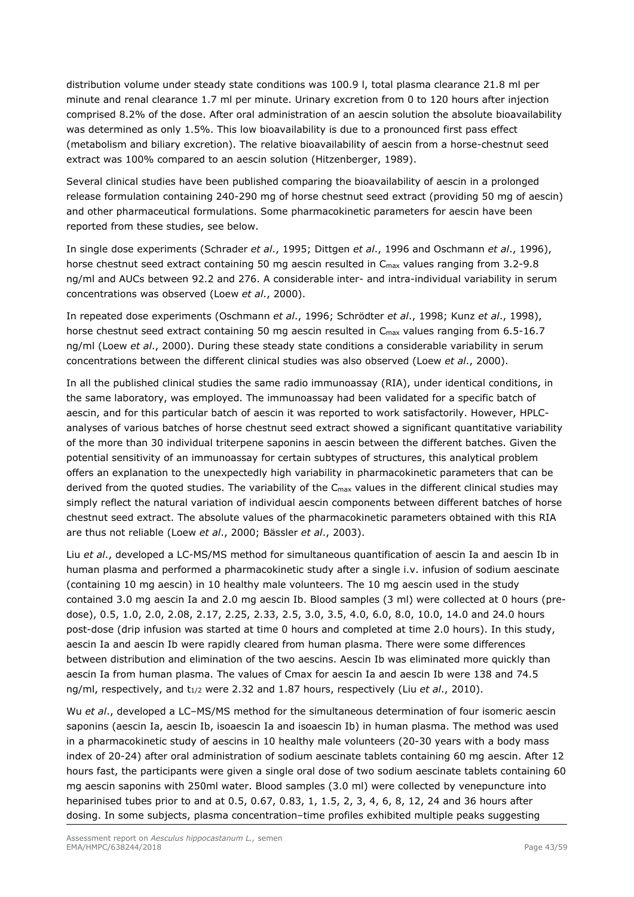distribution volume under steady state conditions was 100.9 l, total plasma clearance 21.8 ml per minute and renal clearance 1.7 ml per minute. Urinary excretion from 0 to 120 hours after injection comprised 8.2% of the dose. After oral administration of an aescin solution the absolute bioavailability was determined as only 1.5%. This low bioavailability is due to a pronounced first pass effect (metabolism and biliary excretion). The relative bioavailability of aescin from a horse-chestnut seed extract was 100% compared to an aescin solution (Hitzenberger, 1989).

Several clinical studies have been published comparing the bioavailability of aescin in a prolonged release formulation containing 240-290 mg of horse chestnut seed extract (providing 50 mg of aescin) and other pharmaceutical formulations. Some pharmacokinetic parameters for aescin have been reported from these studies, see below.

In single dose experiments (Schrader *et al*., 1995; Dittgen *et al*., 1996 and Oschmann *et al*., 1996), horse chestnut seed extract containing 50 mg aescin resulted in $C_{max}$ values ranging from 3.2-9.8 ng/ml and AUCs between 92.2 and 276. A considerable inter- and intra-individual variability in serum concentrations was observed (Loew *et al*., 2000).

In repeated dose experiments (Oschmann *et al*., 1996; Schrödter *et al*., 1998; Kunz *et al*., 1998), horse chestnut seed extract containing 50 mg aescin resulted in $C_{max}$ values ranging from 6.5-16.7 ng/ml (Loew *et al*., 2000). During these steady state conditions a considerable variability in serum concentrations between the different clinical studies was also observed (Loew *et al*., 2000).

In all the published clinical studies the same radio immunoassay (RIA), under identical conditions, in the same laboratory, was employed. The immunoassay had been validated for a specific batch of aescin, and for this particular batch of aescin it was reported to work satisfactorily. However, HPLC-analyses of various batches of horse chestnut seed extract showed a significant quantitative variability of the more than 30 individual triterpene saponins in aescin between the different batches. Given the potential sensitivity of an immunoassay for certain subtypes of structures, this analytical problem offers an explanation to the unexpectedly high variability in pharmacokinetic parameters that can be derived from the quoted studies. The variability of the $C_{max}$ values in the different clinical studies may simply reflect the natural variation of individual aescin components between different batches of horse chestnut seed extract. The absolute values of the pharmacokinetic parameters obtained with this RIA are thus not reliable (Loew *et al*., 2000; Bässler *et al*., 2003).

Liu *et al*., developed a LC-MS/MS method for simultaneous quantification of aescin Ia and aescin Ib in human plasma and performed a pharmacokinetic study after a single i.v. infusion of sodium aescinate (containing 10 mg aescin) in 10 healthy male volunteers. The 10 mg aescin used in the study contained 3.0 mg aescin Ia and 2.0 mg aescin Ib. Blood samples (3 ml) were collected at 0 hours (pre-dose), 0.5, 1.0, 2.0, 2.08, 2.17, 2.25, 2.33, 2.5, 3.0, 3.5, 4.0, 6.0, 8.0, 10.0, 14.0 and 24.0 hours post-dose (drip infusion was started at time 0 hours and completed at time 2.0 hours). In this study, aescin Ia and aescin Ib were rapidly cleared from human plasma. There were some differences between distribution and elimination of the two aescins. Aescin Ib was eliminated more quickly than aescin Ia from human plasma. The values of Cmax for aescin Ia and aescin Ib were 138 and 74.5 ng/ml, respectively, and $t_{1/2}$ were 2.32 and 1.87 hours, respectively (Liu *et al*., 2010).

Wu *et al*., developed a LC–MS/MS method for the simultaneous determination of four isomeric aescin saponins (aescin Ia, aescin Ib, isoaescin Ia and isoaescin Ib) in human plasma. The method was used in a pharmacokinetic study of aescins in 10 healthy male volunteers (20-30 years with a body mass index of 20-24) after oral administration of sodium aescinate tablets containing 60 mg aescin. After 12 hours fast, the participants were given a single oral dose of two sodium aescinate tablets containing 60 mg aescin saponins with 250ml water. Blood samples (3.0 ml) were collected by venepuncture into heparinised tubes prior to and at 0.5, 0.67, 0.83, 1, 1.5, 2, 3, 4, 6, 8, 12, 24 and 36 hours after dosing. In some subjects, plasma concentration–time profiles exhibited multiple peaks suggesting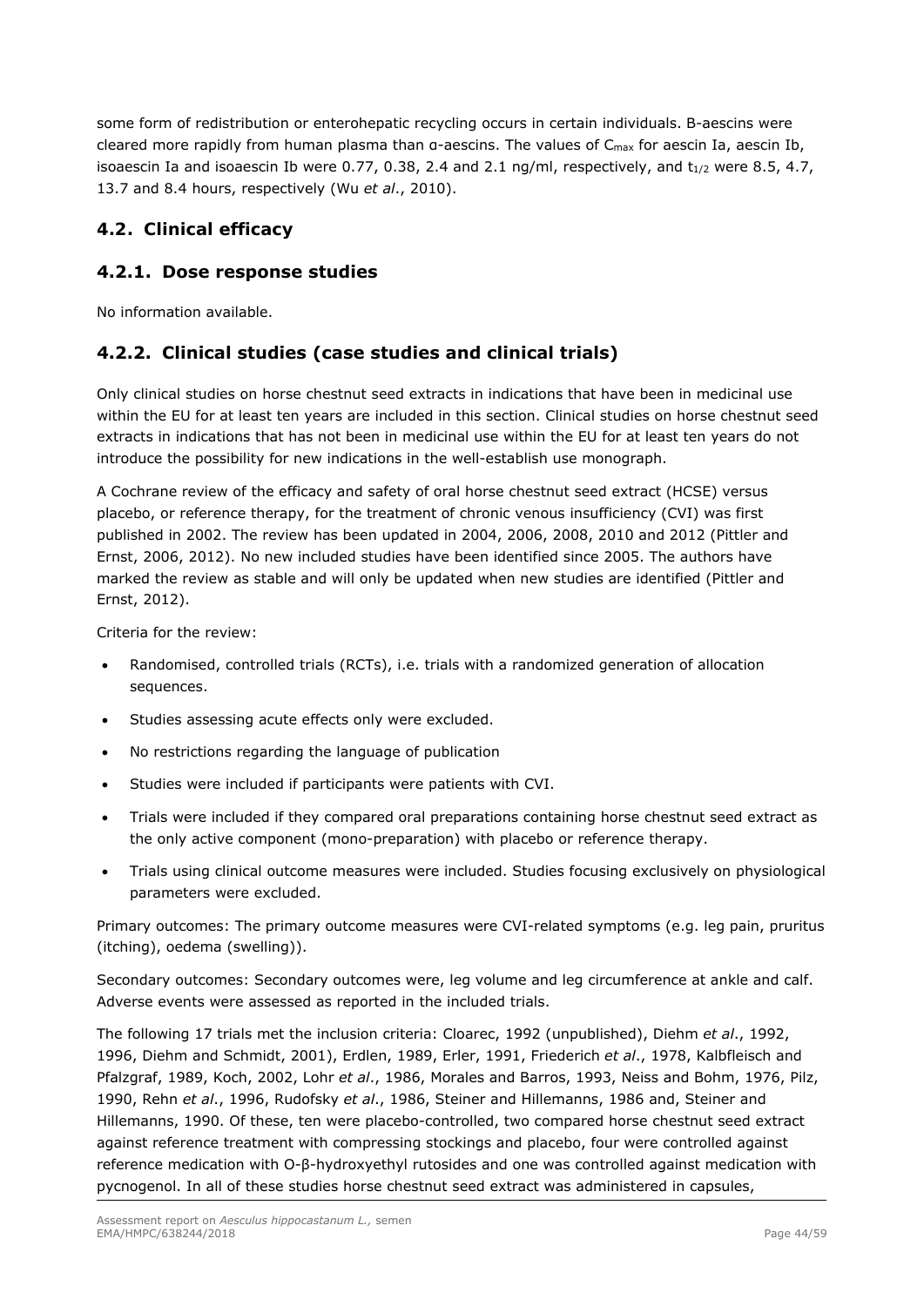some form of redistribution or enterohepatic recycling occurs in certain individuals. Β-aescins were cleared more rapidly from human plasma than α-aescins. The values of $C_{max}$ for aescin Ia, aescin Ib, isoaescin Ia and isoaescin Ib were 0.77, 0.38, 2.4 and 2.1 ng/ml, respectively, and $t_{1/2}$ were 8.5, 4.7, 13.7 and 8.4 hours, respectively (Wu *et al*., 2010).

## 4.2. Clinical efficacy

### 4.2.1. Dose response studies

No information available.

### 4.2.2. Clinical studies (case studies and clinical trials)

Only clinical studies on horse chestnut seed extracts in indications that have been in medicinal use within the EU for at least ten years are included in this section. Clinical studies on horse chestnut seed extracts in indications that has not been in medicinal use within the EU for at least ten years do not introduce the possibility for new indications in the well-establish use monograph.

A Cochrane review of the efficacy and safety of oral horse chestnut seed extract (HCSE) versus placebo, or reference therapy, for the treatment of chronic venous insufficiency (CVI) was first published in 2002. The review has been updated in 2004, 2006, 2008, 2010 and 2012 (Pittler and Ernst, 2006, 2012). No new included studies have been identified since 2005. The authors have marked the review as stable and will only be updated when new studies are identified (Pittler and Ernst, 2012).

Criteria for the review:

- Randomised, controlled trials (RCTs), i.e. trials with a randomized generation of allocation sequences.
- Studies assessing acute effects only were excluded.
- No restrictions regarding the language of publication
- Studies were included if participants were patients with CVI.
- Trials were included if they compared oral preparations containing horse chestnut seed extract as the only active component (mono-preparation) with placebo or reference therapy.
- Trials using clinical outcome measures were included. Studies focusing exclusively on physiological parameters were excluded.

Primary outcomes: The primary outcome measures were CVI-related symptoms (e.g. leg pain, pruritus (itching), oedema (swelling)).

Secondary outcomes: Secondary outcomes were, leg volume and leg circumference at ankle and calf. Adverse events were assessed as reported in the included trials.

The following 17 trials met the inclusion criteria: Cloarec, 1992 (unpublished), Diehm *et al*., 1992, 1996, Diehm and Schmidt, 2001), Erdlen, 1989, Erler, 1991, Friederich *et al*., 1978, Kalbfleisch and Pfalzgraf, 1989, Koch, 2002, Lohr *et al*., 1986, Morales and Barros, 1993, Neiss and Bohm, 1976, Pilz, 1990, Rehn *et al*., 1996, Rudofsky *et al*., 1986, Steiner and Hillemanns, 1986 and, Steiner and Hillemanns, 1990. Of these, ten were placebo-controlled, two compared horse chestnut seed extract against reference treatment with compressing stockings and placebo, four were controlled against reference medication with O-β-hydroxyethyl rutosides and one was controlled against medication with pycnogenol. In all of these studies horse chestnut seed extract was administered in capsules,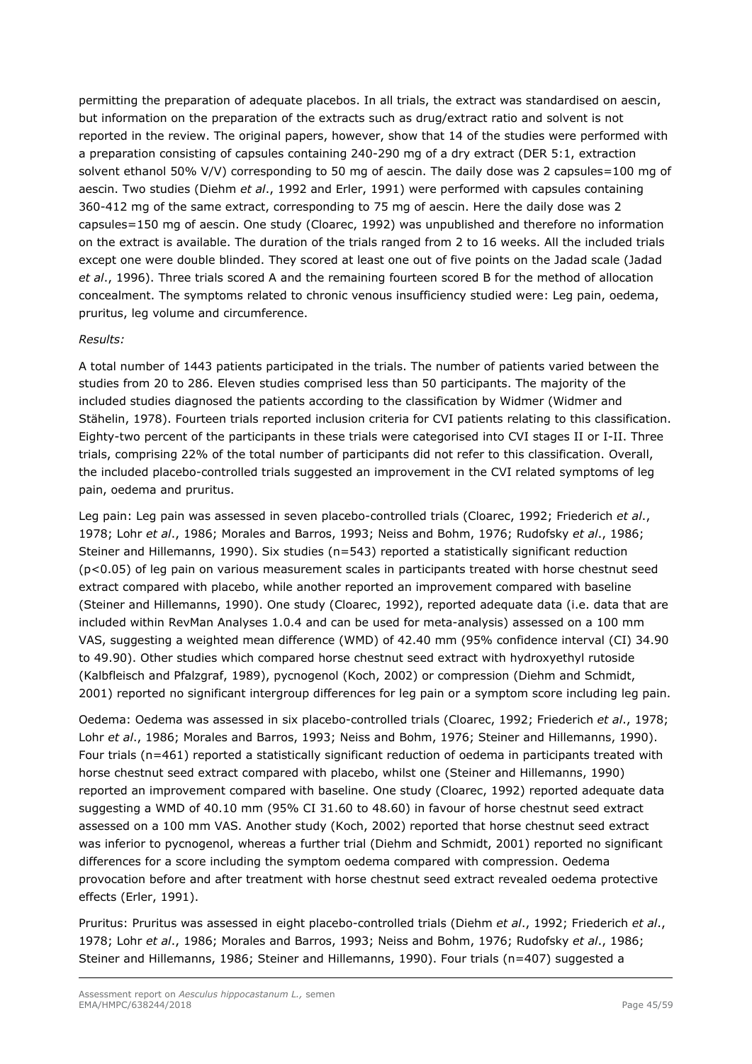permitting the preparation of adequate placebos. In all trials, the extract was standardised on aescin, but information on the preparation of the extracts such as drug/extract ratio and solvent is not reported in the review. The original papers, however, show that 14 of the studies were performed with a preparation consisting of capsules containing 240-290 mg of a dry extract (DER 5:1, extraction solvent ethanol 50% V/V) corresponding to 50 mg of aescin. The daily dose was 2 capsules=100 mg of aescin. Two studies (Diehm *et al*., 1992 and Erler, 1991) were performed with capsules containing 360-412 mg of the same extract, corresponding to 75 mg of aescin. Here the daily dose was 2 capsules=150 mg of aescin. One study (Cloarec, 1992) was unpublished and therefore no information on the extract is available. The duration of the trials ranged from 2 to 16 weeks. All the included trials except one were double blinded. They scored at least one out of five points on the Jadad scale (Jadad *et al*., 1996). Three trials scored A and the remaining fourteen scored B for the method of allocation concealment. The symptoms related to chronic venous insufficiency studied were: Leg pain, oedema, pruritus, leg volume and circumference.

*Results:*

A total number of 1443 patients participated in the trials. The number of patients varied between the studies from 20 to 286. Eleven studies comprised less than 50 participants. The majority of the included studies diagnosed the patients according to the classification by Widmer (Widmer and Stähelin, 1978). Fourteen trials reported inclusion criteria for CVI patients relating to this classification. Eighty-two percent of the participants in these trials were categorised into CVI stages II or I-II. Three trials, comprising 22% of the total number of participants did not refer to this classification. Overall, the included placebo-controlled trials suggested an improvement in the CVI related symptoms of leg pain, oedema and pruritus.

Leg pain: Leg pain was assessed in seven placebo-controlled trials (Cloarec, 1992; Friederich *et al*., 1978; Lohr *et al*., 1986; Morales and Barros, 1993; Neiss and Bohm, 1976; Rudofsky *et al*., 1986; Steiner and Hillemanns, 1990). Six studies (n=543) reported a statistically significant reduction ($p<0.05$) of leg pain on various measurement scales in participants treated with horse chestnut seed extract compared with placebo, while another reported an improvement compared with baseline (Steiner and Hillemanns, 1990). One study (Cloarec, 1992), reported adequate data (i.e. data that are included within RevMan Analyses 1.0.4 and can be used for meta-analysis) assessed on a 100 mm VAS, suggesting a weighted mean difference (WMD) of 42.40 mm (95% confidence interval (CI) 34.90 to 49.90). Other studies which compared horse chestnut seed extract with hydroxyethyl rutoside (Kalbfleisch and Pfalzgraf, 1989), pycnogenol (Koch, 2002) or compression (Diehm and Schmidt, 2001) reported no significant intergroup differences for leg pain or a symptom score including leg pain.

Oedema: Oedema was assessed in six placebo-controlled trials (Cloarec, 1992; Friederich *et al*., 1978; Lohr *et al*., 1986; Morales and Barros, 1993; Neiss and Bohm, 1976; Steiner and Hillemanns, 1990). Four trials (n=461) reported a statistically significant reduction of oedema in participants treated with horse chestnut seed extract compared with placebo, whilst one (Steiner and Hillemanns, 1990) reported an improvement compared with baseline. One study (Cloarec, 1992) reported adequate data suggesting a WMD of 40.10 mm (95% CI 31.60 to 48.60) in favour of horse chestnut seed extract assessed on a 100 mm VAS. Another study (Koch, 2002) reported that horse chestnut seed extract was inferior to pycnogenol, whereas a further trial (Diehm and Schmidt, 2001) reported no significant differences for a score including the symptom oedema compared with compression. Oedema provocation before and after treatment with horse chestnut seed extract revealed oedema protective effects (Erler, 1991).

Pruritus: Pruritus was assessed in eight placebo-controlled trials (Diehm *et al*., 1992; Friederich *et al*., 1978; Lohr *et al*., 1986; Morales and Barros, 1993; Neiss and Bohm, 1976; Rudofsky *et al*., 1986; Steiner and Hillemanns, 1986; Steiner and Hillemanns, 1990). Four trials (n=407) suggested a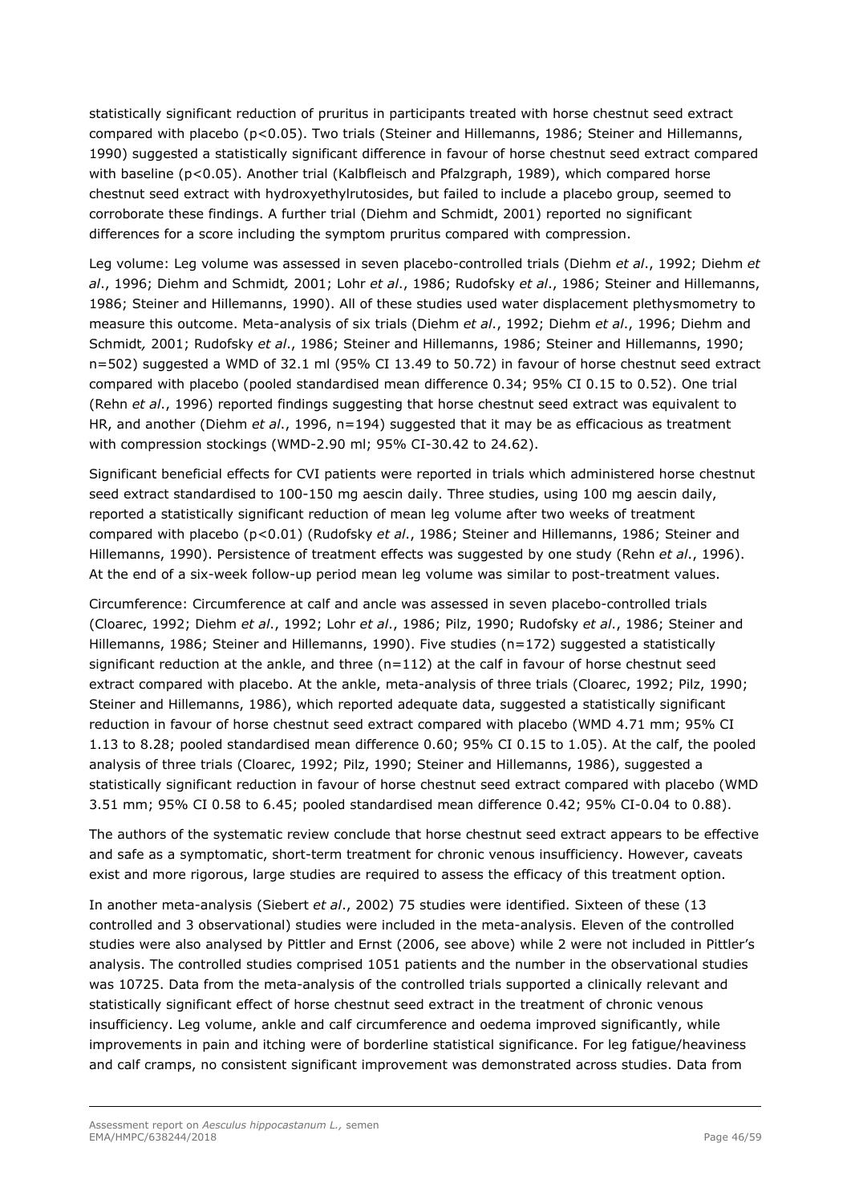statistically significant reduction of pruritus in participants treated with horse chestnut seed extract compared with placebo ($p<0.05$). Two trials (Steiner and Hillemanns, 1986; Steiner and Hillemanns, 1990) suggested a statistically significant difference in favour of horse chestnut seed extract compared with baseline ($p<0.05$). Another trial (Kalbfleisch and Pfalzgraph, 1989), which compared horse chestnut seed extract with hydroxyethylrutosides, but failed to include a placebo group, seemed to corroborate these findings. A further trial (Diehm and Schmidt, 2001) reported no significant differences for a score including the symptom pruritus compared with compression.

Leg volume: Leg volume was assessed in seven placebo-controlled trials (Diehm *et al*., 1992; Diehm *et al*., 1996; Diehm and Schmidt*,* 2001; Lohr *et al*., 1986; Rudofsky *et al*., 1986; Steiner and Hillemanns, 1986; Steiner and Hillemanns, 1990). All of these studies used water displacement plethysmometry to measure this outcome. Meta-analysis of six trials (Diehm *et al*., 1992; Diehm *et al*., 1996; Diehm and Schmidt*,* 2001; Rudofsky *et al*., 1986; Steiner and Hillemanns, 1986; Steiner and Hillemanns, 1990; n=502) suggested a WMD of 32.1 ml (95% CI 13.49 to 50.72) in favour of horse chestnut seed extract compared with placebo (pooled standardised mean difference 0.34; 95% CI 0.15 to 0.52). One trial (Rehn *et al*., 1996) reported findings suggesting that horse chestnut seed extract was equivalent to HR, and another (Diehm *et al*., 1996, n=194) suggested that it may be as efficacious as treatment with compression stockings (WMD-2.90 ml; 95% CI-30.42 to 24.62).

Significant beneficial effects for CVI patients were reported in trials which administered horse chestnut seed extract standardised to 100-150 mg aescin daily. Three studies, using 100 mg aescin daily, reported a statistically significant reduction of mean leg volume after two weeks of treatment compared with placebo ($p<0.01$) (Rudofsky *et al*., 1986; Steiner and Hillemanns, 1986; Steiner and Hillemanns, 1990). Persistence of treatment effects was suggested by one study (Rehn *et al*., 1996). At the end of a six-week follow-up period mean leg volume was similar to post-treatment values.

Circumference: Circumference at calf and ancle was assessed in seven placebo-controlled trials (Cloarec, 1992; Diehm *et al*., 1992; Lohr *et al*., 1986; Pilz, 1990; Rudofsky *et al*., 1986; Steiner and Hillemanns, 1986; Steiner and Hillemanns, 1990). Five studies (n=172) suggested a statistically significant reduction at the ankle, and three (n=112) at the calf in favour of horse chestnut seed extract compared with placebo. At the ankle, meta-analysis of three trials (Cloarec, 1992; Pilz, 1990; Steiner and Hillemanns, 1986), which reported adequate data, suggested a statistically significant reduction in favour of horse chestnut seed extract compared with placebo (WMD 4.71 mm; 95% CI 1.13 to 8.28; pooled standardised mean difference 0.60; 95% CI 0.15 to 1.05). At the calf, the pooled analysis of three trials (Cloarec, 1992; Pilz, 1990; Steiner and Hillemanns, 1986), suggested a statistically significant reduction in favour of horse chestnut seed extract compared with placebo (WMD 3.51 mm; 95% CI 0.58 to 6.45; pooled standardised mean difference 0.42; 95% CI-0.04 to 0.88).

The authors of the systematic review conclude that horse chestnut seed extract appears to be effective and safe as a symptomatic, short-term treatment for chronic venous insufficiency. However, caveats exist and more rigorous, large studies are required to assess the efficacy of this treatment option.

In another meta-analysis (Siebert *et al*., 2002) 75 studies were identified. Sixteen of these (13 controlled and 3 observational) studies were included in the meta-analysis. Eleven of the controlled studies were also analysed by Pittler and Ernst (2006, see above) while 2 were not included in Pittler's analysis. The controlled studies comprised 1051 patients and the number in the observational studies was 10725. Data from the meta-analysis of the controlled trials supported a clinically relevant and statistically significant effect of horse chestnut seed extract in the treatment of chronic venous insufficiency. Leg volume, ankle and calf circumference and oedema improved significantly, while improvements in pain and itching were of borderline statistical significance. For leg fatigue/heaviness and calf cramps, no consistent significant improvement was demonstrated across studies. Data from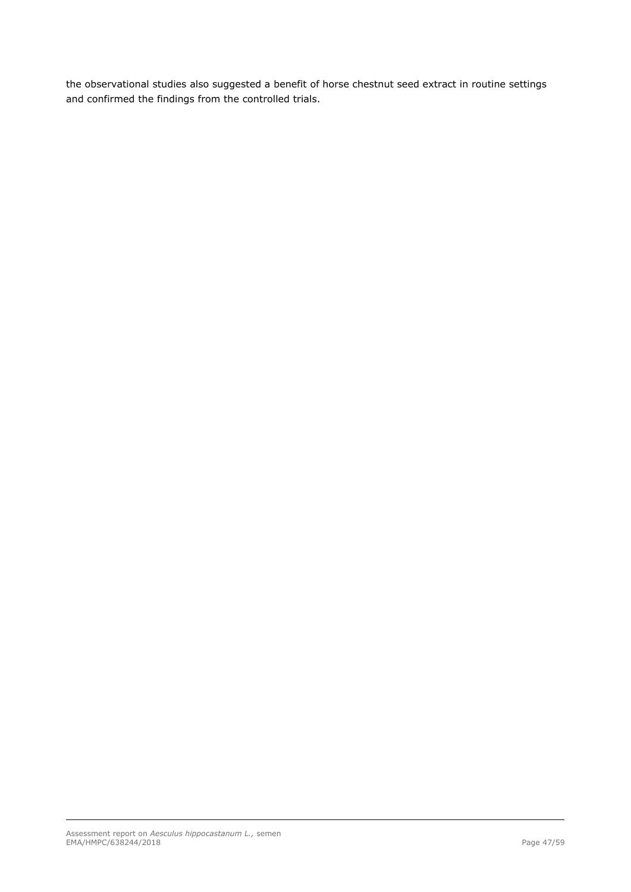the observational studies also suggested a benefit of horse chestnut seed extract in routine settings and confirmed the findings from the controlled trials.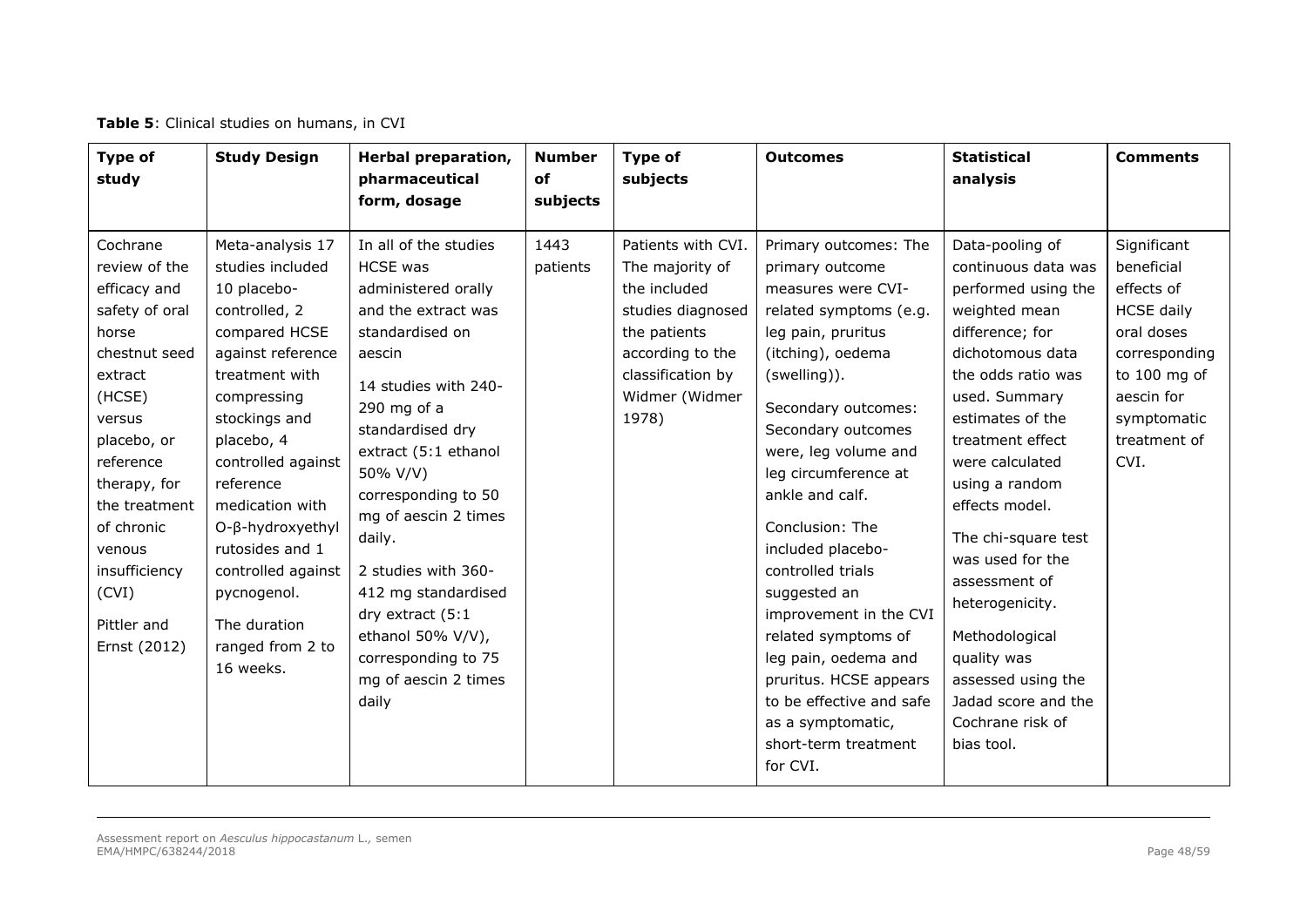**Table 5**: Clinical studies on humans, in CVI

| Type of study | Study Design | Herbal preparation, pharmaceutical form, dosage | Number of subjects | Type of subjects | Outcomes | Statistical analysis | Comments |
|---|---|---|---|---|---|---|---|
| Cochrane review of the efficacy and safety of oral horse chestnut seed extract (HCSE) versus placebo, or reference therapy, for the treatment of chronic venous insufficiency (CVI)<br><br>Pittler and Ernst (2012) | Meta-analysis 17 studies included 10 placebo-controlled, 2 compared HCSE against reference treatment with compressing stockings and placebo, 4 controlled against reference medication with O-β-hydroxyethyl rutosides and 1 controlled against pycnogenol.<br><br>The duration ranged from 2 to 16 weeks. | In all of the studies HCSE was administered orally and the extract was standardised on aescin<br><br>14 studies with 240-290 mg of a standardised dry extract (5:1 ethanol 50% V/V) corresponding to 50 mg of aescin 2 times daily.<br><br>2 studies with 360-412 mg standardised dry extract (5:1 ethanol 50% V/V), corresponding to 75 mg of aescin 2 times daily | 1443 patients | Patients with CVI. The majority of the included studies diagnosed the patients according to the classification by Widmer (Widmer 1978) | Primary outcomes: The primary outcome measures were CVI-related symptoms (e.g. leg pain, pruritus (itching), oedema (swelling)).<br><br>Secondary outcomes: Secondary outcomes were, leg volume and leg circumference at ankle and calf.<br><br>Conclusion: The included placebo-controlled trials suggested an improvement in the CVI related symptoms of leg pain, oedema and pruritus. HCSE appears to be effective and safe as a symptomatic, short-term treatment for CVI. | Data-pooling of continuous data was performed using the weighted mean difference; for dichotomous data the odds ratio was used. Summary estimates of the treatment effect were calculated using a random effects model.<br><br>The chi-square test was used for the assessment of heterogenicity.<br><br>Methodological quality was assessed using the Jadad score and the Cochrane risk of bias tool. | Significant beneficial effects of HCSE daily oral doses corresponding to 100 mg of aescin for symptomatic treatment of CVI. |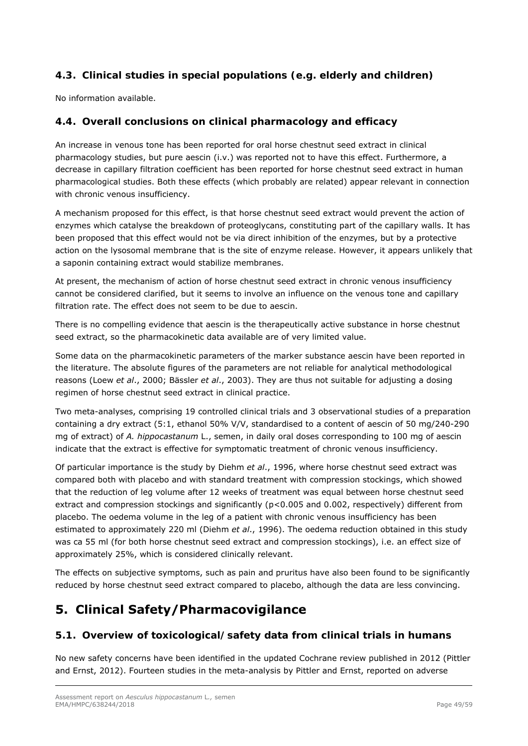### 4.3. Clinical studies in special populations (e.g. elderly and children)

No information available.

### 4.4. Overall conclusions on clinical pharmacology and efficacy

An increase in venous tone has been reported for oral horse chestnut seed extract in clinical pharmacology studies, but pure aescin (i.v.) was reported not to have this effect. Furthermore, a decrease in capillary filtration coefficient has been reported for horse chestnut seed extract in human pharmacological studies. Both these effects (which probably are related) appear relevant in connection with chronic venous insufficiency.

A mechanism proposed for this effect, is that horse chestnut seed extract would prevent the action of enzymes which catalyse the breakdown of proteoglycans, constituting part of the capillary walls. It has been proposed that this effect would not be via direct inhibition of the enzymes, but by a protective action on the lysosomal membrane that is the site of enzyme release. However, it appears unlikely that a saponin containing extract would stabilize membranes.

At present, the mechanism of action of horse chestnut seed extract in chronic venous insufficiency cannot be considered clarified, but it seems to involve an influence on the venous tone and capillary filtration rate. The effect does not seem to be due to aescin.

There is no compelling evidence that aescin is the therapeutically active substance in horse chestnut seed extract, so the pharmacokinetic data available are of very limited value.

Some data on the pharmacokinetic parameters of the marker substance aescin have been reported in the literature. The absolute figures of the parameters are not reliable for analytical methodological reasons (Loew *et al*., 2000; Bässler *et al*., 2003). They are thus not suitable for adjusting a dosing regimen of horse chestnut seed extract in clinical practice.

Two meta-analyses, comprising 19 controlled clinical trials and 3 observational studies of a preparation containing a dry extract (5:1, ethanol 50% V/V, standardised to a content of aescin of 50 mg/240-290 mg of extract) of *A. hippocastanum* L., semen, in daily oral doses corresponding to 100 mg of aescin indicate that the extract is effective for symptomatic treatment of chronic venous insufficiency.

Of particular importance is the study by Diehm *et al*., 1996, where horse chestnut seed extract was compared both with placebo and with standard treatment with compression stockings, which showed that the reduction of leg volume after 12 weeks of treatment was equal between horse chestnut seed extract and compression stockings and significantly ($p<0.005$ and 0.002, respectively) different from placebo. The oedema volume in the leg of a patient with chronic venous insufficiency has been estimated to approximately 220 ml (Diehm *et al*., 1996). The oedema reduction obtained in this study was ca 55 ml (for both horse chestnut seed extract and compression stockings), i.e. an effect size of approximately 25%, which is considered clinically relevant.

The effects on subjective symptoms, such as pain and pruritus have also been found to be significantly reduced by horse chestnut seed extract compared to placebo, although the data are less convincing.

# 5. Clinical Safety/Pharmacovigilance

### 5.1. Overview of toxicological/ safety data from clinical trials in humans

No new safety concerns have been identified in the updated Cochrane review published in 2012 (Pittler and Ernst, 2012). Fourteen studies in the meta-analysis by Pittler and Ernst, reported on adverse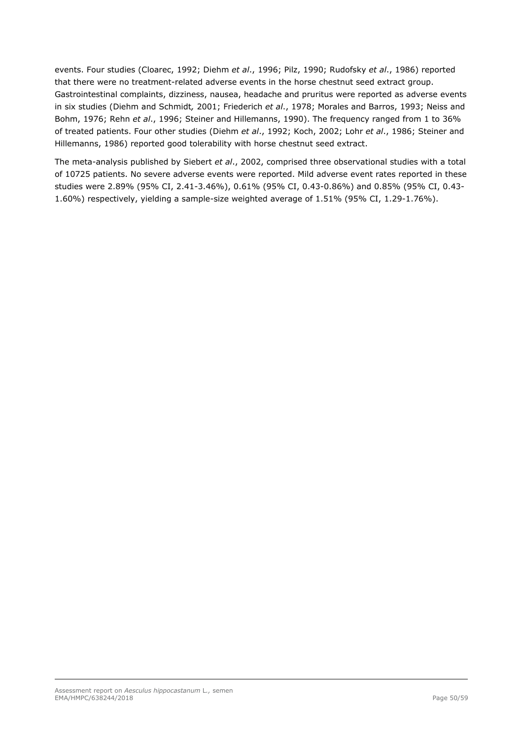events. Four studies (Cloarec, 1992; Diehm *et al*., 1996; Pilz, 1990; Rudofsky *et al*., 1986) reported that there were no treatment-related adverse events in the horse chestnut seed extract group. Gastrointestinal complaints, dizziness, nausea, headache and pruritus were reported as adverse events in six studies (Diehm and Schmidt*,* 2001; Friederich *et al*., 1978; Morales and Barros, 1993; Neiss and Bohm, 1976; Rehn *et al*., 1996; Steiner and Hillemanns, 1990). The frequency ranged from 1 to 36% of treated patients. Four other studies (Diehm *et al*., 1992; Koch, 2002; Lohr *et al*., 1986; Steiner and Hillemanns, 1986) reported good tolerability with horse chestnut seed extract.

The meta-analysis published by Siebert *et al*., 2002, comprised three observational studies with a total of 10725 patients. No severe adverse events were reported. Mild adverse event rates reported in these studies were 2.89% (95% CI, 2.41-3.46%), 0.61% (95% CI, 0.43-0.86%) and 0.85% (95% CI, 0.43-1.60%) respectively, yielding a sample-size weighted average of 1.51% (95% CI, 1.29-1.76%).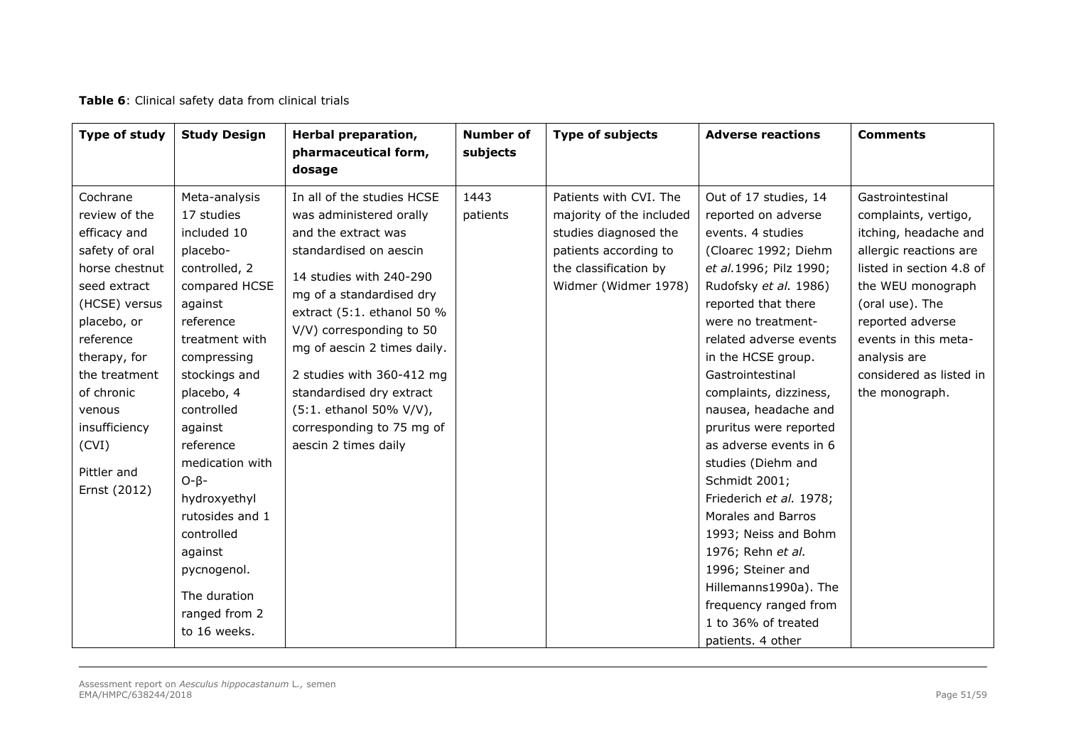**Table 6**: Clinical safety data from clinical trials

| Type of study | Study Design | Herbal preparation, pharmaceutical form, dosage | Number of subjects | Type of subjects | Adverse reactions | Comments |
|---|---|---|---|---|---|---|
| Cochrane review of the efficacy and safety of oral horse chestnut seed extract (HCSE) versus placebo, or reference therapy, for the treatment of chronic venous insufficiency (CVI)<br><br>Pittler and Ernst (2012) | Meta-analysis 17 studies included 10 placebo-controlled, 2 compared HCSE against reference treatment with compressing stockings and placebo, 4 controlled against reference medication with O-β-hydroxyethyl rutosides and 1 controlled against pycnogenol.<br><br>The duration ranged from 2 to 16 weeks. | In all of the studies HCSE was administered orally and the extract was standardised on aescin<br><br>14 studies with 240-290 mg of a standardised dry extract (5:1. ethanol 50 % V/V) corresponding to 50 mg of aescin 2 times daily.<br><br>2 studies with 360-412 mg standardised dry extract (5:1. ethanol 50% V/V), corresponding to 75 mg of aescin 2 times daily | 1443 patients | Patients with CVI. The majority of the included studies diagnosed the patients according to the classification by Widmer (Widmer 1978) | Out of 17 studies, 14 reported on adverse events. 4 studies (Cloarec 1992; Diehm *et al.*1996; Pilz 1990; Rudofsky *et al.* 1986) reported that there were no treatment-related adverse events in the HCSE group. Gastrointestinal complaints, dizziness, nausea, headache and pruritus were reported as adverse events in 6 studies (Diehm and Schmidt 2001; Friederich *et al.* 1978; Morales and Barros 1993; Neiss and Bohm 1976; Rehn *et al.* 1996; Steiner and Hillemanns1990a). The frequency ranged from 1 to 36% of treated patients. 4 other | Gastrointestinal complaints, vertigo, itching, headache and allergic reactions are listed in section 4.8 of the WEU monograph (oral use). The reported adverse events in this meta-analysis are considered as listed in the monograph. |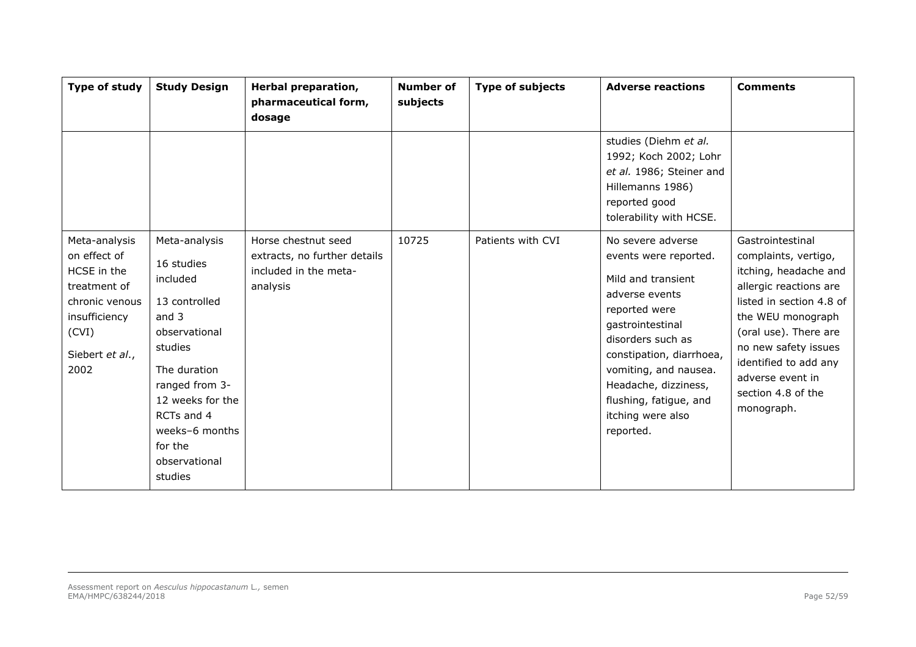| Type of study | Study Design | Herbal preparation, pharmaceutical form, dosage | Number of subjects | Type of subjects | Adverse reactions | Comments |
|---|---|---|---|---|---|---|
| | | | | | studies (Diehm *et al.* 1992; Koch 2002; Lohr *et al.* 1986; Steiner and Hillemanns 1986) reported good tolerability with HCSE. | |
| Meta-analysis on effect of HCSE in the treatment of chronic venous insufficiency (CVI)<br><br>Siebert *et al.*, 2002 | Meta-analysis<br><br>16 studies included<br><br>13 controlled and 3 observational studies<br><br>The duration ranged from 3-12 weeks for the RCTs and 4 weeks–6 months for the observational studies | Horse chestnut seed extracts, no further details included in the meta-analysis | 10725 | Patients with CVI | No severe adverse events were reported.<br><br>Mild and transient adverse events reported were gastrointestinal disorders such as constipation, diarrhoea, vomiting, and nausea. Headache, dizziness, flushing, fatigue, and itching were also reported. | Gastrointestinal complaints, vertigo, itching, headache and allergic reactions are listed in section 4.8 of the WEU monograph (oral use). There are no new safety issues identified to add any adverse event in section 4.8 of the monograph. |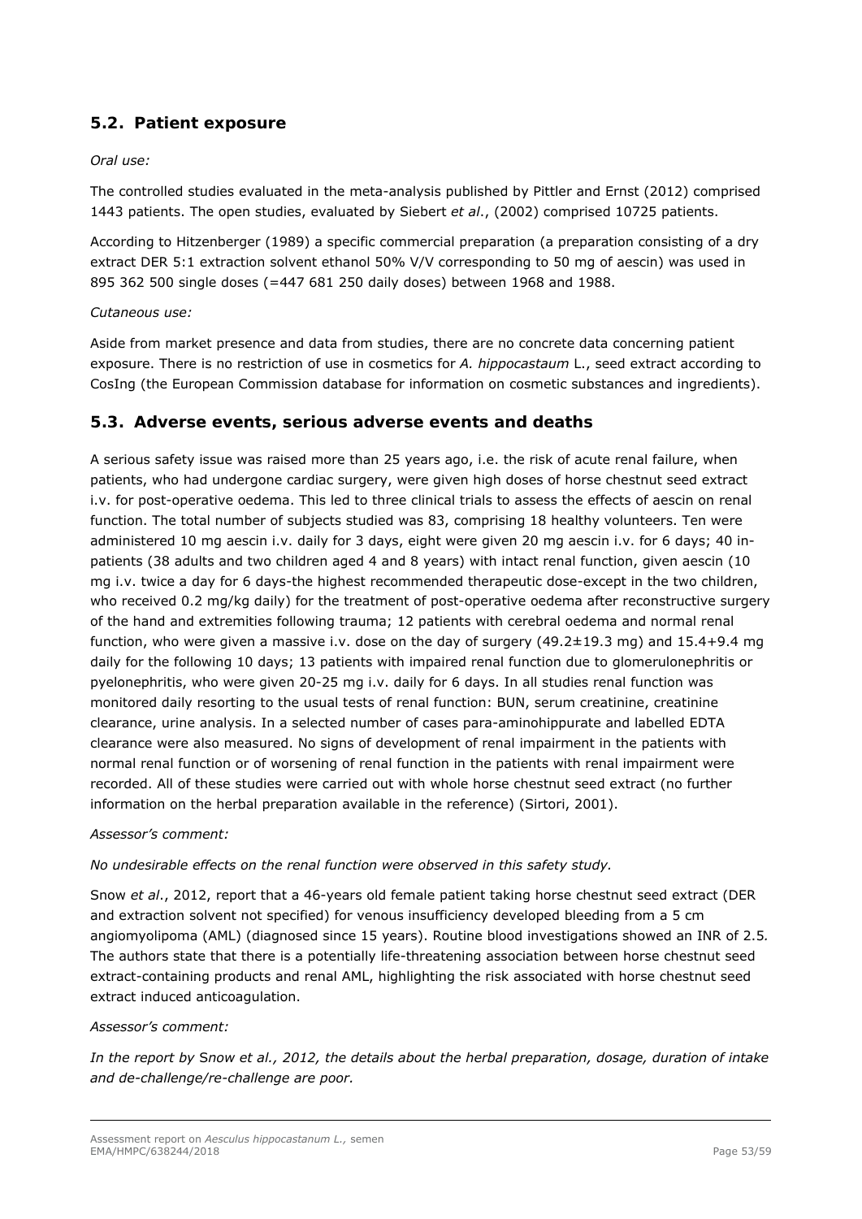## 5.2. Patient exposure

*Oral use:*

The controlled studies evaluated in the meta-analysis published by Pittler and Ernst (2012) comprised 1443 patients. The open studies, evaluated by Siebert *et al*., (2002) comprised 10725 patients.

According to Hitzenberger (1989) a specific commercial preparation (a preparation consisting of a dry extract DER 5:1 extraction solvent ethanol 50% V/V corresponding to 50 mg of aescin) was used in 895 362 500 single doses (=447 681 250 daily doses) between 1968 and 1988.

*Cutaneous use:*

Aside from market presence and data from studies, there are no concrete data concerning patient exposure. There is no restriction of use in cosmetics for *A. hippocastaum* L., seed extract according to CosIng (the European Commission database for information on cosmetic substances and ingredients).

## 5.3. Adverse events, serious adverse events and deaths

A serious safety issue was raised more than 25 years ago, i.e. the risk of acute renal failure, when patients, who had undergone cardiac surgery, were given high doses of horse chestnut seed extract i.v. for post-operative oedema. This led to three clinical trials to assess the effects of aescin on renal function. The total number of subjects studied was 83, comprising 18 healthy volunteers. Ten were administered 10 mg aescin i.v. daily for 3 days, eight were given 20 mg aescin i.v. for 6 days; 40 in-patients (38 adults and two children aged 4 and 8 years) with intact renal function, given aescin (10 mg i.v. twice a day for 6 days-the highest recommended therapeutic dose-except in the two children, who received 0.2 mg/kg daily) for the treatment of post-operative oedema after reconstructive surgery of the hand and extremities following trauma; 12 patients with cerebral oedema and normal renal function, who were given a massive i.v. dose on the day of surgery (49.2±19.3 mg) and 15.4+9.4 mg daily for the following 10 days; 13 patients with impaired renal function due to glomerulonephritis or pyelonephritis, who were given 20-25 mg i.v. daily for 6 days. In all studies renal function was monitored daily resorting to the usual tests of renal function: BUN, serum creatinine, creatinine clearance, urine analysis. In a selected number of cases para-aminohippurate and labelled EDTA clearance were also measured. No signs of development of renal impairment in the patients with normal renal function or of worsening of renal function in the patients with renal impairment were recorded. All of these studies were carried out with whole horse chestnut seed extract (no further information on the herbal preparation available in the reference) (Sirtori, 2001).

*Assessor's comment:*

*No undesirable effects on the renal function were observed in this safety study.*

Snow *et al*., 2012, report that a 46-years old female patient taking horse chestnut seed extract (DER and extraction solvent not specified) for venous insufficiency developed bleeding from a 5 cm angiomyolipoma (AML) (diagnosed since 15 years). Routine blood investigations showed an INR of 2.5. The authors state that there is a potentially life-threatening association between horse chestnut seed extract-containing products and renal AML, highlighting the risk associated with horse chestnut seed extract induced anticoagulation.

*Assessor's comment:*

*In the report by Snow et al., 2012, the details about the herbal preparation, dosage, duration of intake and de-challenge/re-challenge are poor.*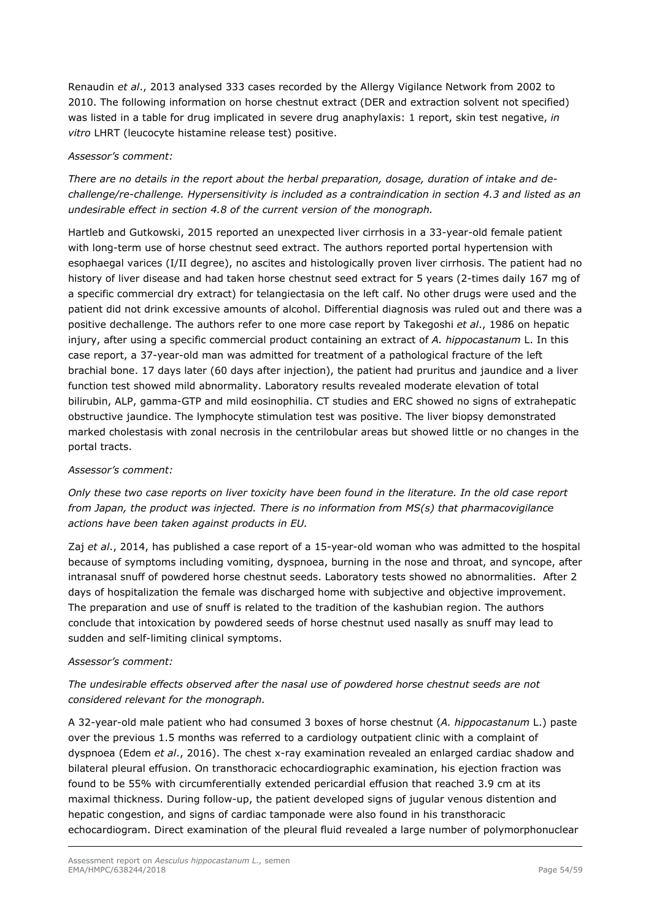Renaudin *et al*., 2013 analysed 333 cases recorded by the Allergy Vigilance Network from 2002 to 2010. The following information on horse chestnut extract (DER and extraction solvent not specified) was listed in a table for drug implicated in severe drug anaphylaxis: 1 report, skin test negative, *in vitro* LHRT (leucocyte histamine release test) positive.

*Assessor's comment:*

*There are no details in the report about the herbal preparation, dosage, duration of intake and de-challenge/re-challenge. Hypersensitivity is included as a contraindication in section 4.3 and listed as an undesirable effect in section 4.8 of the current version of the monograph.*

Hartleb and Gutkowski, 2015 reported an unexpected liver cirrhosis in a 33-year-old female patient with long-term use of horse chestnut seed extract. The authors reported portal hypertension with esophaegal varices (I/II degree), no ascites and histologically proven liver cirrhosis. The patient had no history of liver disease and had taken horse chestnut seed extract for 5 years (2-times daily 167 mg of a specific commercial dry extract) for telangiectasia on the left calf. No other drugs were used and the patient did not drink excessive amounts of alcohol. Differential diagnosis was ruled out and there was a positive dechallenge. The authors refer to one more case report by Takegoshi *et al*., 1986 on hepatic injury, after using a specific commercial product containing an extract of *A. hippocastanum* L. In this case report, a 37-year-old man was admitted for treatment of a pathological fracture of the left brachial bone. 17 days later (60 days after injection), the patient had pruritus and jaundice and a liver function test showed mild abnormality. Laboratory results revealed moderate elevation of total bilirubin, ALP, gamma-GTP and mild eosinophilia. CT studies and ERC showed no signs of extrahepatic obstructive jaundice. The lymphocyte stimulation test was positive. The liver biopsy demonstrated marked cholestasis with zonal necrosis in the centrilobular areas but showed little or no changes in the portal tracts.

*Assessor's comment:*

*Only these two case reports on liver toxicity have been found in the literature. In the old case report from Japan, the product was injected. There is no information from MS(s) that pharmacovigilance actions have been taken against products in EU.*

Zaj *et al*., 2014, has published a case report of a 15-year-old woman who was admitted to the hospital because of symptoms including vomiting, dyspnoea, burning in the nose and throat, and syncope, after intranasal snuff of powdered horse chestnut seeds. Laboratory tests showed no abnormalities. After 2 days of hospitalization the female was discharged home with subjective and objective improvement. The preparation and use of snuff is related to the tradition of the kashubian region. The authors conclude that intoxication by powdered seeds of horse chestnut used nasally as snuff may lead to sudden and self-limiting clinical symptoms.

*Assessor's comment:*

*The undesirable effects observed after the nasal use of powdered horse chestnut seeds are not considered relevant for the monograph.*

A 32-year-old male patient who had consumed 3 boxes of horse chestnut (*A. hippocastanum* L.) paste over the previous 1.5 months was referred to a cardiology outpatient clinic with a complaint of dyspnoea (Edem *et al*., 2016). The chest x-ray examination revealed an enlarged cardiac shadow and bilateral pleural effusion. On transthoracic echocardiographic examination, his ejection fraction was found to be 55% with circumferentially extended pericardial effusion that reached 3.9 cm at its maximal thickness. During follow-up, the patient developed signs of jugular venous distention and hepatic congestion, and signs of cardiac tamponade were also found in his transthoracic echocardiogram. Direct examination of the pleural fluid revealed a large number of polymorphonuclear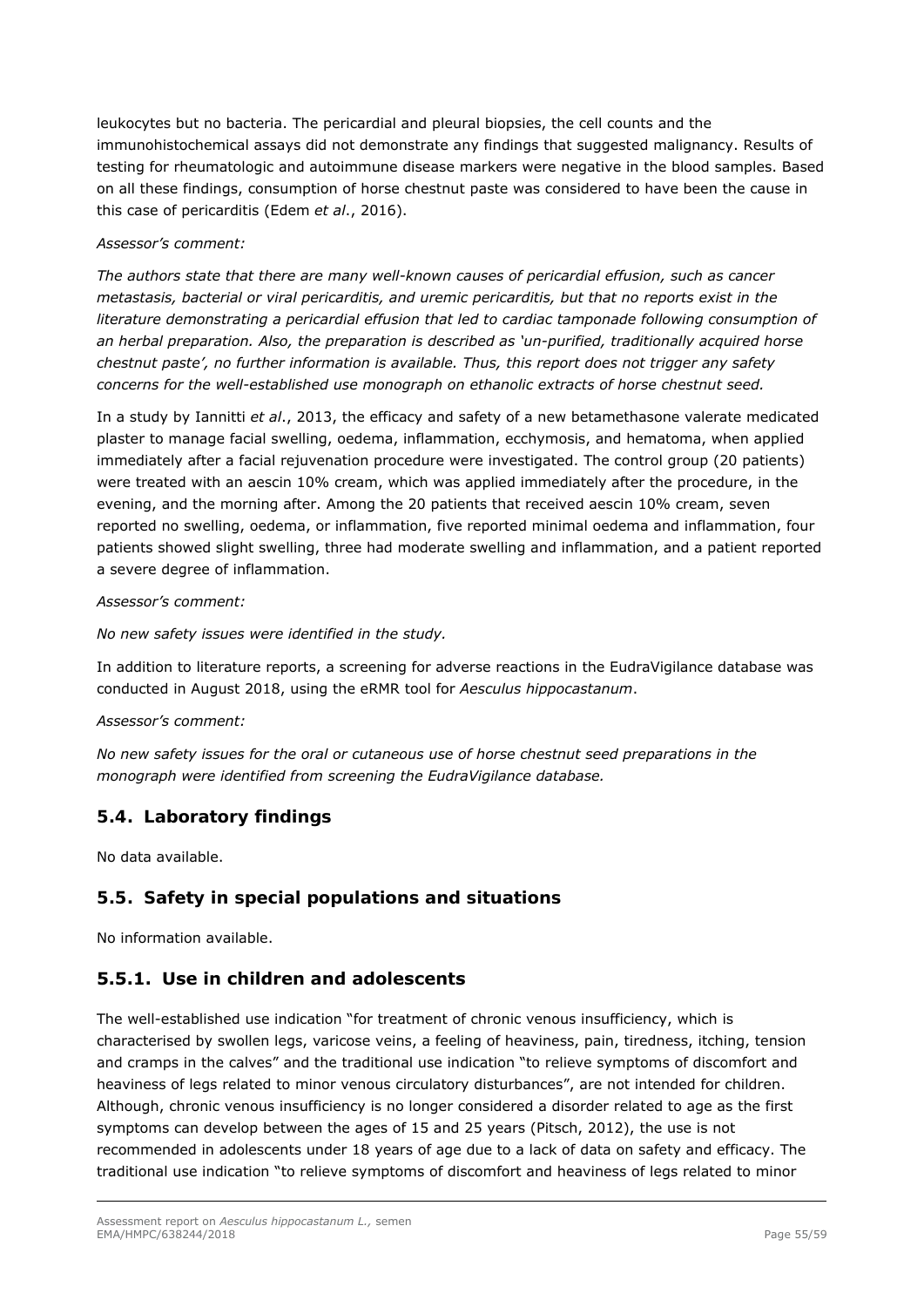leukocytes but no bacteria. The pericardial and pleural biopsies, the cell counts and the immunohistochemical assays did not demonstrate any findings that suggested malignancy. Results of testing for rheumatologic and autoimmune disease markers were negative in the blood samples. Based on all these findings, consumption of horse chestnut paste was considered to have been the cause in this case of pericarditis (Edem *et al*., 2016).

*Assessor's comment:*

*The authors state that there are many well-known causes of pericardial effusion, such as cancer metastasis, bacterial or viral pericarditis, and uremic pericarditis, but that no reports exist in the literature demonstrating a pericardial effusion that led to cardiac tamponade following consumption of an herbal preparation. Also, the preparation is described as 'un-purified, traditionally acquired horse chestnut paste', no further information is available. Thus, this report does not trigger any safety concerns for the well-established use monograph on ethanolic extracts of horse chestnut seed.*

In a study by Iannitti *et al*., 2013, the efficacy and safety of a new betamethasone valerate medicated plaster to manage facial swelling, oedema, inflammation, ecchymosis, and hematoma, when applied immediately after a facial rejuvenation procedure were investigated. The control group (20 patients) were treated with an aescin 10% cream, which was applied immediately after the procedure, in the evening, and the morning after. Among the 20 patients that received aescin 10% cream, seven reported no swelling, oedema, or inflammation, five reported minimal oedema and inflammation, four patients showed slight swelling, three had moderate swelling and inflammation, and a patient reported a severe degree of inflammation.

*Assessor's comment:*

*No new safety issues were identified in the study.*

In addition to literature reports, a screening for adverse reactions in the EudraVigilance database was conducted in August 2018, using the eRMR tool for *Aesculus hippocastanum*.

*Assessor's comment:*

*No new safety issues for the oral or cutaneous use of horse chestnut seed preparations in the monograph were identified from screening the EudraVigilance database.*

## 5.4. Laboratory findings

No data available.

## 5.5. Safety in special populations and situations

No information available.

## 5.5.1. Use in children and adolescents

The well-established use indication "for treatment of chronic venous insufficiency, which is characterised by swollen legs, varicose veins, a feeling of heaviness, pain, tiredness, itching, tension and cramps in the calves" and the traditional use indication "to relieve symptoms of discomfort and heaviness of legs related to minor venous circulatory disturbances", are not intended for children. Although, chronic venous insufficiency is no longer considered a disorder related to age as the first symptoms can develop between the ages of 15 and 25 years (Pitsch, 2012), the use is not recommended in adolescents under 18 years of age due to a lack of data on safety and efficacy. The traditional use indication "to relieve symptoms of discomfort and heaviness of legs related to minor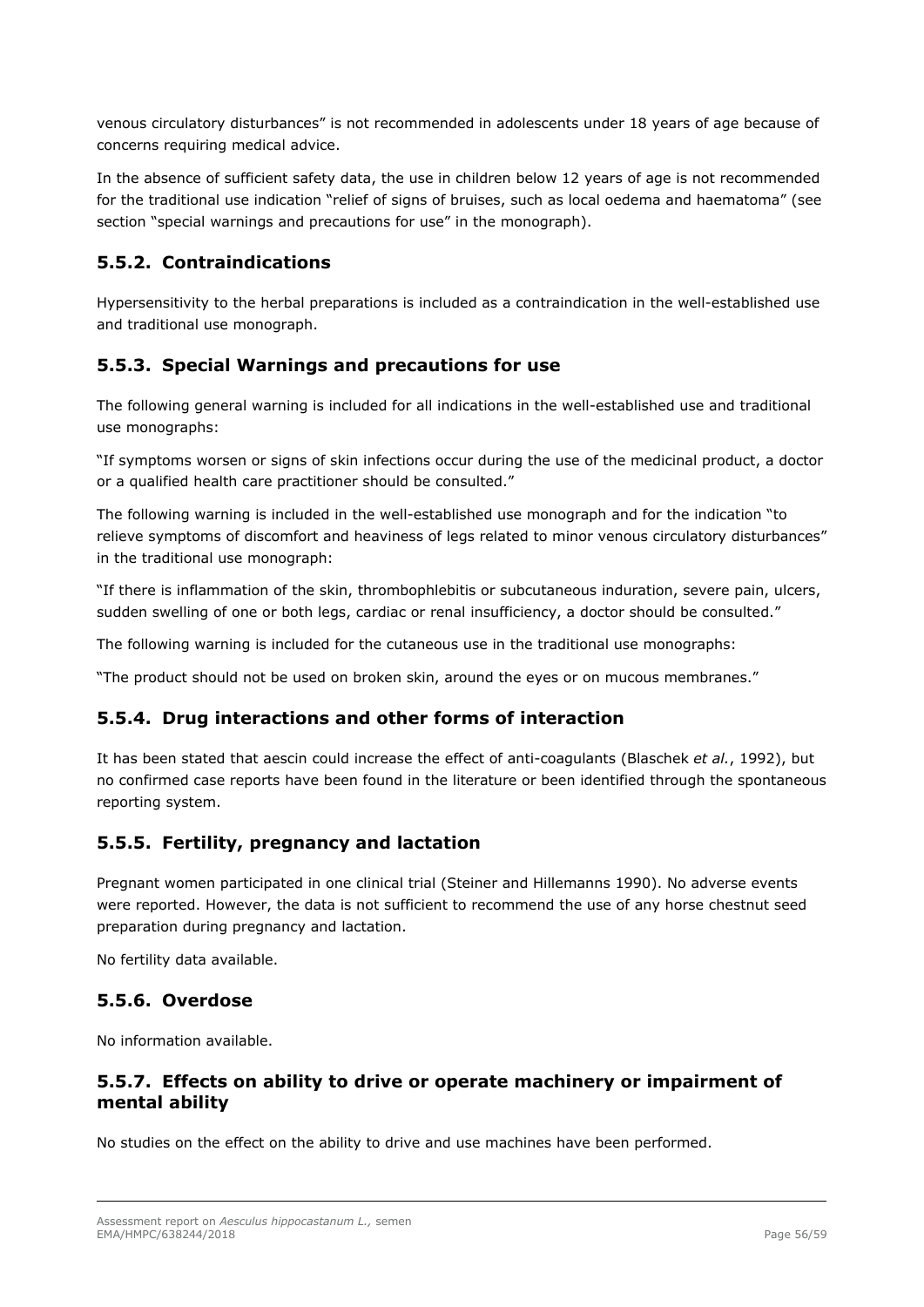venous circulatory disturbances" is not recommended in adolescents under 18 years of age because of concerns requiring medical advice.

In the absence of sufficient safety data, the use in children below 12 years of age is not recommended for the traditional use indication "relief of signs of bruises, such as local oedema and haematoma" (see section "special warnings and precautions for use" in the monograph).

### 5.5.2. Contraindications

Hypersensitivity to the herbal preparations is included as a contraindication in the well-established use and traditional use monograph.

### 5.5.3. Special Warnings and precautions for use

The following general warning is included for all indications in the well-established use and traditional use monographs:

"If symptoms worsen or signs of skin infections occur during the use of the medicinal product, a doctor or a qualified health care practitioner should be consulted."

The following warning is included in the well-established use monograph and for the indication "to relieve symptoms of discomfort and heaviness of legs related to minor venous circulatory disturbances" in the traditional use monograph:

"If there is inflammation of the skin, thrombophlebitis or subcutaneous induration, severe pain, ulcers, sudden swelling of one or both legs, cardiac or renal insufficiency, a doctor should be consulted."

The following warning is included for the cutaneous use in the traditional use monographs:

"The product should not be used on broken skin, around the eyes or on mucous membranes."

### 5.5.4. Drug interactions and other forms of interaction

It has been stated that aescin could increase the effect of anti-coagulants (Blaschek *et al.*, 1992), but no confirmed case reports have been found in the literature or been identified through the spontaneous reporting system.

### 5.5.5. Fertility, pregnancy and lactation

Pregnant women participated in one clinical trial (Steiner and Hillemanns 1990). No adverse events were reported. However, the data is not sufficient to recommend the use of any horse chestnut seed preparation during pregnancy and lactation.

No fertility data available.

### 5.5.6. Overdose

No information available.

### 5.5.7. Effects on ability to drive or operate machinery or impairment of mental ability

No studies on the effect on the ability to drive and use machines have been performed.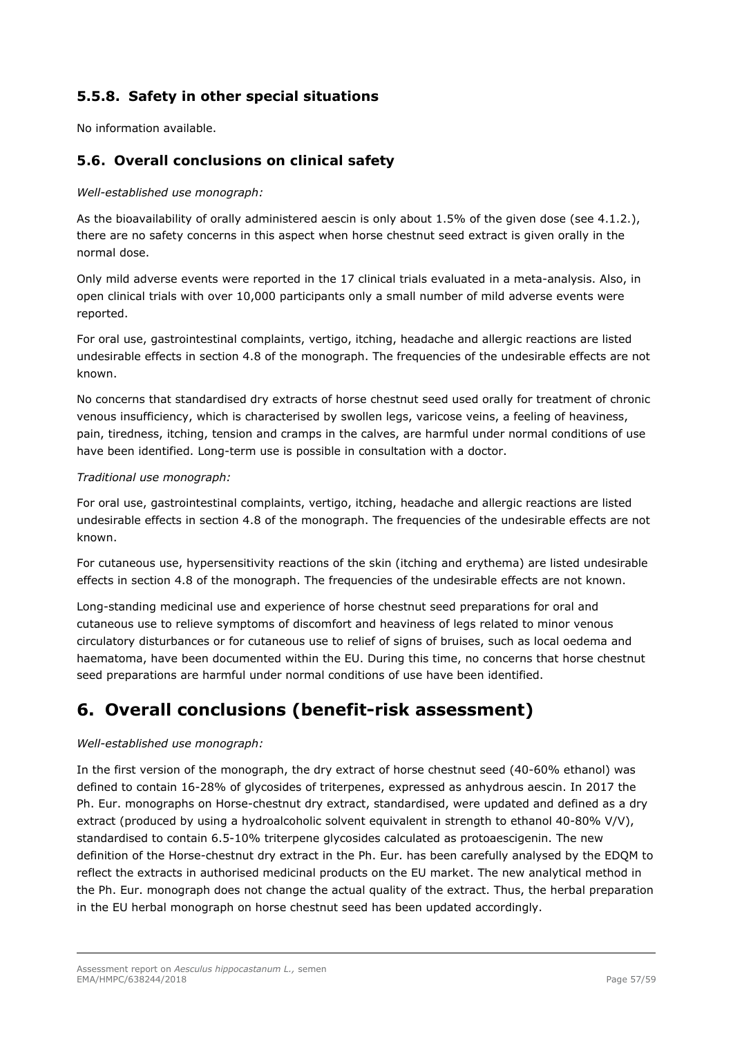### 5.5.8. Safety in other special situations

No information available.

## 5.6. Overall conclusions on clinical safety

*Well-established use monograph:*

As the bioavailability of orally administered aescin is only about 1.5% of the given dose (see 4.1.2.), there are no safety concerns in this aspect when horse chestnut seed extract is given orally in the normal dose.

Only mild adverse events were reported in the 17 clinical trials evaluated in a meta-analysis. Also, in open clinical trials with over 10,000 participants only a small number of mild adverse events were reported.

For oral use, gastrointestinal complaints, vertigo, itching, headache and allergic reactions are listed undesirable effects in section 4.8 of the monograph. The frequencies of the undesirable effects are not known.

No concerns that standardised dry extracts of horse chestnut seed used orally for treatment of chronic venous insufficiency, which is characterised by swollen legs, varicose veins, a feeling of heaviness, pain, tiredness, itching, tension and cramps in the calves, are harmful under normal conditions of use have been identified. Long-term use is possible in consultation with a doctor.

*Traditional use monograph:*

For oral use, gastrointestinal complaints, vertigo, itching, headache and allergic reactions are listed undesirable effects in section 4.8 of the monograph. The frequencies of the undesirable effects are not known.

For cutaneous use, hypersensitivity reactions of the skin (itching and erythema) are listed undesirable effects in section 4.8 of the monograph. The frequencies of the undesirable effects are not known.

Long-standing medicinal use and experience of horse chestnut seed preparations for oral and cutaneous use to relieve symptoms of discomfort and heaviness of legs related to minor venous circulatory disturbances or for cutaneous use to relief of signs of bruises, such as local oedema and haematoma, have been documented within the EU. During this time, no concerns that horse chestnut seed preparations are harmful under normal conditions of use have been identified.

# 6. Overall conclusions (benefit-risk assessment)

*Well-established use monograph:*

In the first version of the monograph, the dry extract of horse chestnut seed (40-60% ethanol) was defined to contain 16-28% of glycosides of triterpenes, expressed as anhydrous aescin. In 2017 the Ph. Eur. monographs on Horse-chestnut dry extract, standardised, were updated and defined as a dry extract (produced by using a hydroalcoholic solvent equivalent in strength to ethanol 40-80% V/V), standardised to contain 6.5-10% triterpene glycosides calculated as protoaescigenin. The new definition of the Horse-chestnut dry extract in the Ph. Eur. has been carefully analysed by the EDQM to reflect the extracts in authorised medicinal products on the EU market. The new analytical method in the Ph. Eur. monograph does not change the actual quality of the extract. Thus, the herbal preparation in the EU herbal monograph on horse chestnut seed has been updated accordingly.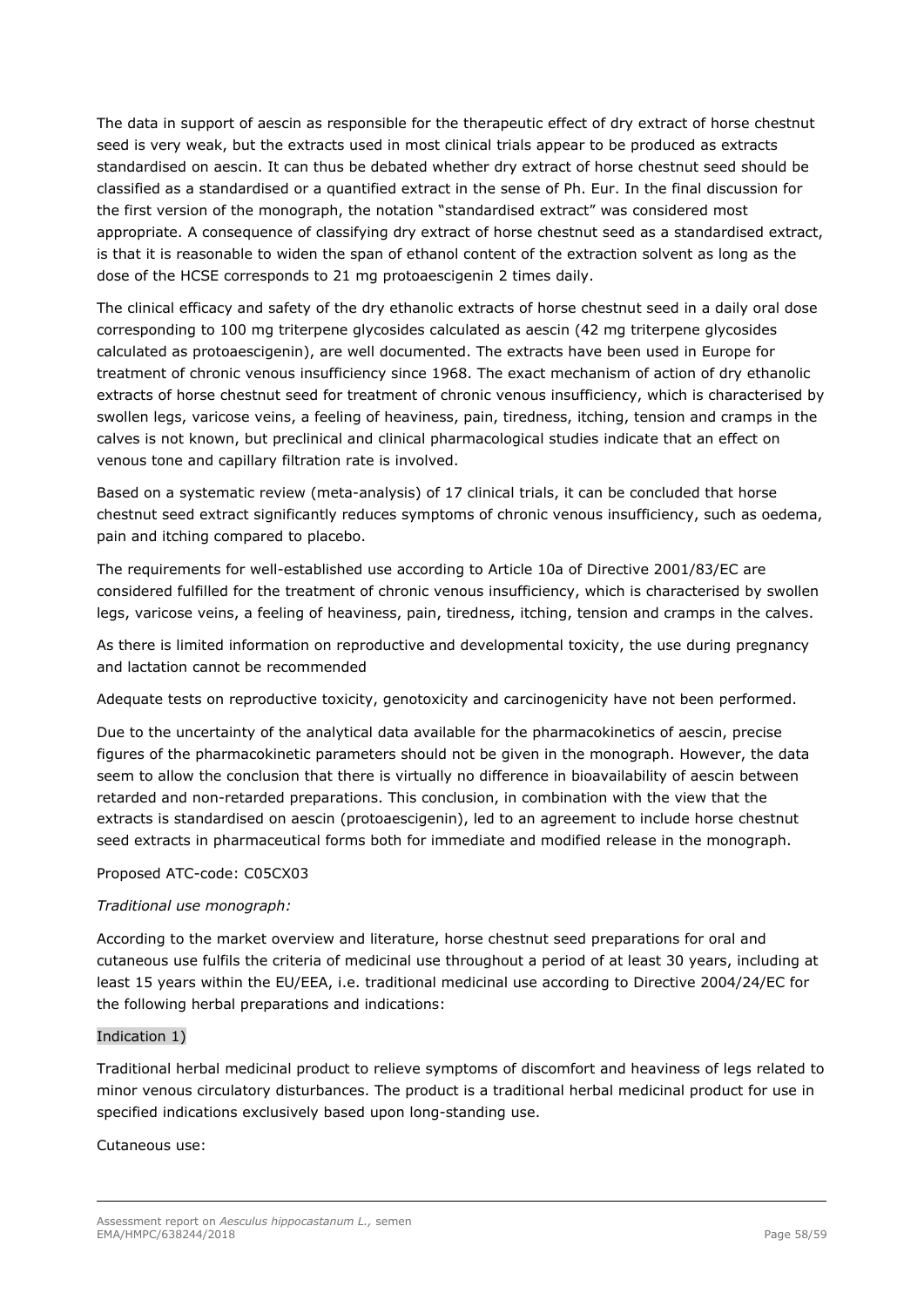The data in support of aescin as responsible for the therapeutic effect of dry extract of horse chestnut seed is very weak, but the extracts used in most clinical trials appear to be produced as extracts standardised on aescin. It can thus be debated whether dry extract of horse chestnut seed should be classified as a standardised or a quantified extract in the sense of Ph. Eur. In the final discussion for the first version of the monograph, the notation "standardised extract" was considered most appropriate. A consequence of classifying dry extract of horse chestnut seed as a standardised extract, is that it is reasonable to widen the span of ethanol content of the extraction solvent as long as the dose of the HCSE corresponds to 21 mg protoaescigenin 2 times daily.

The clinical efficacy and safety of the dry ethanolic extracts of horse chestnut seed in a daily oral dose corresponding to 100 mg triterpene glycosides calculated as aescin (42 mg triterpene glycosides calculated as protoaescigenin), are well documented. The extracts have been used in Europe for treatment of chronic venous insufficiency since 1968. The exact mechanism of action of dry ethanolic extracts of horse chestnut seed for treatment of chronic venous insufficiency, which is characterised by swollen legs, varicose veins, a feeling of heaviness, pain, tiredness, itching, tension and cramps in the calves is not known, but preclinical and clinical pharmacological studies indicate that an effect on venous tone and capillary filtration rate is involved.

Based on a systematic review (meta-analysis) of 17 clinical trials, it can be concluded that horse chestnut seed extract significantly reduces symptoms of chronic venous insufficiency, such as oedema, pain and itching compared to placebo.

The requirements for well-established use according to Article 10a of Directive 2001/83/EC are considered fulfilled for the treatment of chronic venous insufficiency, which is characterised by swollen legs, varicose veins, a feeling of heaviness, pain, tiredness, itching, tension and cramps in the calves.

As there is limited information on reproductive and developmental toxicity, the use during pregnancy and lactation cannot be recommended

Adequate tests on reproductive toxicity, genotoxicity and carcinogenicity have not been performed.

Due to the uncertainty of the analytical data available for the pharmacokinetics of aescin, precise figures of the pharmacokinetic parameters should not be given in the monograph. However, the data seem to allow the conclusion that there is virtually no difference in bioavailability of aescin between retarded and non-retarded preparations. This conclusion, in combination with the view that the extracts is standardised on aescin (protoaescigenin), led to an agreement to include horse chestnut seed extracts in pharmaceutical forms both for immediate and modified release in the monograph.

Proposed ATC-code: C05CX03

*Traditional use monograph:*

According to the market overview and literature, horse chestnut seed preparations for oral and cutaneous use fulfils the criteria of medicinal use throughout a period of at least 30 years, including at least 15 years within the EU/EEA, i.e. traditional medicinal use according to Directive 2004/24/EC for the following herbal preparations and indications:

Indication 1)

Traditional herbal medicinal product to relieve symptoms of discomfort and heaviness of legs related to minor venous circulatory disturbances. The product is a traditional herbal medicinal product for use in specified indications exclusively based upon long-standing use.

Cutaneous use: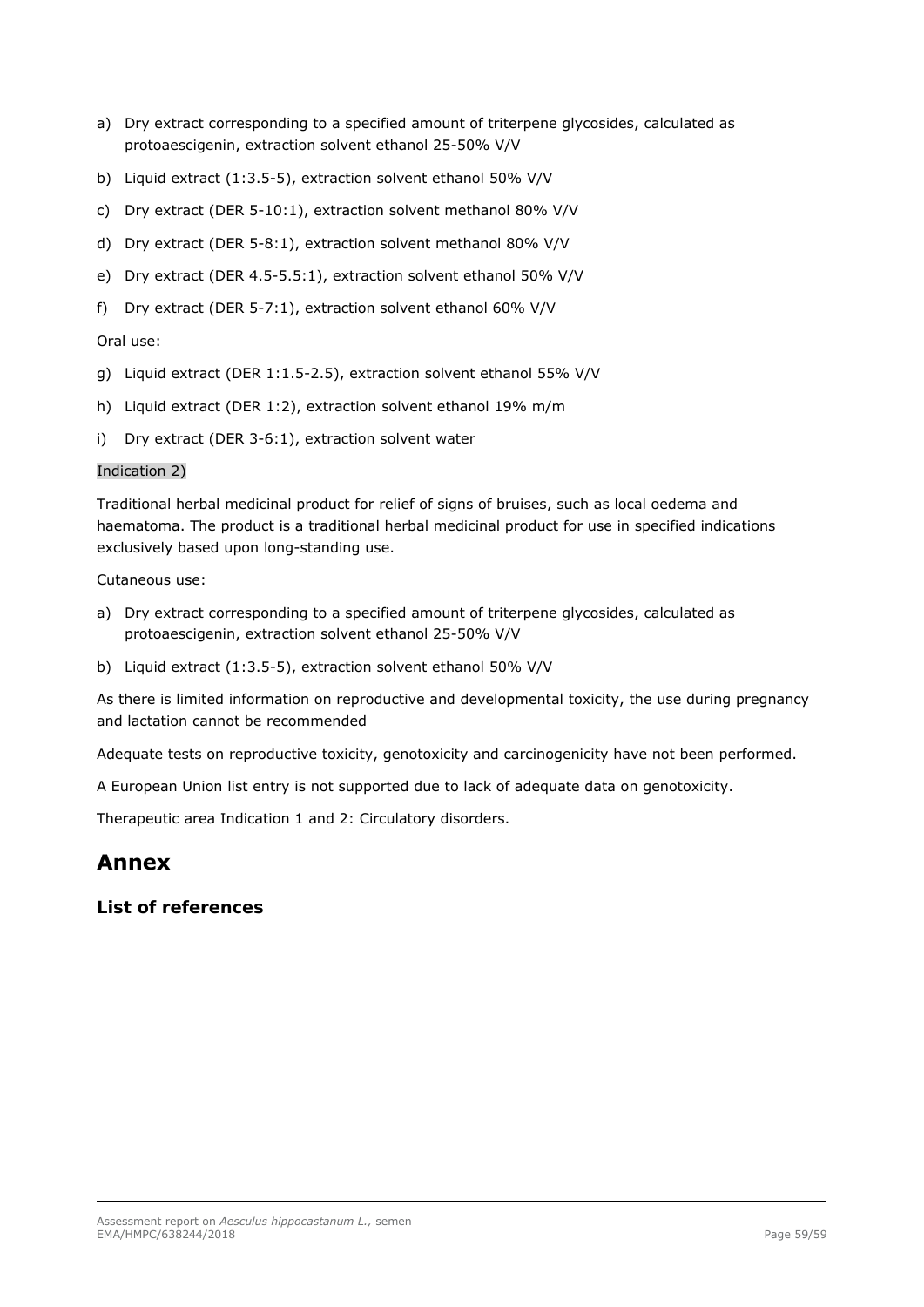a) Dry extract corresponding to a specified amount of triterpene glycosides, calculated as protoaescigenin, extraction solvent ethanol 25-50% V/V

b) Liquid extract (1:3.5-5), extraction solvent ethanol 50% V/V

c) Dry extract (DER 5-10:1), extraction solvent methanol 80% V/V

d) Dry extract (DER 5-8:1), extraction solvent methanol 80% V/V

e) Dry extract (DER 4.5-5.5:1), extraction solvent ethanol 50% V/V

f) Dry extract (DER 5-7:1), extraction solvent ethanol 60% V/V

Oral use:

g) Liquid extract (DER 1:1.5-2.5), extraction solvent ethanol 55% V/V

h) Liquid extract (DER 1:2), extraction solvent ethanol 19% m/m

i) Dry extract (DER 3-6:1), extraction solvent water

Indication 2)

Traditional herbal medicinal product for relief of signs of bruises, such as local oedema and haematoma. The product is a traditional herbal medicinal product for use in specified indications exclusively based upon long-standing use.

Cutaneous use:

a) Dry extract corresponding to a specified amount of triterpene glycosides, calculated as protoaescigenin, extraction solvent ethanol 25-50% V/V

b) Liquid extract (1:3.5-5), extraction solvent ethanol 50% V/V

As there is limited information on reproductive and developmental toxicity, the use during pregnancy and lactation cannot be recommended

Adequate tests on reproductive toxicity, genotoxicity and carcinogenicity have not been performed.

A European Union list entry is not supported due to lack of adequate data on genotoxicity.

Therapeutic area Indication 1 and 2: Circulatory disorders.

# Annex

## List of references